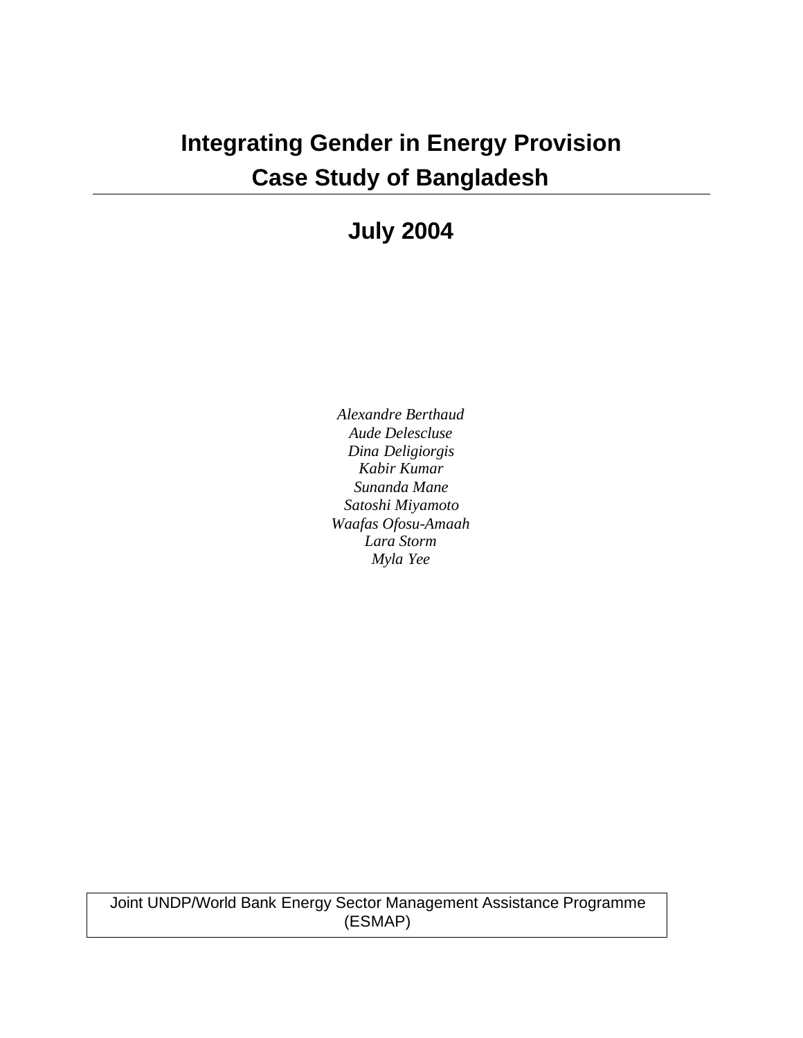# Integrating Gender in Energy Provision
# Case Study of Bangladesh

## July 2004

*Alexandre Berthaud*
*Aude Delescluse*
*Dina Deligiorgis*
*Kabir Kumar*
*Sunanda Mane*
*Satoshi Miyamoto*
*Waafas Ofosu-Amaah*
*Lara Storm*
*Myla Yee*

Joint UNDP/World Bank Energy Sector Management Assistance Programme (ESMAP)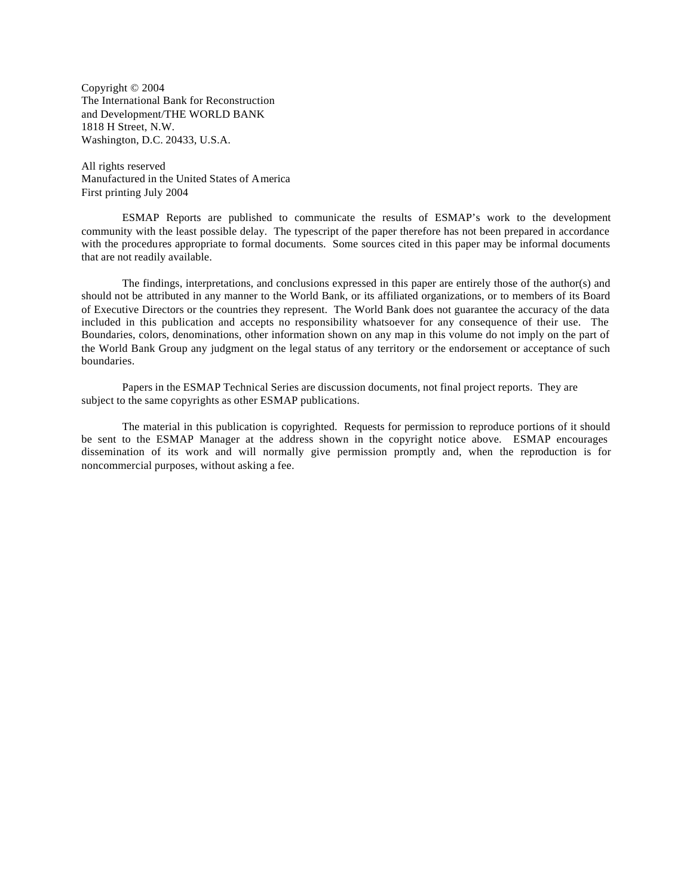Copyright © 2004
The International Bank for Reconstruction
and Development/THE WORLD BANK
1818 H Street, N.W.
Washington, D.C. 20433, U.S.A.

All rights reserved
Manufactured in the United States of America
First printing July 2004

ESMAP Reports are published to communicate the results of ESMAP's work to the development community with the least possible delay. The typescript of the paper therefore has not been prepared in accordance with the procedures appropriate to formal documents. Some sources cited in this paper may be informal documents that are not readily available.

The findings, interpretations, and conclusions expressed in this paper are entirely those of the author(s) and should not be attributed in any manner to the World Bank, or its affiliated organizations, or to members of its Board of Executive Directors or the countries they represent. The World Bank does not guarantee the accuracy of the data included in this publication and accepts no responsibility whatsoever for any consequence of their use. The Boundaries, colors, denominations, other information shown on any map in this volume do not imply on the part of the World Bank Group any judgment on the legal status of any territory or the endorsement or acceptance of such boundaries.

Papers in the ESMAP Technical Series are discussion documents, not final project reports. They are subject to the same copyrights as other ESMAP publications.

The material in this publication is copyrighted. Requests for permission to reproduce portions of it should be sent to the ESMAP Manager at the address shown in the copyright notice above. ESMAP encourages dissemination of its work and will normally give permission promptly and, when the reproduction is for noncommercial purposes, without asking a fee.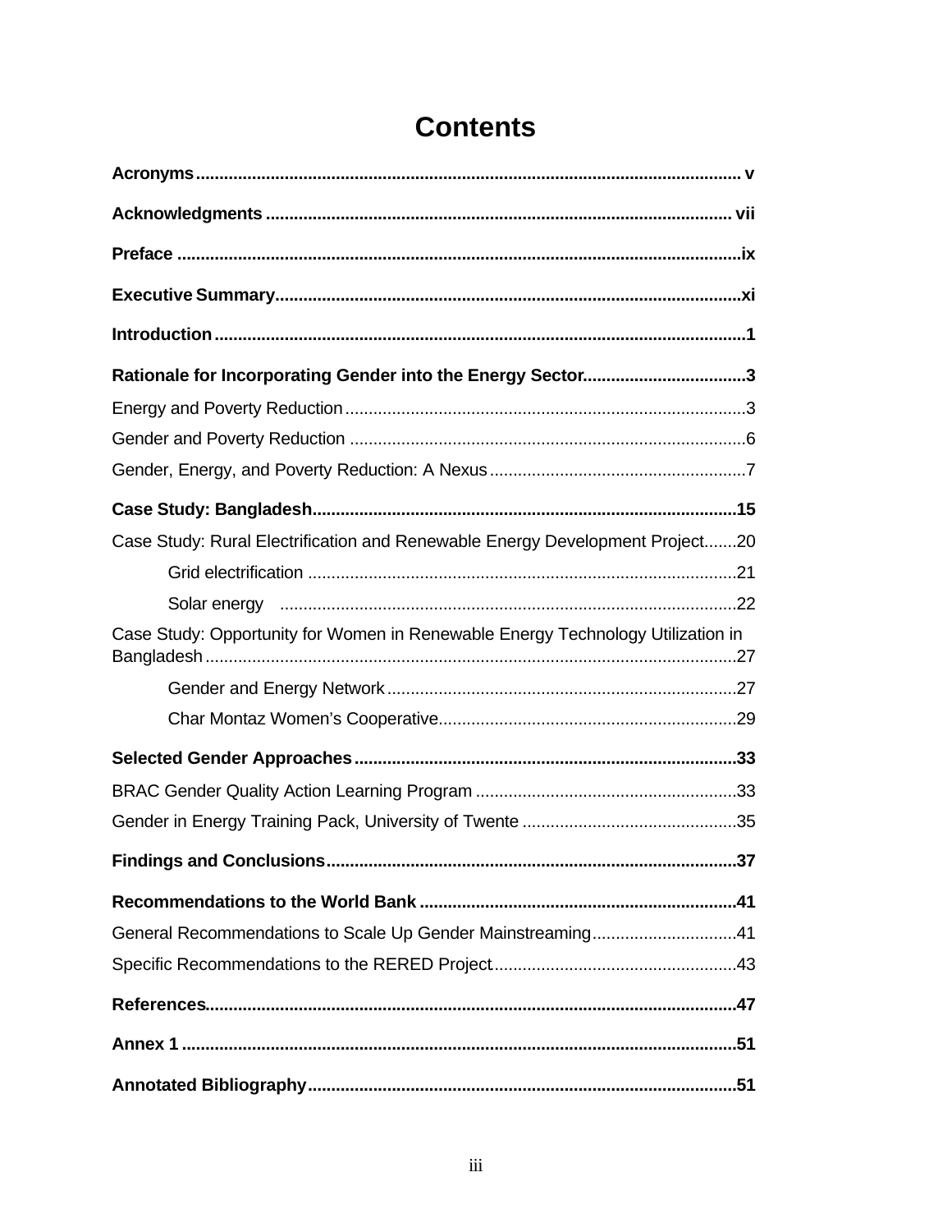# Contents

**Acronyms** ..................................................................................................... v

**Acknowledgments** ........................................................................................ vii

**Preface** ........................................................................................................ ix

**Executive Summary** ...................................................................................... xi

**Introduction** .................................................................................................. 1

**Rationale for Incorporating Gender into the Energy Sector** ................................... 3

Energy and Poverty Reduction ............................................................................. 3

Gender and Poverty Reduction ............................................................................ 6

Gender, Energy, and Poverty Reduction: A Nexus ................................................... 7

**Case Study: Bangladesh** ................................................................................ 15

Case Study: Rural Electrification and Renewable Energy Development Project ....... 20

- Grid electrification ........................................................................... 21
- Solar energy .................................................................................. 22

Case Study: Opportunity for Women in Renewable Energy Technology Utilization in Bangladesh ............................................................................................... 27

- Gender and Energy Network ............................................................. 27
- Char Montaz Women's Cooperative .................................................... 29

**Selected Gender Approaches** ........................................................................ 33

BRAC Gender Quality Action Learning Program ..................................................... 33

Gender in Energy Training Pack, University of Twente ........................................... 35

**Findings and Conclusions** ............................................................................. 37

**Recommendations to the World Bank** ............................................................ 41

General Recommendations to Scale Up Gender Mainstreaming ............................... 41

Specific Recommendations to the RERED Project .................................................. 43

**References** .................................................................................................. 47

**Annex 1** ....................................................................................................... 51

**Annotated Bibliography** ................................................................................. 51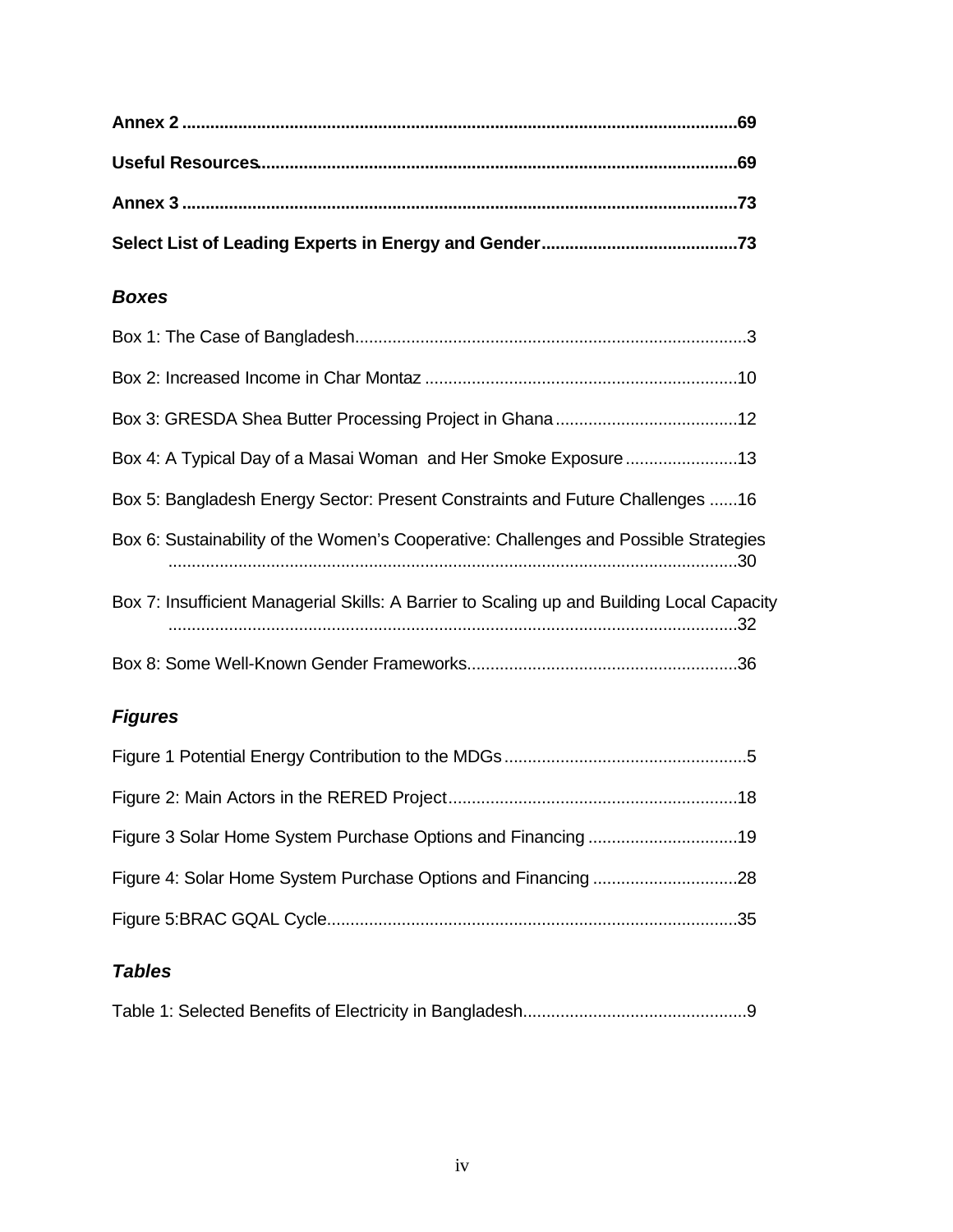**Annex 2** ......................................................................................................................69

**Useful Resources**....................................................................................................69

**Annex 3** ......................................................................................................................73

**Select List of Leading Experts in Energy and Gender**..........................................73

### *Boxes*

Box 1: The Case of Bangladesh...................................................................................3

Box 2: Increased Income in Char Montaz ..................................................................10

Box 3: GRESDA Shea Butter Processing Project in Ghana.......................................12

Box 4: A Typical Day of a Masai Woman and Her Smoke Exposure........................13

Box 5: Bangladesh Energy Sector: Present Constraints and Future Challenges ......16

Box 6: Sustainability of the Women's Cooperative: Challenges and Possible Strategies ..........................................................................................................................30

Box 7: Insufficient Managerial Skills: A Barrier to Scaling up and Building Local Capacity ..........................................................................................................................32

Box 8: Some Well-Known Gender Frameworks.........................................................36

### *Figures*

Figure 1 Potential Energy Contribution to the MDGs...................................................5

Figure 2: Main Actors in the RERED Project.............................................................18

Figure 3 Solar Home System Purchase Options and Financing ................................19

Figure 4: Solar Home System Purchase Options and Financing ...............................28

Figure 5:BRAC GQAL Cycle.......................................................................................35

### *Tables*

Table 1: Selected Benefits of Electricity in Bangladesh...............................................9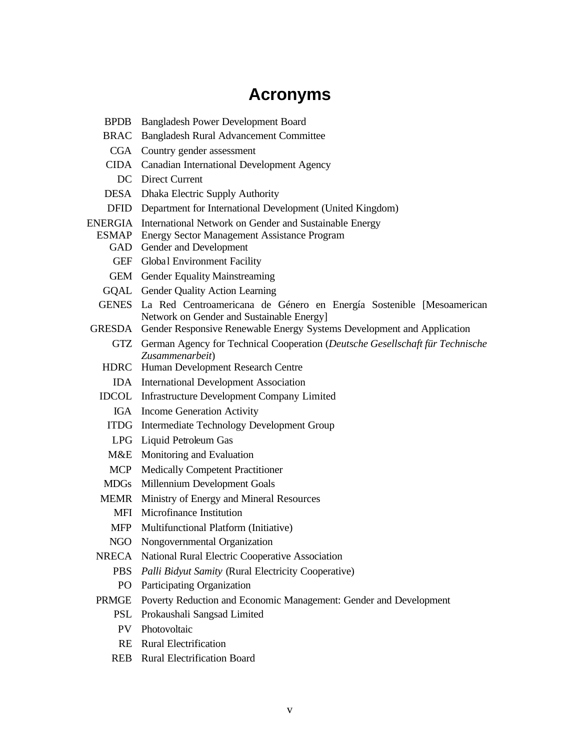# Acronyms

| | |
|---|---|
| BPDB | Bangladesh Power Development Board |
| BRAC | Bangladesh Rural Advancement Committee |
| CGA | Country gender assessment |
| CIDA | Canadian International Development Agency |
| DC | Direct Current |
| DESA | Dhaka Electric Supply Authority |
| DFID | Department for International Development (United Kingdom) |
| ENERGIA | International Network on Gender and Sustainable Energy |
| ESMAP | Energy Sector Management Assistance Program |
| GAD | Gender and Development |
| GEF | Global Environment Facility |
| GEM | Gender Equality Mainstreaming |
| GQAL | Gender Quality Action Learning |
| GENES | La Red Centroamericana de Género en Energía Sostenible [Mesoamerican Network on Gender and Sustainable Energy] |
| GRESDA | Gender Responsive Renewable Energy Systems Development and Application |
| GTZ | German Agency for Technical Cooperation (*Deutsche Gesellschaft für Technische Zusammenarbeit*) |
| HDRC | Human Development Research Centre |
| IDA | International Development Association |
| IDCOL | Infrastructure Development Company Limited |
| IGA | Income Generation Activity |
| ITDG | Intermediate Technology Development Group |
| LPG | Liquid Petroleum Gas |
| M&E | Monitoring and Evaluation |
| MCP | Medically Competent Practitioner |
| MDGs | Millennium Development Goals |
| MEMR | Ministry of Energy and Mineral Resources |
| MFI | Microfinance Institution |
| MFP | Multifunctional Platform (Initiative) |
| NGO | Nongovernmental Organization |
| NRECA | National Rural Electric Cooperative Association |
| PBS | *Palli Bidyut Samity* (Rural Electricity Cooperative) |
| PO | Participating Organization |
| PRMGE | Poverty Reduction and Economic Management: Gender and Development |
| PSL | Prokaushali Sangsad Limited |
| PV | Photovoltaic |
| RE | Rural Electrification |
| REB | Rural Electrification Board |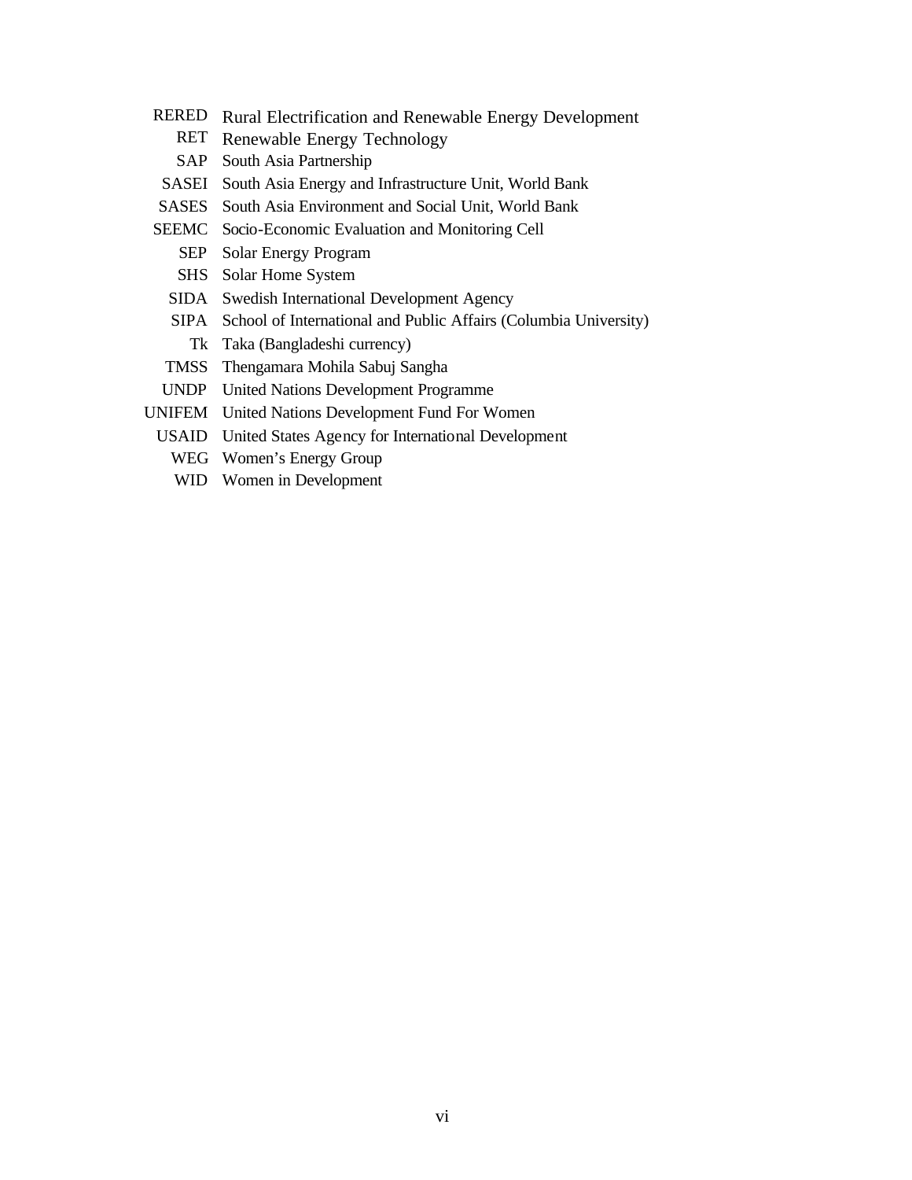| | |
|---|---|
| RERED | Rural Electrification and Renewable Energy Development |
| RET | Renewable Energy Technology |
| SAP | South Asia Partnership |
| SASEI | South Asia Energy and Infrastructure Unit, World Bank |
| SASES | South Asia Environment and Social Unit, World Bank |
| SEEMC | Socio-Economic Evaluation and Monitoring Cell |
| SEP | Solar Energy Program |
| SHS | Solar Home System |
| SIDA | Swedish International Development Agency |
| SIPA | School of International and Public Affairs (Columbia University) |
| Tk | Taka (Bangladeshi currency) |
| TMSS | Thengamara Mohila Sabuj Sangha |
| UNDP | United Nations Development Programme |
| UNIFEM | United Nations Development Fund For Women |
| USAID | United States Agency for International Development |
| WEG | Women's Energy Group |
| WID | Women in Development |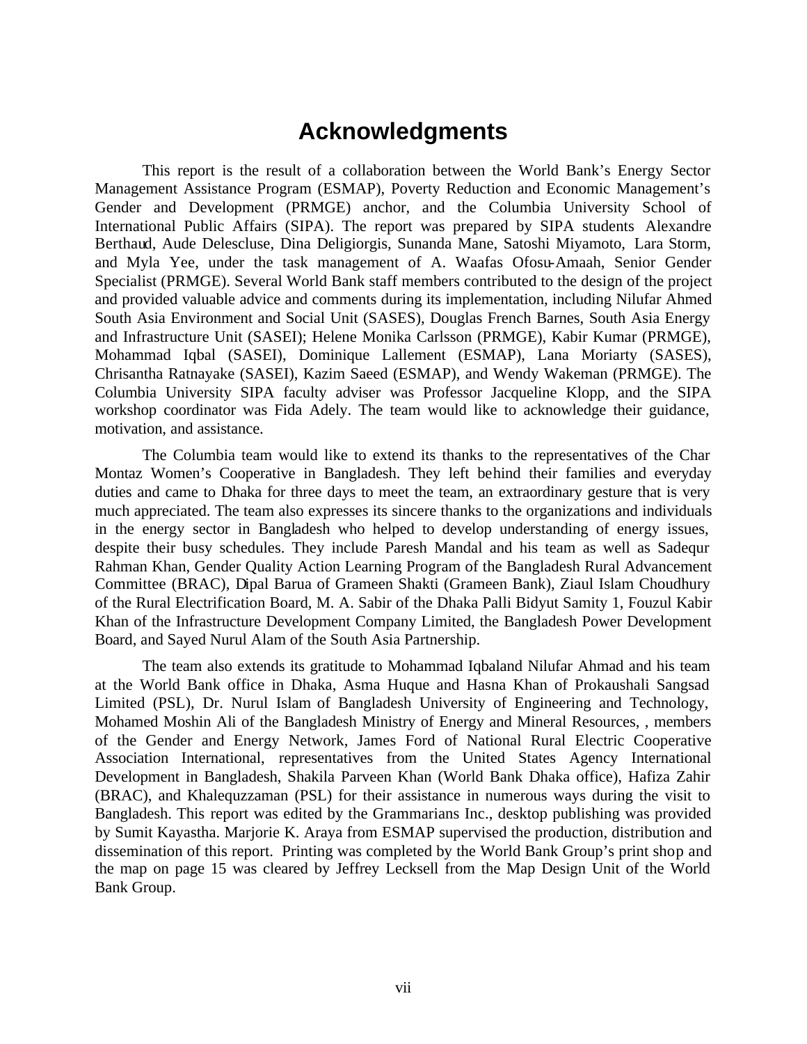# Acknowledgments

This report is the result of a collaboration between the World Bank's Energy Sector Management Assistance Program (ESMAP), Poverty Reduction and Economic Management's Gender and Development (PRMGE) anchor, and the Columbia University School of International Public Affairs (SIPA). The report was prepared by SIPA students Alexandre Berthaud, Aude Delescluse, Dina Deligiorgis, Sunanda Mane, Satoshi Miyamoto, Lara Storm, and Myla Yee, under the task management of A. Waafas Ofosu-Amaah, Senior Gender Specialist (PRMGE). Several World Bank staff members contributed to the design of the project and provided valuable advice and comments during its implementation, including Nilufar Ahmed South Asia Environment and Social Unit (SASES), Douglas French Barnes, South Asia Energy and Infrastructure Unit (SASEI); Helene Monika Carlsson (PRMGE), Kabir Kumar (PRMGE), Mohammad Iqbal (SASEI), Dominique Lallement (ESMAP), Lana Moriarty (SASES), Chrisantha Ratnayake (SASEI), Kazim Saeed (ESMAP), and Wendy Wakeman (PRMGE). The Columbia University SIPA faculty adviser was Professor Jacqueline Klopp, and the SIPA workshop coordinator was Fida Adely. The team would like to acknowledge their guidance, motivation, and assistance.

The Columbia team would like to extend its thanks to the representatives of the Char Montaz Women's Cooperative in Bangladesh. They left behind their families and everyday duties and came to Dhaka for three days to meet the team, an extraordinary gesture that is very much appreciated. The team also expresses its sincere thanks to the organizations and individuals in the energy sector in Bangladesh who helped to develop understanding of energy issues, despite their busy schedules. They include Paresh Mandal and his team as well as Sadequr Rahman Khan, Gender Quality Action Learning Program of the Bangladesh Rural Advancement Committee (BRAC), Dipal Barua of Grameen Shakti (Grameen Bank), Ziaul Islam Choudhury of the Rural Electrification Board, M. A. Sabir of the Dhaka Palli Bidyut Samity 1, Fouzul Kabir Khan of the Infrastructure Development Company Limited, the Bangladesh Power Development Board, and Sayed Nurul Alam of the South Asia Partnership.

The team also extends its gratitude to Mohammad Iqbaland Nilufar Ahmad and his team at the World Bank office in Dhaka, Asma Huque and Hasna Khan of Prokaushali Sangsad Limited (PSL), Dr. Nurul Islam of Bangladesh University of Engineering and Technology, Mohamed Moshin Ali of the Bangladesh Ministry of Energy and Mineral Resources, , members of the Gender and Energy Network, James Ford of National Rural Electric Cooperative Association International, representatives from the United States Agency International Development in Bangladesh, Shakila Parveen Khan (World Bank Dhaka office), Hafiza Zahir (BRAC), and Khalequzzaman (PSL) for their assistance in numerous ways during the visit to Bangladesh. This report was edited by the Grammarians Inc., desktop publishing was provided by Sumit Kayastha. Marjorie K. Araya from ESMAP supervised the production, distribution and dissemination of this report. Printing was completed by the World Bank Group's print shop and the map on page 15 was cleared by Jeffrey Lecksell from the Map Design Unit of the World Bank Group.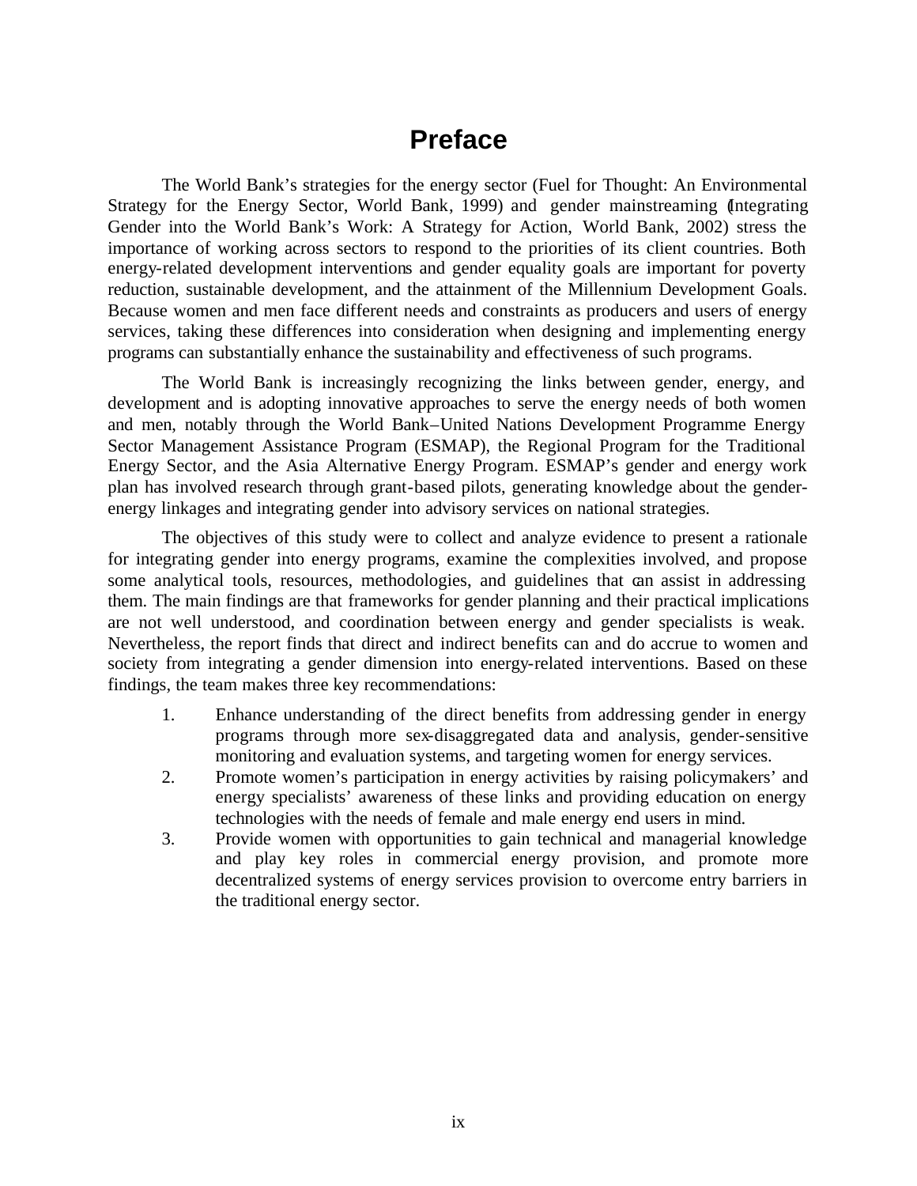# Preface

The World Bank's strategies for the energy sector (Fuel for Thought: An Environmental Strategy for the Energy Sector, World Bank, 1999) and gender mainstreaming (Integrating Gender into the World Bank's Work: A Strategy for Action, World Bank, 2002) stress the importance of working across sectors to respond to the priorities of its client countries. Both energy-related development interventions and gender equality goals are important for poverty reduction, sustainable development, and the attainment of the Millennium Development Goals. Because women and men face different needs and constraints as producers and users of energy services, taking these differences into consideration when designing and implementing energy programs can substantially enhance the sustainability and effectiveness of such programs.

The World Bank is increasingly recognizing the links between gender, energy, and development and is adopting innovative approaches to serve the energy needs of both women and men, notably through the World Bank–United Nations Development Programme Energy Sector Management Assistance Program (ESMAP), the Regional Program for the Traditional Energy Sector, and the Asia Alternative Energy Program. ESMAP's gender and energy work plan has involved research through grant-based pilots, generating knowledge about the gender-energy linkages and integrating gender into advisory services on national strategies.

The objectives of this study were to collect and analyze evidence to present a rationale for integrating gender into energy programs, examine the complexities involved, and propose some analytical tools, resources, methodologies, and guidelines that can assist in addressing them. The main findings are that frameworks for gender planning and their practical implications are not well understood, and coordination between energy and gender specialists is weak. Nevertheless, the report finds that direct and indirect benefits can and do accrue to women and society from integrating a gender dimension into energy-related interventions. Based on these findings, the team makes three key recommendations:

1. Enhance understanding of the direct benefits from addressing gender in energy programs through more sex-disaggregated data and analysis, gender-sensitive monitoring and evaluation systems, and targeting women for energy services.
2. Promote women's participation in energy activities by raising policymakers' and energy specialists' awareness of these links and providing education on energy technologies with the needs of female and male energy end users in mind.
3. Provide women with opportunities to gain technical and managerial knowledge and play key roles in commercial energy provision, and promote more decentralized systems of energy services provision to overcome entry barriers in the traditional energy sector.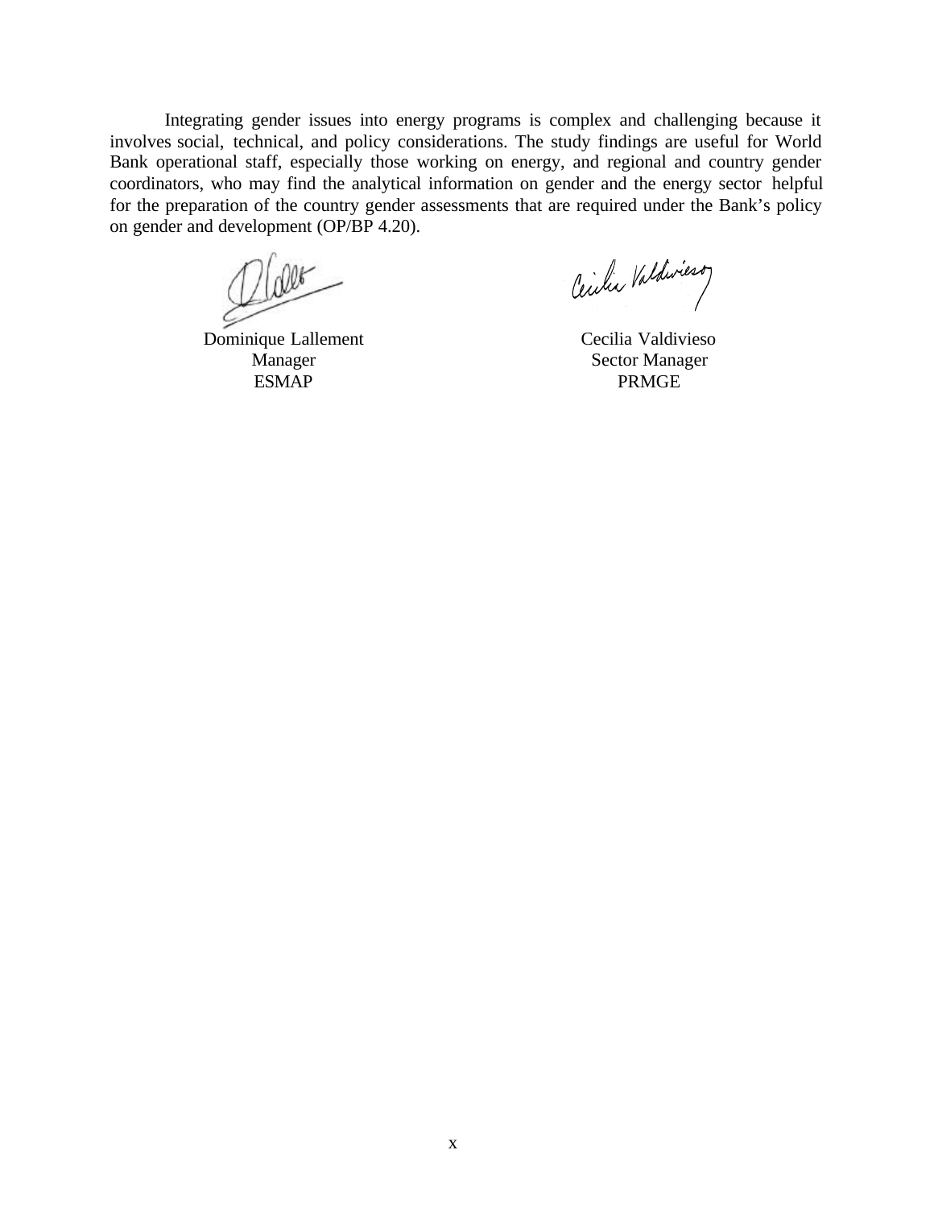Integrating gender issues into energy programs is complex and challenging because it involves social, technical, and policy considerations. The study findings are useful for World Bank operational staff, especially those working on energy, and regional and country gender coordinators, who may find the analytical information on gender and the energy sector helpful for the preparation of the country gender assessments that are required under the Bank's policy on gender and development (OP/BP 4.20).

Dominique Lallement
Manager
ESMAP

Cecilia Valdivieso
Sector Manager
PRMGE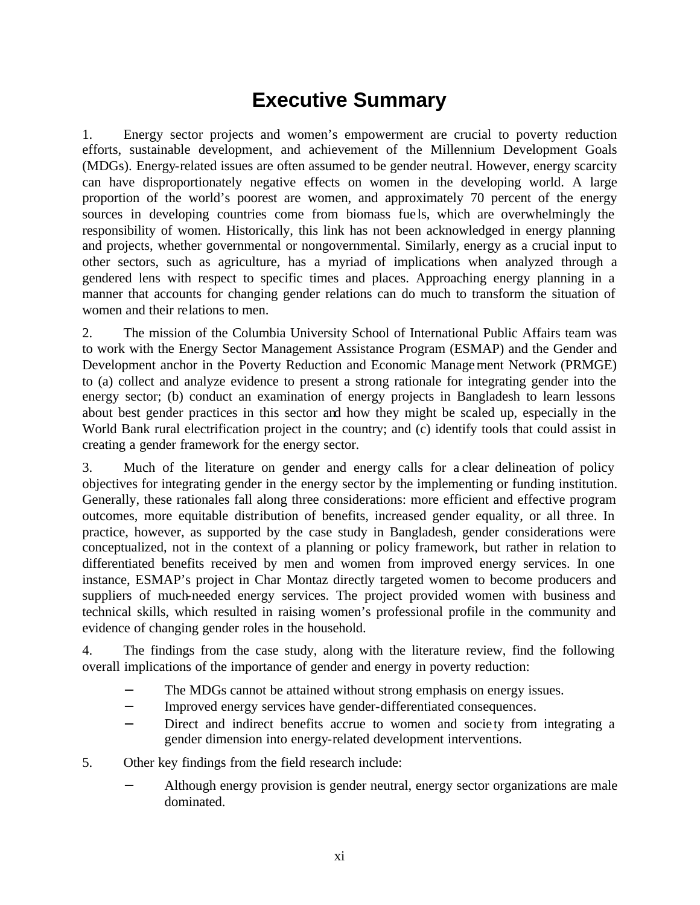# Executive Summary

1. Energy sector projects and women's empowerment are crucial to poverty reduction efforts, sustainable development, and achievement of the Millennium Development Goals (MDGs). Energy-related issues are often assumed to be gender neutral. However, energy scarcity can have disproportionately negative effects on women in the developing world. A large proportion of the world's poorest are women, and approximately 70 percent of the energy sources in developing countries come from biomass fuels, which are overwhelmingly the responsibility of women. Historically, this link has not been acknowledged in energy planning and projects, whether governmental or nongovernmental. Similarly, energy as a crucial input to other sectors, such as agriculture, has a myriad of implications when analyzed through a gendered lens with respect to specific times and places. Approaching energy planning in a manner that accounts for changing gender relations can do much to transform the situation of women and their relations to men.

2. The mission of the Columbia University School of International Public Affairs team was to work with the Energy Sector Management Assistance Program (ESMAP) and the Gender and Development anchor in the Poverty Reduction and Economic Management Network (PRMGE) to (a) collect and analyze evidence to present a strong rationale for integrating gender into the energy sector; (b) conduct an examination of energy projects in Bangladesh to learn lessons about best gender practices in this sector and how they might be scaled up, especially in the World Bank rural electrification project in the country; and (c) identify tools that could assist in creating a gender framework for the energy sector.

3. Much of the literature on gender and energy calls for a clear delineation of policy objectives for integrating gender in the energy sector by the implementing or funding institution. Generally, these rationales fall along three considerations: more efficient and effective program outcomes, more equitable distribution of benefits, increased gender equality, or all three. In practice, however, as supported by the case study in Bangladesh, gender considerations were conceptualized, not in the context of a planning or policy framework, but rather in relation to differentiated benefits received by men and women from improved energy services. In one instance, ESMAP's project in Char Montaz directly targeted women to become producers and suppliers of much-needed energy services. The project provided women with business and technical skills, which resulted in raising women's professional profile in the community and evidence of changing gender roles in the household.

4. The findings from the case study, along with the literature review, find the following overall implications of the importance of gender and energy in poverty reduction:

- The MDGs cannot be attained without strong emphasis on energy issues.
- Improved energy services have gender-differentiated consequences.
- Direct and indirect benefits accrue to women and society from integrating a gender dimension into energy-related development interventions.

5. Other key findings from the field research include:

- Although energy provision is gender neutral, energy sector organizations are male dominated.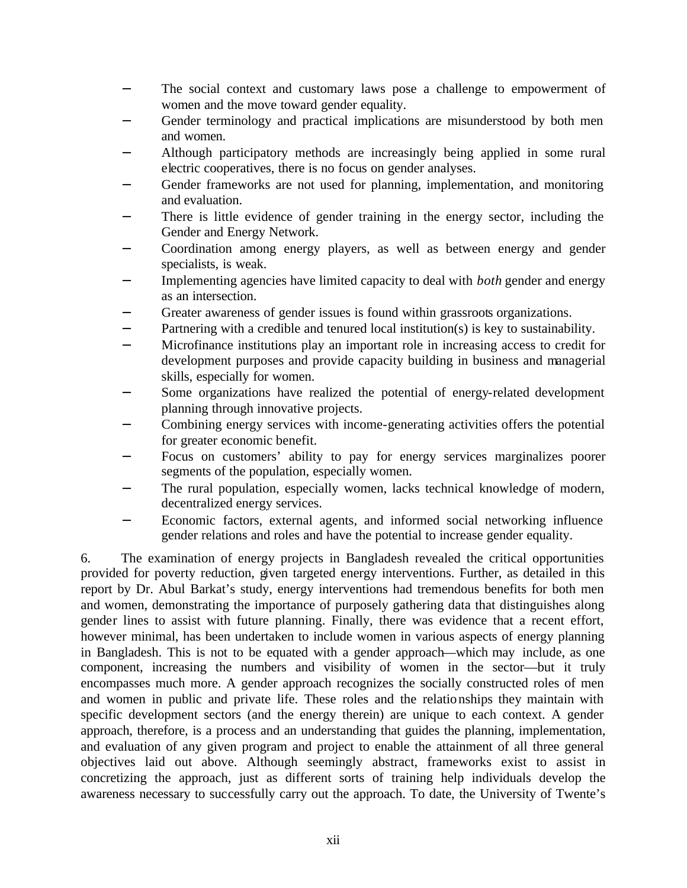- The social context and customary laws pose a challenge to empowerment of women and the move toward gender equality.
- Gender terminology and practical implications are misunderstood by both men and women.
- Although participatory methods are increasingly being applied in some rural electric cooperatives, there is no focus on gender analyses.
- Gender frameworks are not used for planning, implementation, and monitoring and evaluation.
- There is little evidence of gender training in the energy sector, including the Gender and Energy Network.
- Coordination among energy players, as well as between energy and gender specialists, is weak.
- Implementing agencies have limited capacity to deal with *both* gender and energy as an intersection.
- Greater awareness of gender issues is found within grassroots organizations.
- Partnering with a credible and tenured local institution(s) is key to sustainability.
- Microfinance institutions play an important role in increasing access to credit for development purposes and provide capacity building in business and managerial skills, especially for women.
- Some organizations have realized the potential of energy-related development planning through innovative projects.
- Combining energy services with income-generating activities offers the potential for greater economic benefit.
- Focus on customers' ability to pay for energy services marginalizes poorer segments of the population, especially women.
- The rural population, especially women, lacks technical knowledge of modern, decentralized energy services.
- Economic factors, external agents, and informed social networking influence gender relations and roles and have the potential to increase gender equality.

6. The examination of energy projects in Bangladesh revealed the critical opportunities provided for poverty reduction, given targeted energy interventions. Further, as detailed in this report by Dr. Abul Barkat's study, energy interventions had tremendous benefits for both men and women, demonstrating the importance of purposely gathering data that distinguishes along gender lines to assist with future planning. Finally, there was evidence that a recent effort, however minimal, has been undertaken to include women in various aspects of energy planning in Bangladesh. This is not to be equated with a gender approach—which may include, as one component, increasing the numbers and visibility of women in the sector—but it truly encompasses much more. A gender approach recognizes the socially constructed roles of men and women in public and private life. These roles and the relationships they maintain with specific development sectors (and the energy therein) are unique to each context. A gender approach, therefore, is a process and an understanding that guides the planning, implementation, and evaluation of any given program and project to enable the attainment of all three general objectives laid out above. Although seemingly abstract, frameworks exist to assist in concretizing the approach, just as different sorts of training help individuals develop the awareness necessary to successfully carry out the approach. To date, the University of Twente's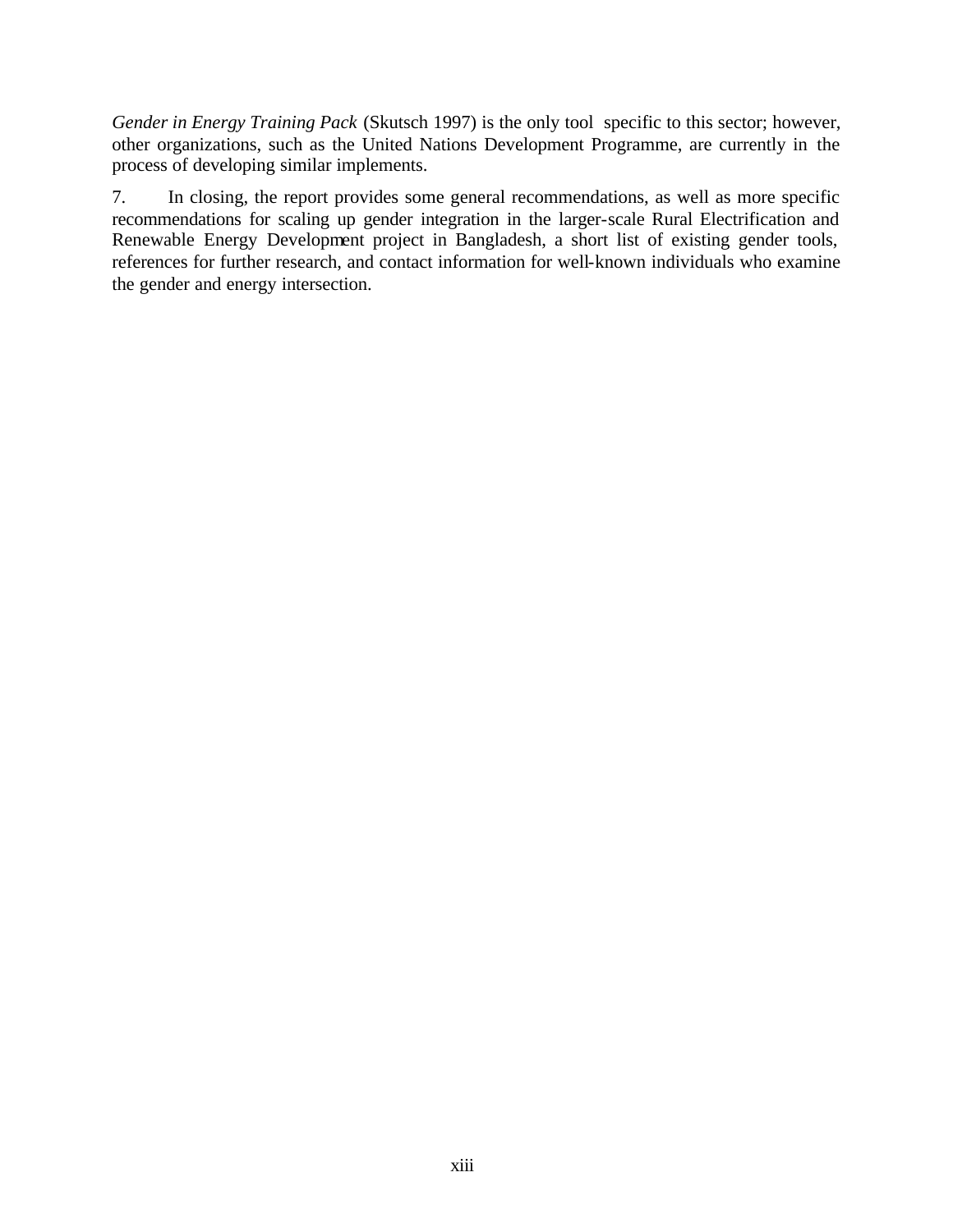*Gender in Energy Training Pack* (Skutsch 1997) is the only tool specific to this sector; however, other organizations, such as the United Nations Development Programme, are currently in the process of developing similar implements.

7. In closing, the report provides some general recommendations, as well as more specific recommendations for scaling up gender integration in the larger-scale Rural Electrification and Renewable Energy Development project in Bangladesh, a short list of existing gender tools, references for further research, and contact information for well-known individuals who examine the gender and energy intersection.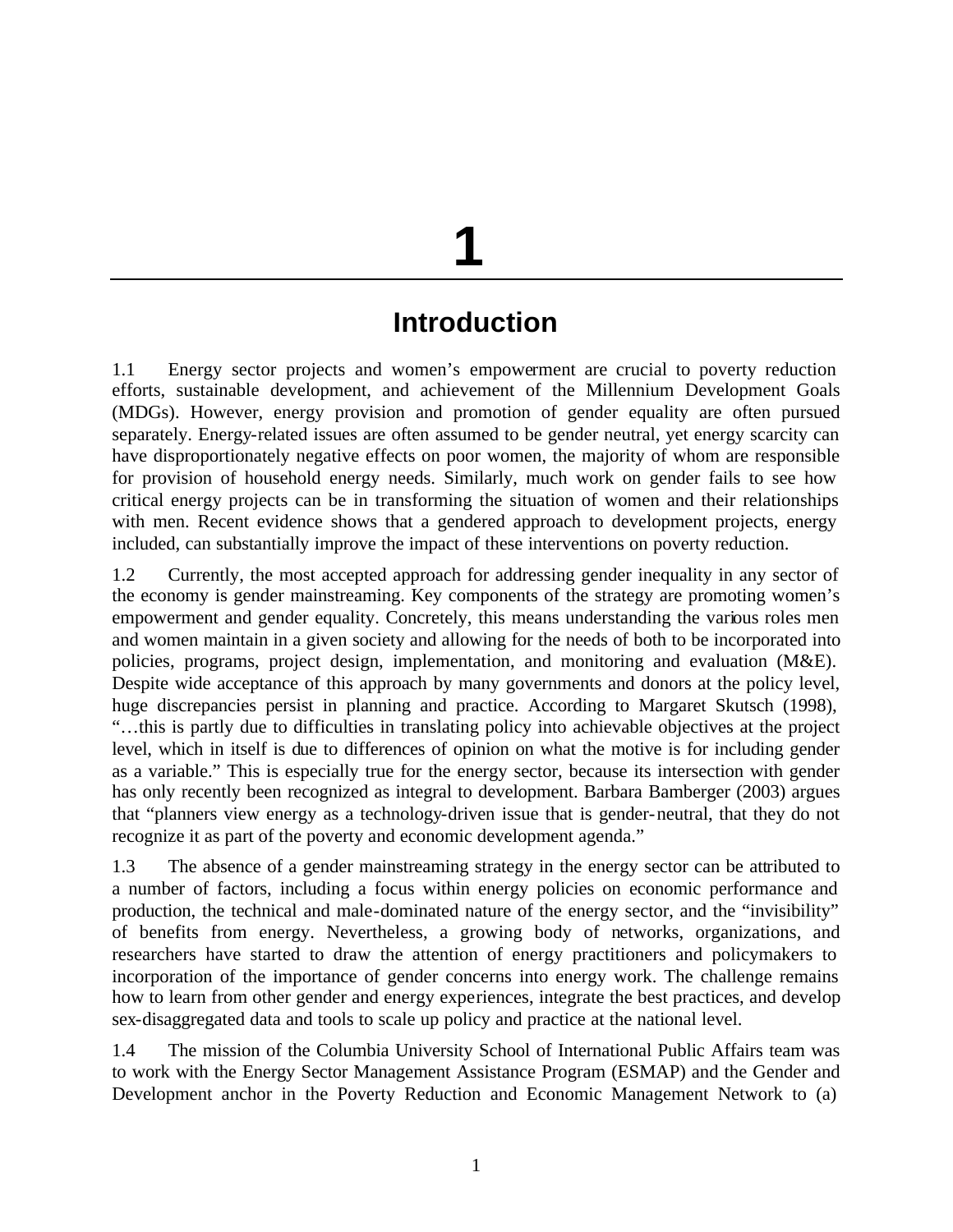# 1

## Introduction

1.1 Energy sector projects and women's empowerment are crucial to poverty reduction efforts, sustainable development, and achievement of the Millennium Development Goals (MDGs). However, energy provision and promotion of gender equality are often pursued separately. Energy-related issues are often assumed to be gender neutral, yet energy scarcity can have disproportionately negative effects on poor women, the majority of whom are responsible for provision of household energy needs. Similarly, much work on gender fails to see how critical energy projects can be in transforming the situation of women and their relationships with men. Recent evidence shows that a gendered approach to development projects, energy included, can substantially improve the impact of these interventions on poverty reduction.

1.2 Currently, the most accepted approach for addressing gender inequality in any sector of the economy is gender mainstreaming. Key components of the strategy are promoting women's empowerment and gender equality. Concretely, this means understanding the various roles men and women maintain in a given society and allowing for the needs of both to be incorporated into policies, programs, project design, implementation, and monitoring and evaluation (M&E). Despite wide acceptance of this approach by many governments and donors at the policy level, huge discrepancies persist in planning and practice. According to Margaret Skutsch (1998), "…this is partly due to difficulties in translating policy into achievable objectives at the project level, which in itself is due to differences of opinion on what the motive is for including gender as a variable." This is especially true for the energy sector, because its intersection with gender has only recently been recognized as integral to development. Barbara Bamberger (2003) argues that "planners view energy as a technology-driven issue that is gender-neutral, that they do not recognize it as part of the poverty and economic development agenda."

1.3 The absence of a gender mainstreaming strategy in the energy sector can be attributed to a number of factors, including a focus within energy policies on economic performance and production, the technical and male-dominated nature of the energy sector, and the "invisibility" of benefits from energy. Nevertheless, a growing body of networks, organizations, and researchers have started to draw the attention of energy practitioners and policymakers to incorporation of the importance of gender concerns into energy work. The challenge remains how to learn from other gender and energy experiences, integrate the best practices, and develop sex-disaggregated data and tools to scale up policy and practice at the national level.

1.4 The mission of the Columbia University School of International Public Affairs team was to work with the Energy Sector Management Assistance Program (ESMAP) and the Gender and Development anchor in the Poverty Reduction and Economic Management Network to (a)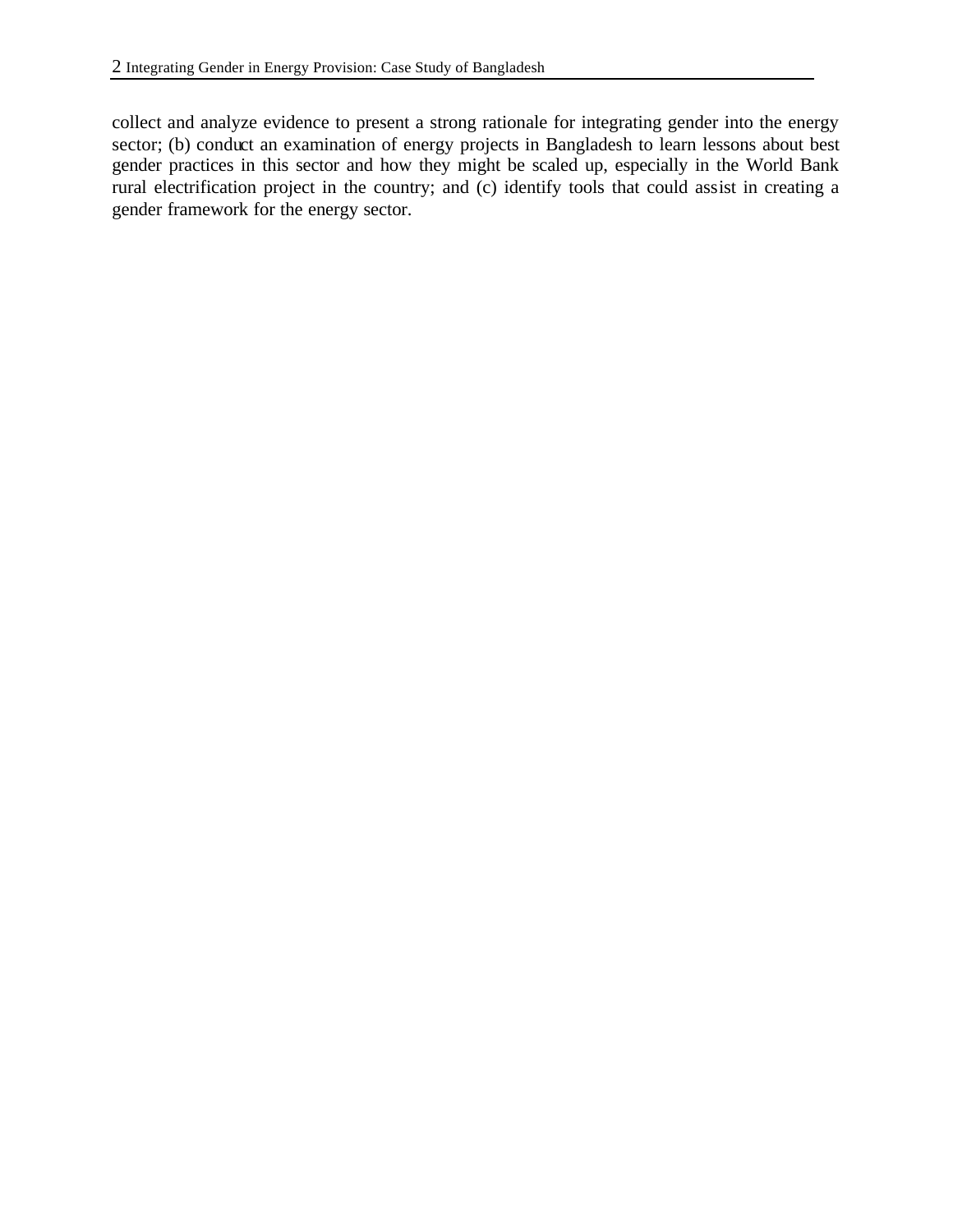collect and analyze evidence to present a strong rationale for integrating gender into the energy sector; (b) conduct an examination of energy projects in Bangladesh to learn lessons about best gender practices in this sector and how they might be scaled up, especially in the World Bank rural electrification project in the country; and (c) identify tools that could assist in creating a gender framework for the energy sector.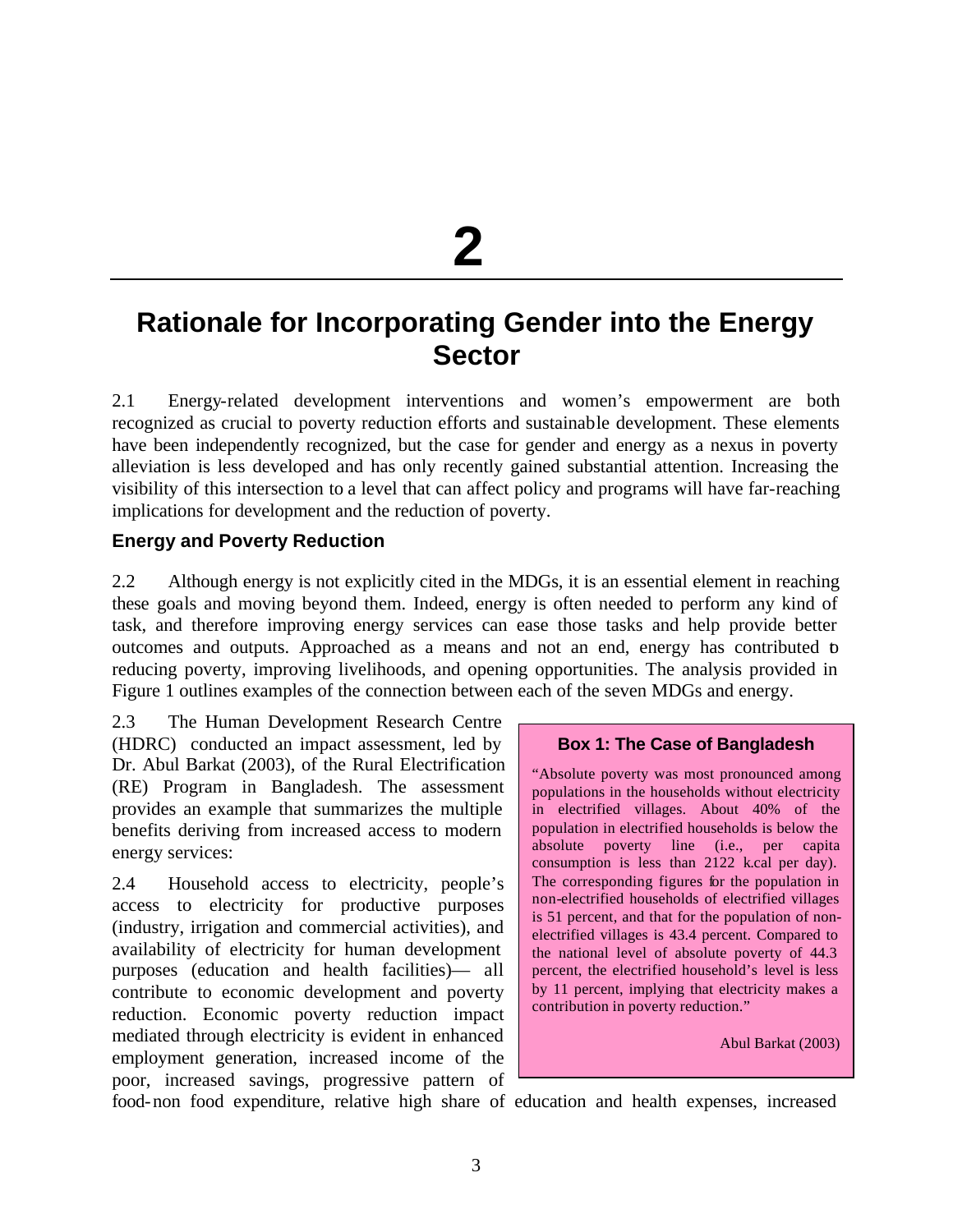# 2

# Rationale for Incorporating Gender into the Energy Sector

2.1 Energy-related development interventions and women's empowerment are both recognized as crucial to poverty reduction efforts and sustainable development. These elements have been independently recognized, but the case for gender and energy as a nexus in poverty alleviation is less developed and has only recently gained substantial attention. Increasing the visibility of this intersection to a level that can affect policy and programs will have far-reaching implications for development and the reduction of poverty.

### Energy and Poverty Reduction

2.2 Although energy is not explicitly cited in the MDGs, it is an essential element in reaching these goals and moving beyond them. Indeed, energy is often needed to perform any kind of task, and therefore improving energy services can ease those tasks and help provide better outcomes and outputs. Approached as a means and not an end, energy has contributed to reducing poverty, improving livelihoods, and opening opportunities. The analysis provided in Figure 1 outlines examples of the connection between each of the seven MDGs and energy.

2.3 The Human Development Research Centre (HDRC) conducted an impact assessment, led by Dr. Abul Barkat (2003), of the Rural Electrification (RE) Program in Bangladesh. The assessment provides an example that summarizes the multiple benefits deriving from increased access to modern energy services:

> **Box 1: The Case of Bangladesh**
>
> "Absolute poverty was most pronounced among populations in the households without electricity in electrified villages. About 40% of the population in electrified households is below the absolute poverty line (i.e., per capita consumption is less than 2122 k.cal per day). The corresponding figures for the population in non-electrified households of electrified villages is 51 percent, and that for the population of non-electrified villages is 43.4 percent. Compared to the national level of absolute poverty of 44.3 percent, the electrified household's level is less by 11 percent, implying that electricity makes a contribution in poverty reduction."
>
> Abul Barkat (2003)

2.4 Household access to electricity, people's access to electricity for productive purposes (industry, irrigation and commercial activities), and availability of electricity for human development purposes (education and health facilities)— all contribute to economic development and poverty reduction. Economic poverty reduction impact mediated through electricity is evident in enhanced employment generation, increased income of the poor, increased savings, progressive pattern of food-non food expenditure, relative high share of education and health expenses, increased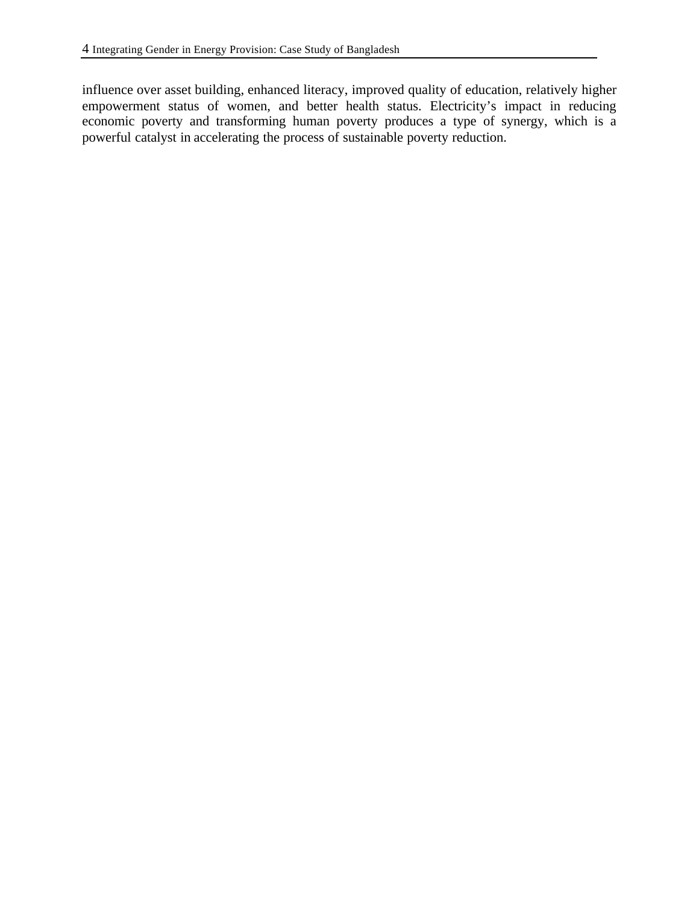influence over asset building, enhanced literacy, improved quality of education, relatively higher empowerment status of women, and better health status. Electricity's impact in reducing economic poverty and transforming human poverty produces a type of synergy, which is a powerful catalyst in accelerating the process of sustainable poverty reduction.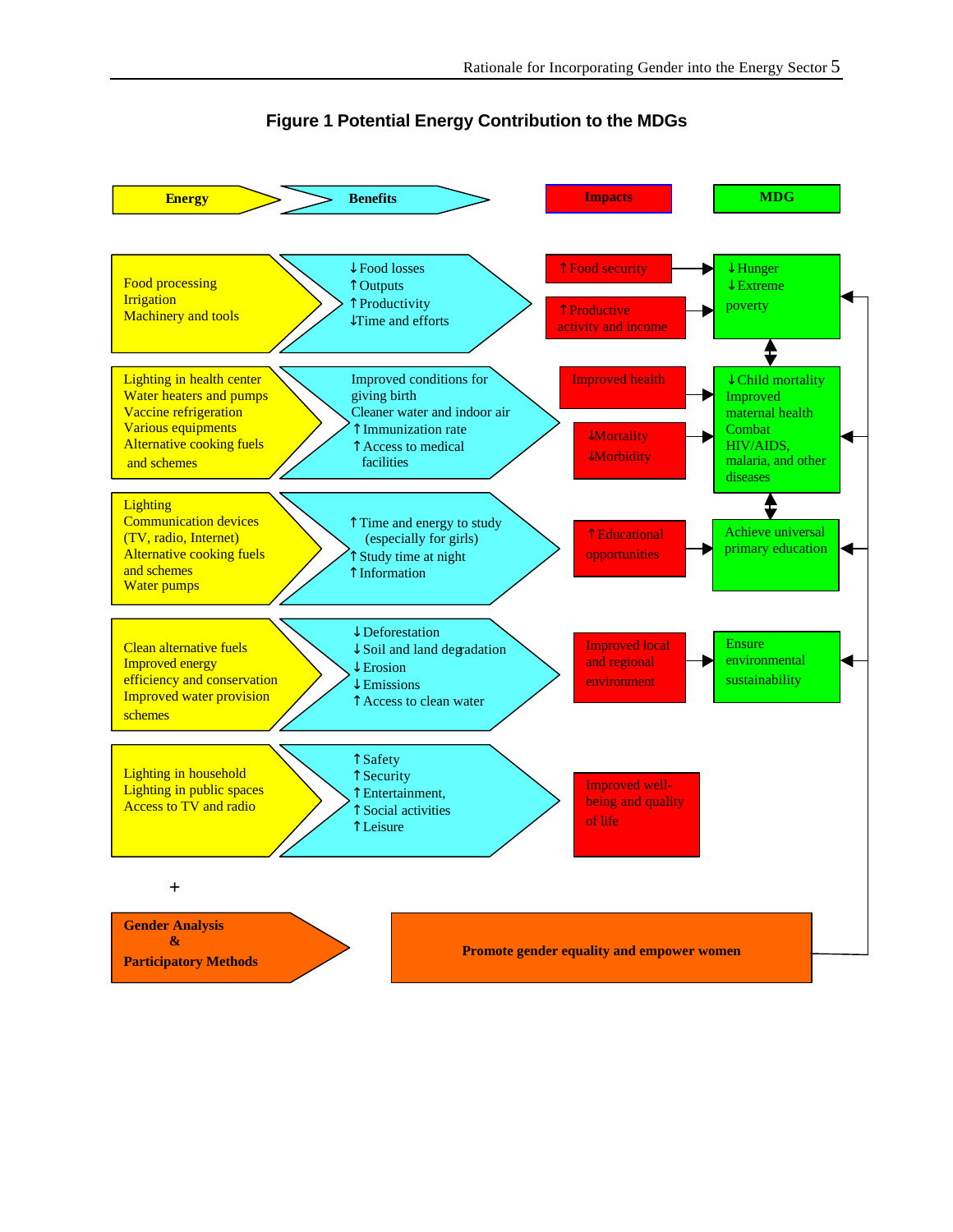**Figure 1 Potential Energy Contribution to the MDGs**

| Energy | Benefits | Impacts | MDG |
|---|---|---|---|
| Food processing<br>Irrigation<br>Machinery and tools | ↓Food losses<br>↑Outputs<br>↑Productivity<br>↓Time and efforts | ↑Food security<br>↑Productive activity and income | ↓Hunger<br>↓Extreme poverty |
| Lighting in health center<br>Water heaters and pumps<br>Vaccine refrigeration<br>Various equipments<br>Alternative cooking fuels and schemes | Improved conditions for giving birth<br>Cleaner water and indoor air<br>↑Immunization rate<br>↑Access to medical facilities | Improved health<br>↓Mortality<br>↓Morbidity | ↓Child mortality<br>Improved maternal health<br>Combat HIV/AIDS, malaria, and other diseases |
| Lighting<br>Communication devices (TV, radio, Internet)<br>Alternative cooking fuels and schemes<br>Water pumps | ↑Time and energy to study (especially for girls)<br>↑Study time at night<br>↑Information | ↑Educational opportunities | Achieve universal primary education |
| Clean alternative fuels<br>Improved energy efficiency and conservation<br>Improved water provision schemes | ↓Deforestation<br>↓Soil and land degradation<br>↓Erosion<br>↓Emissions<br>↑Access to clean water | Improved local and regional environment | Ensure environmental sustainability |
| Lighting in household<br>Lighting in public spaces<br>Access to TV and radio | ↑Safety<br>↑Security<br>↑Entertainment,<br>↑Social activities<br>↑Leisure | Improved well-being and quality of life | |

\+

**Gender Analysis & Participatory Methods** → **Promote gender equality and empower women**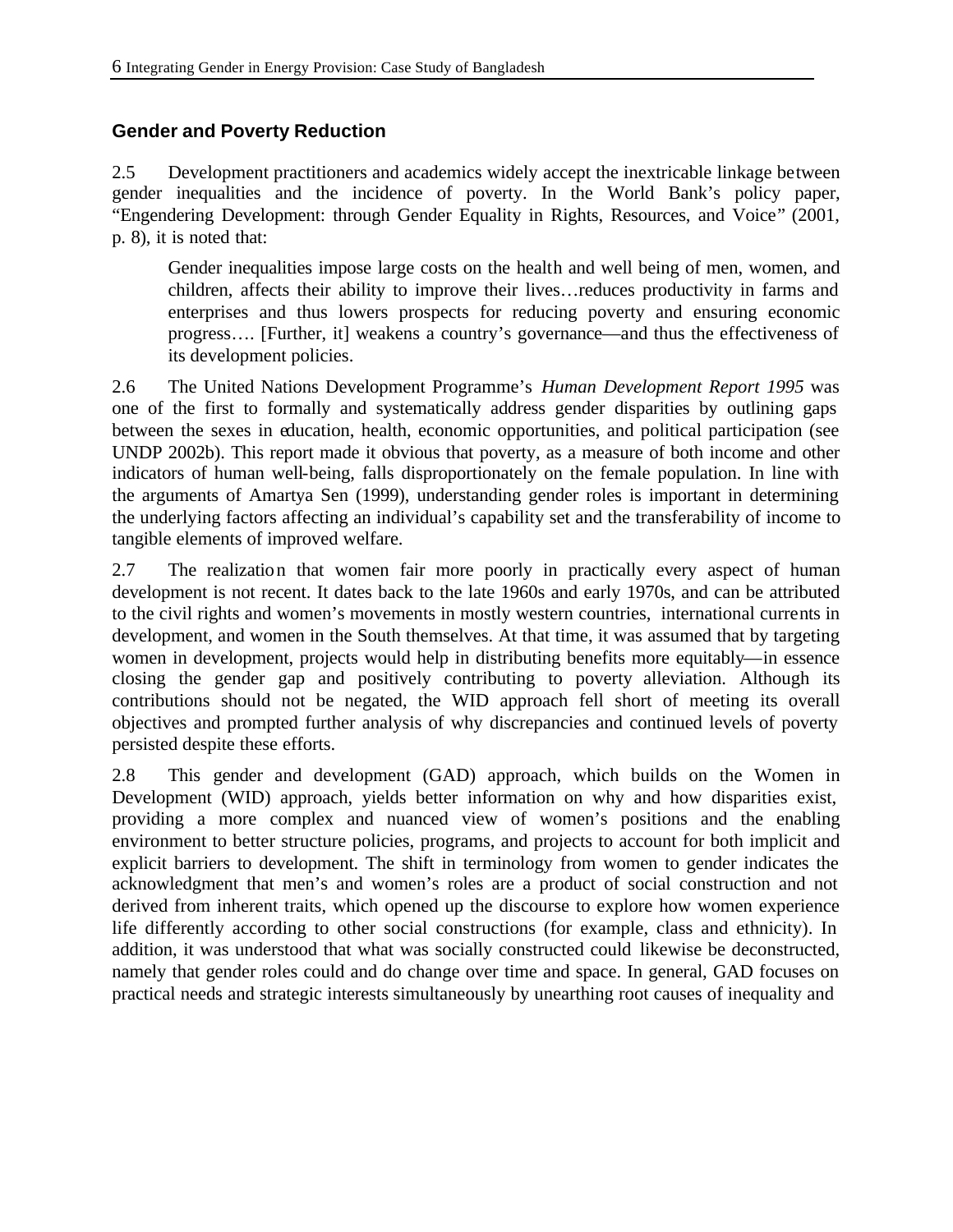## Gender and Poverty Reduction

2.5 Development practitioners and academics widely accept the inextricable linkage between gender inequalities and the incidence of poverty. In the World Bank's policy paper, "Engendering Development: through Gender Equality in Rights, Resources, and Voice" (2001, p. 8), it is noted that:

> Gender inequalities impose large costs on the health and well being of men, women, and children, affects their ability to improve their lives…reduces productivity in farms and enterprises and thus lowers prospects for reducing poverty and ensuring economic progress…. [Further, it] weakens a country's governance—and thus the effectiveness of its development policies.

2.6 The United Nations Development Programme's *Human Development Report 1995* was one of the first to formally and systematically address gender disparities by outlining gaps between the sexes in education, health, economic opportunities, and political participation (see UNDP 2002b). This report made it obvious that poverty, as a measure of both income and other indicators of human well-being, falls disproportionately on the female population. In line with the arguments of Amartya Sen (1999), understanding gender roles is important in determining the underlying factors affecting an individual's capability set and the transferability of income to tangible elements of improved welfare.

2.7 The realization that women fair more poorly in practically every aspect of human development is not recent. It dates back to the late 1960s and early 1970s, and can be attributed to the civil rights and women's movements in mostly western countries, international currents in development, and women in the South themselves. At that time, it was assumed that by targeting women in development, projects would help in distributing benefits more equitably—in essence closing the gender gap and positively contributing to poverty alleviation. Although its contributions should not be negated, the WID approach fell short of meeting its overall objectives and prompted further analysis of why discrepancies and continued levels of poverty persisted despite these efforts.

2.8 This gender and development (GAD) approach, which builds on the Women in Development (WID) approach, yields better information on why and how disparities exist, providing a more complex and nuanced view of women's positions and the enabling environment to better structure policies, programs, and projects to account for both implicit and explicit barriers to development. The shift in terminology from women to gender indicates the acknowledgment that men's and women's roles are a product of social construction and not derived from inherent traits, which opened up the discourse to explore how women experience life differently according to other social constructions (for example, class and ethnicity). In addition, it was understood that what was socially constructed could likewise be deconstructed, namely that gender roles could and do change over time and space. In general, GAD focuses on practical needs and strategic interests simultaneously by unearthing root causes of inequality and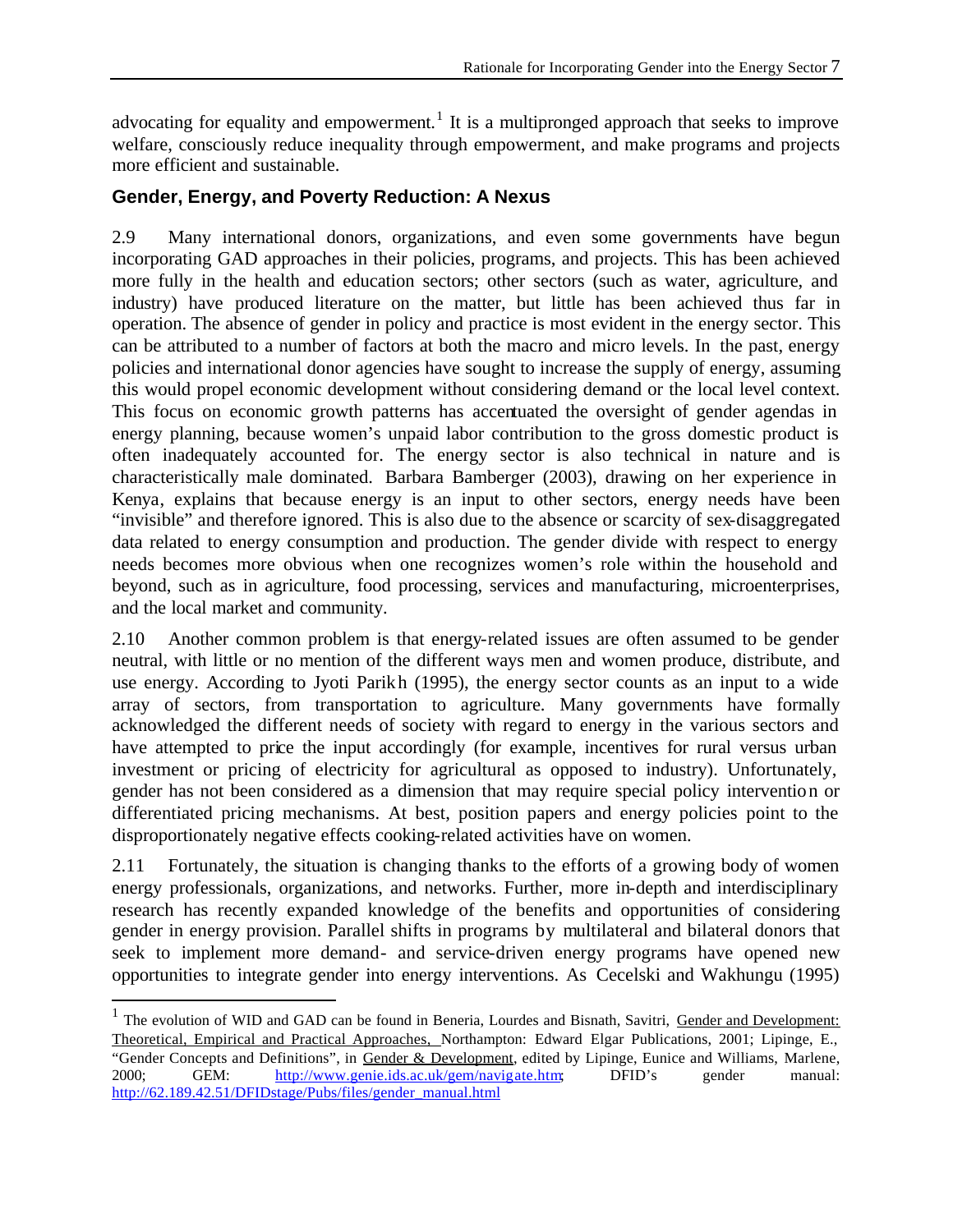advocating for equality and empowerment.[1] It is a multipronged approach that seeks to improve welfare, consciously reduce inequality through empowerment, and make programs and projects more efficient and sustainable.

### Gender, Energy, and Poverty Reduction: A Nexus

2.9 Many international donors, organizations, and even some governments have begun incorporating GAD approaches in their policies, programs, and projects. This has been achieved more fully in the health and education sectors; other sectors (such as water, agriculture, and industry) have produced literature on the matter, but little has been achieved thus far in operation. The absence of gender in policy and practice is most evident in the energy sector. This can be attributed to a number of factors at both the macro and micro levels. In the past, energy policies and international donor agencies have sought to increase the supply of energy, assuming this would propel economic development without considering demand or the local level context. This focus on economic growth patterns has accentuated the oversight of gender agendas in energy planning, because women's unpaid labor contribution to the gross domestic product is often inadequately accounted for. The energy sector is also technical in nature and is characteristically male dominated. Barbara Bamberger (2003), drawing on her experience in Kenya, explains that because energy is an input to other sectors, energy needs have been "invisible" and therefore ignored. This is also due to the absence or scarcity of sex-disaggregated data related to energy consumption and production. The gender divide with respect to energy needs becomes more obvious when one recognizes women's role within the household and beyond, such as in agriculture, food processing, services and manufacturing, microenterprises, and the local market and community.

2.10 Another common problem is that energy-related issues are often assumed to be gender neutral, with little or no mention of the different ways men and women produce, distribute, and use energy. According to Jyoti Parikh (1995), the energy sector counts as an input to a wide array of sectors, from transportation to agriculture. Many governments have formally acknowledged the different needs of society with regard to energy in the various sectors and have attempted to price the input accordingly (for example, incentives for rural versus urban investment or pricing of electricity for agricultural as opposed to industry). Unfortunately, gender has not been considered as a dimension that may require special policy intervention or differentiated pricing mechanisms. At best, position papers and energy policies point to the disproportionately negative effects cooking-related activities have on women.

2.11 Fortunately, the situation is changing thanks to the efforts of a growing body of women energy professionals, organizations, and networks. Further, more in-depth and interdisciplinary research has recently expanded knowledge of the benefits and opportunities of considering gender in energy provision. Parallel shifts in programs by multilateral and bilateral donors that seek to implement more demand- and service-driven energy programs have opened new opportunities to integrate gender into energy interventions. As Cecelski and Wakhungu (1995)

---

[1] The evolution of WID and GAD can be found in Beneria, Lourdes and Bisnath, Savitri, Gender and Development: Theoretical, Empirical and Practical Approaches, Northampton: Edward Elgar Publications, 2001; Lipinge, E., "Gender Concepts and Definitions", in Gender & Development, edited by Lipinge, Eunice and Williams, Marlene, 2000; GEM: http://www.genie.ids.ac.uk/gem/navigate.htm; DFID's gender manual: http://62.189.42.51/DFIDstage/Pubs/files/gender_manual.html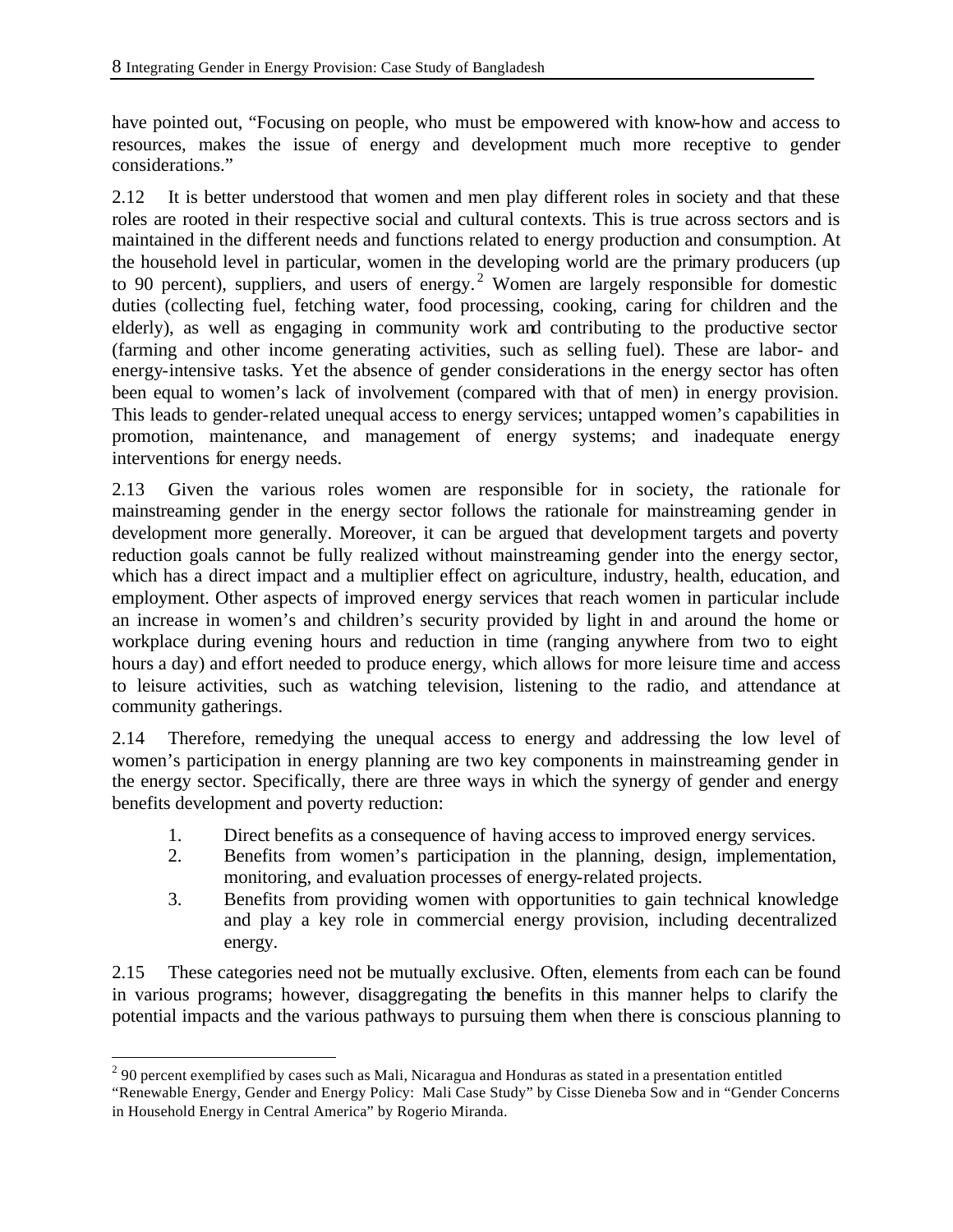have pointed out, "Focusing on people, who must be empowered with know-how and access to resources, makes the issue of energy and development much more receptive to gender considerations."

2.12 It is better understood that women and men play different roles in society and that these roles are rooted in their respective social and cultural contexts. This is true across sectors and is maintained in the different needs and functions related to energy production and consumption. At the household level in particular, women in the developing world are the primary producers (up to 90 percent), suppliers, and users of energy.[2] Women are largely responsible for domestic duties (collecting fuel, fetching water, food processing, cooking, caring for children and the elderly), as well as engaging in community work and contributing to the productive sector (farming and other income generating activities, such as selling fuel). These are labor- and energy-intensive tasks. Yet the absence of gender considerations in the energy sector has often been equal to women's lack of involvement (compared with that of men) in energy provision. This leads to gender-related unequal access to energy services; untapped women's capabilities in promotion, maintenance, and management of energy systems; and inadequate energy interventions for energy needs.

2.13 Given the various roles women are responsible for in society, the rationale for mainstreaming gender in the energy sector follows the rationale for mainstreaming gender in development more generally. Moreover, it can be argued that development targets and poverty reduction goals cannot be fully realized without mainstreaming gender into the energy sector, which has a direct impact and a multiplier effect on agriculture, industry, health, education, and employment. Other aspects of improved energy services that reach women in particular include an increase in women's and children's security provided by light in and around the home or workplace during evening hours and reduction in time (ranging anywhere from two to eight hours a day) and effort needed to produce energy, which allows for more leisure time and access to leisure activities, such as watching television, listening to the radio, and attendance at community gatherings.

2.14 Therefore, remedying the unequal access to energy and addressing the low level of women's participation in energy planning are two key components in mainstreaming gender in the energy sector. Specifically, there are three ways in which the synergy of gender and energy benefits development and poverty reduction:

1. Direct benefits as a consequence of having access to improved energy services.
2. Benefits from women's participation in the planning, design, implementation, monitoring, and evaluation processes of energy-related projects.
3. Benefits from providing women with opportunities to gain technical knowledge and play a key role in commercial energy provision, including decentralized energy.

2.15 These categories need not be mutually exclusive. Often, elements from each can be found in various programs; however, disaggregating the benefits in this manner helps to clarify the potential impacts and the various pathways to pursuing them when there is conscious planning to

---

[2] 90 percent exemplified by cases such as Mali, Nicaragua and Honduras as stated in a presentation entitled "Renewable Energy, Gender and Energy Policy: Mali Case Study" by Cisse Dieneba Sow and in "Gender Concerns in Household Energy in Central America" by Rogerio Miranda.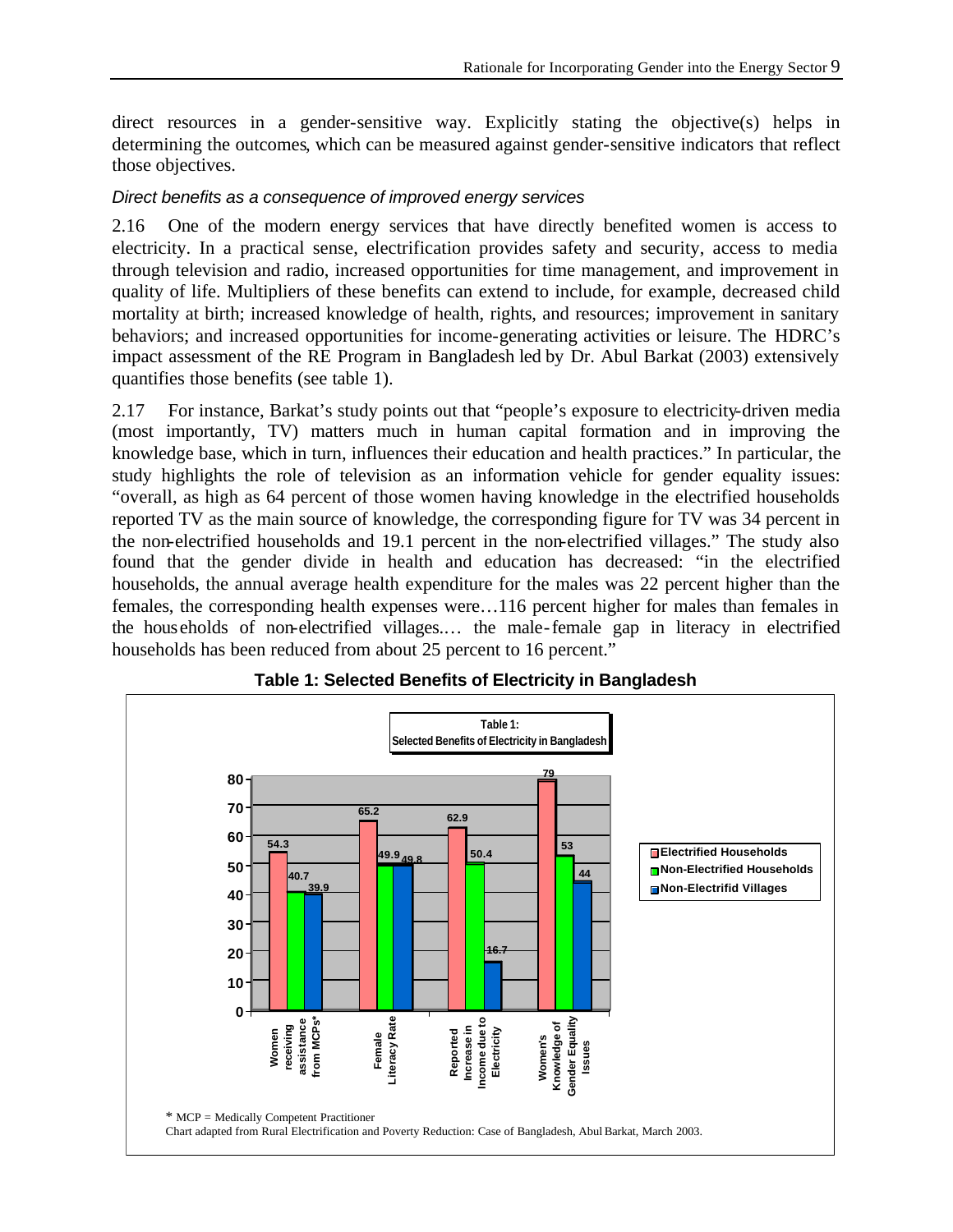direct resources in a gender-sensitive way. Explicitly stating the objective(s) helps in determining the outcomes, which can be measured against gender-sensitive indicators that reflect those objectives.

*Direct benefits as a consequence of improved energy services*

2.16 One of the modern energy services that have directly benefited women is access to electricity. In a practical sense, electrification provides safety and security, access to media through television and radio, increased opportunities for time management, and improvement in quality of life. Multipliers of these benefits can extend to include, for example, decreased child mortality at birth; increased knowledge of health, rights, and resources; improvement in sanitary behaviors; and increased opportunities for income-generating activities or leisure. The HDRC's impact assessment of the RE Program in Bangladesh led by Dr. Abul Barkat (2003) extensively quantifies those benefits (see table 1).

2.17 For instance, Barkat's study points out that "people's exposure to electricity-driven media (most importantly, TV) matters much in human capital formation and in improving the knowledge base, which in turn, influences their education and health practices." In particular, the study highlights the role of television as an information vehicle for gender equality issues: "overall, as high as 64 percent of those women having knowledge in the electrified households reported TV as the main source of knowledge, the corresponding figure for TV was 34 percent in the non-electrified households and 19.1 percent in the non-electrified villages." The study also found that the gender divide in health and education has decreased: "in the electrified households, the annual average health expenditure for the males was 22 percent higher than the females, the corresponding health expenses were…116 percent higher for males than females in the households of non-electrified villages.… the male-female gap in literacy in electrified households has been reduced from about 25 percent to 16 percent."

**Table 1: Selected Benefits of Electricity in Bangladesh**

| | Electrified Households | Non-Electrified Households | Non-Electrifid Villages |
|---|---|---|---|
| Women receiving assistance from MCPs* | 54.3 | 40.7 | 39.9 |
| Female Literacy Rate | 65.2 | 49.9 | 49.8 |
| Reported Increase in Income due to Electricity | 62.9 | 50.4 | 16.7 |
| Women's Knowledge of Gender Equality Issues | 79 | 53 | 44 |

\* MCP = Medically Competent Practitioner
Chart adapted from Rural Electrification and Poverty Reduction: Case of Bangladesh, Abul Barkat, March 2003.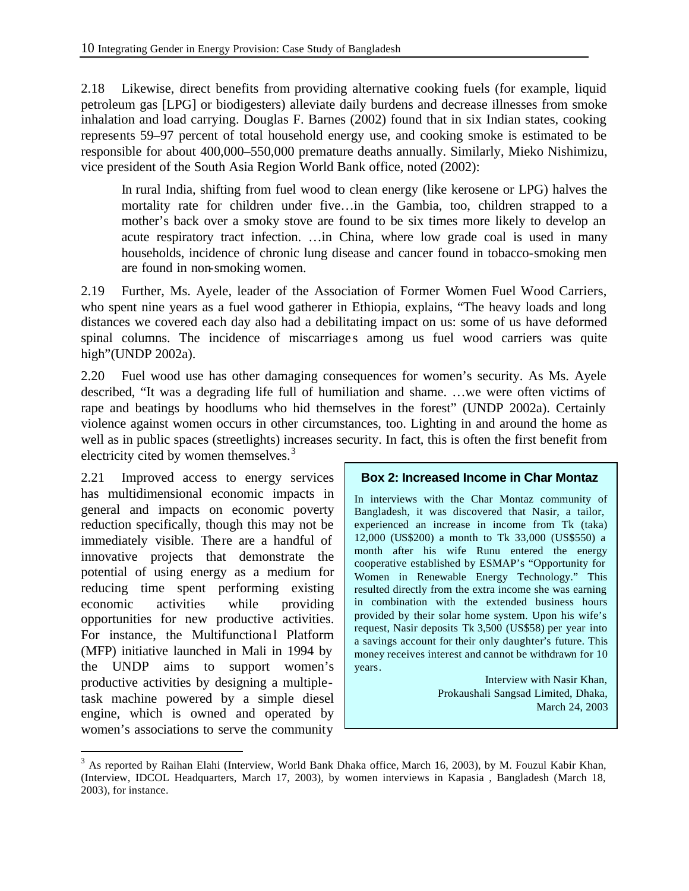2.18 Likewise, direct benefits from providing alternative cooking fuels (for example, liquid petroleum gas [LPG] or biodigesters) alleviate daily burdens and decrease illnesses from smoke inhalation and load carrying. Douglas F. Barnes (2002) found that in six Indian states, cooking represents 59–97 percent of total household energy use, and cooking smoke is estimated to be responsible for about 400,000–550,000 premature deaths annually. Similarly, Mieko Nishimizu, vice president of the South Asia Region World Bank office, noted (2002):

> In rural India, shifting from fuel wood to clean energy (like kerosene or LPG) halves the mortality rate for children under five…in the Gambia, too, children strapped to a mother's back over a smoky stove are found to be six times more likely to develop an acute respiratory tract infection. …in China, where low grade coal is used in many households, incidence of chronic lung disease and cancer found in tobacco-smoking men are found in non-smoking women.

2.19 Further, Ms. Ayele, leader of the Association of Former Women Fuel Wood Carriers, who spent nine years as a fuel wood gatherer in Ethiopia, explains, "The heavy loads and long distances we covered each day also had a debilitating impact on us: some of us have deformed spinal columns. The incidence of miscarriages among us fuel wood carriers was quite high"(UNDP 2002a).

2.20 Fuel wood use has other damaging consequences for women's security. As Ms. Ayele described, "It was a degrading life full of humiliation and shame. …we were often victims of rape and beatings by hoodlums who hid themselves in the forest" (UNDP 2002a). Certainly violence against women occurs in other circumstances, too. Lighting in and around the home as well as in public spaces (streetlights) increases security. In fact, this is often the first benefit from electricity cited by women themselves.[3]

2.21 Improved access to energy services has multidimensional economic impacts in general and impacts on economic poverty reduction specifically, though this may not be immediately visible. There are a handful of innovative projects that demonstrate the potential of using energy as a medium for reducing time spent performing existing economic activities while providing opportunities for new productive activities. For instance, the Multifunctional Platform (MFP) initiative launched in Mali in 1994 by the UNDP aims to support women's productive activities by designing a multiple-task machine powered by a simple diesel engine, which is owned and operated by women's associations to serve the community

**Box 2: Increased Income in Char Montaz**

In interviews with the Char Montaz community of Bangladesh, it was discovered that Nasir, a tailor, experienced an increase in income from Tk (taka) 12,000 (US$200) a month to Tk 33,000 (US$550) a month after his wife Runu entered the energy cooperative established by ESMAP's "Opportunity for Women in Renewable Energy Technology." This resulted directly from the extra income she was earning in combination with the extended business hours provided by their solar home system. Upon his wife's request, Nasir deposits Tk 3,500 (US$58) per year into a savings account for their only daughter's future. This money receives interest and cannot be withdrawn for 10 years.

Interview with Nasir Khan,
Prokaushali Sangsad Limited, Dhaka,
March 24, 2003

[3] As reported by Raihan Elahi (Interview, World Bank Dhaka office, March 16, 2003), by M. Fouzul Kabir Khan, (Interview, IDCOL Headquarters, March 17, 2003), by women interviews in Kapasia , Bangladesh (March 18, 2003), for instance.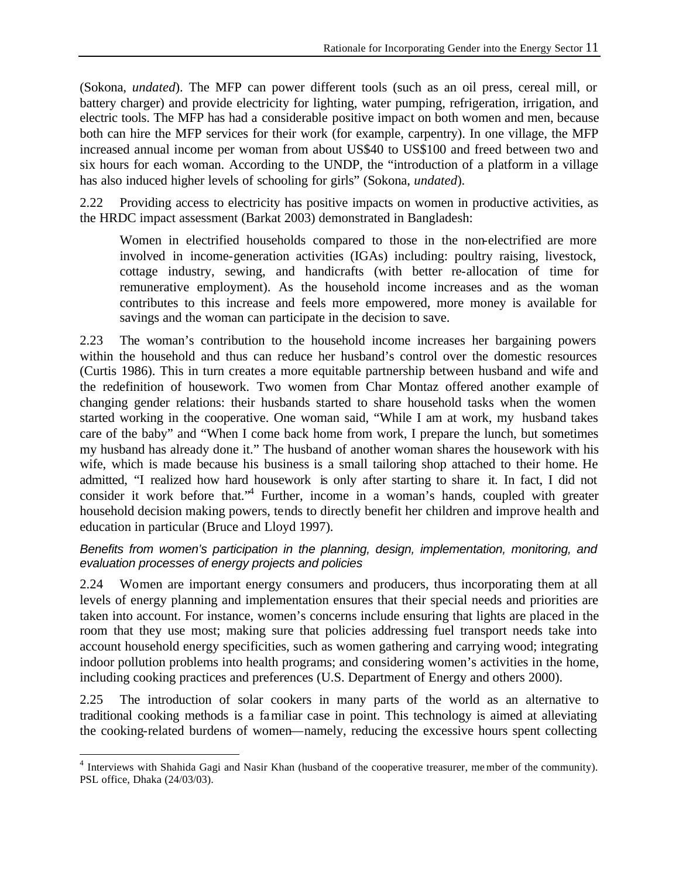(Sokona, *undated*). The MFP can power different tools (such as an oil press, cereal mill, or battery charger) and provide electricity for lighting, water pumping, refrigeration, irrigation, and electric tools. The MFP has had a considerable positive impact on both women and men, because both can hire the MFP services for their work (for example, carpentry). In one village, the MFP increased annual income per woman from about US$40 to US$100 and freed between two and six hours for each woman. According to the UNDP, the "introduction of a platform in a village has also induced higher levels of schooling for girls" (Sokona, *undated*).

2.22 Providing access to electricity has positive impacts on women in productive activities, as the HRDC impact assessment (Barkat 2003) demonstrated in Bangladesh:

> Women in electrified households compared to those in the non-electrified are more involved in income-generation activities (IGAs) including: poultry raising, livestock, cottage industry, sewing, and handicrafts (with better re-allocation of time for remunerative employment). As the household income increases and as the woman contributes to this increase and feels more empowered, more money is available for savings and the woman can participate in the decision to save.

2.23 The woman's contribution to the household income increases her bargaining powers within the household and thus can reduce her husband's control over the domestic resources (Curtis 1986). This in turn creates a more equitable partnership between husband and wife and the redefinition of housework. Two women from Char Montaz offered another example of changing gender relations: their husbands started to share household tasks when the women started working in the cooperative. One woman said, "While I am at work, my husband takes care of the baby" and "When I come back home from work, I prepare the lunch, but sometimes my husband has already done it." The husband of another woman shares the housework with his wife, which is made because his business is a small tailoring shop attached to their home. He admitted, "I realized how hard housework is only after starting to share it. In fact, I did not consider it work before that."[4] Further, income in a woman's hands, coupled with greater household decision making powers, tends to directly benefit her children and improve health and education in particular (Bruce and Lloyd 1997).

*Benefits from women's participation in the planning, design, implementation, monitoring, and evaluation processes of energy projects and policies*

2.24 Women are important energy consumers and producers, thus incorporating them at all levels of energy planning and implementation ensures that their special needs and priorities are taken into account. For instance, women's concerns include ensuring that lights are placed in the room that they use most; making sure that policies addressing fuel transport needs take into account household energy specificities, such as women gathering and carrying wood; integrating indoor pollution problems into health programs; and considering women's activities in the home, including cooking practices and preferences (U.S. Department of Energy and others 2000).

2.25 The introduction of solar cookers in many parts of the world as an alternative to traditional cooking methods is a familiar case in point. This technology is aimed at alleviating the cooking-related burdens of women—namely, reducing the excessive hours spent collecting

---

[4] Interviews with Shahida Gagi and Nasir Khan (husband of the cooperative treasurer, member of the community). PSL office, Dhaka (24/03/03).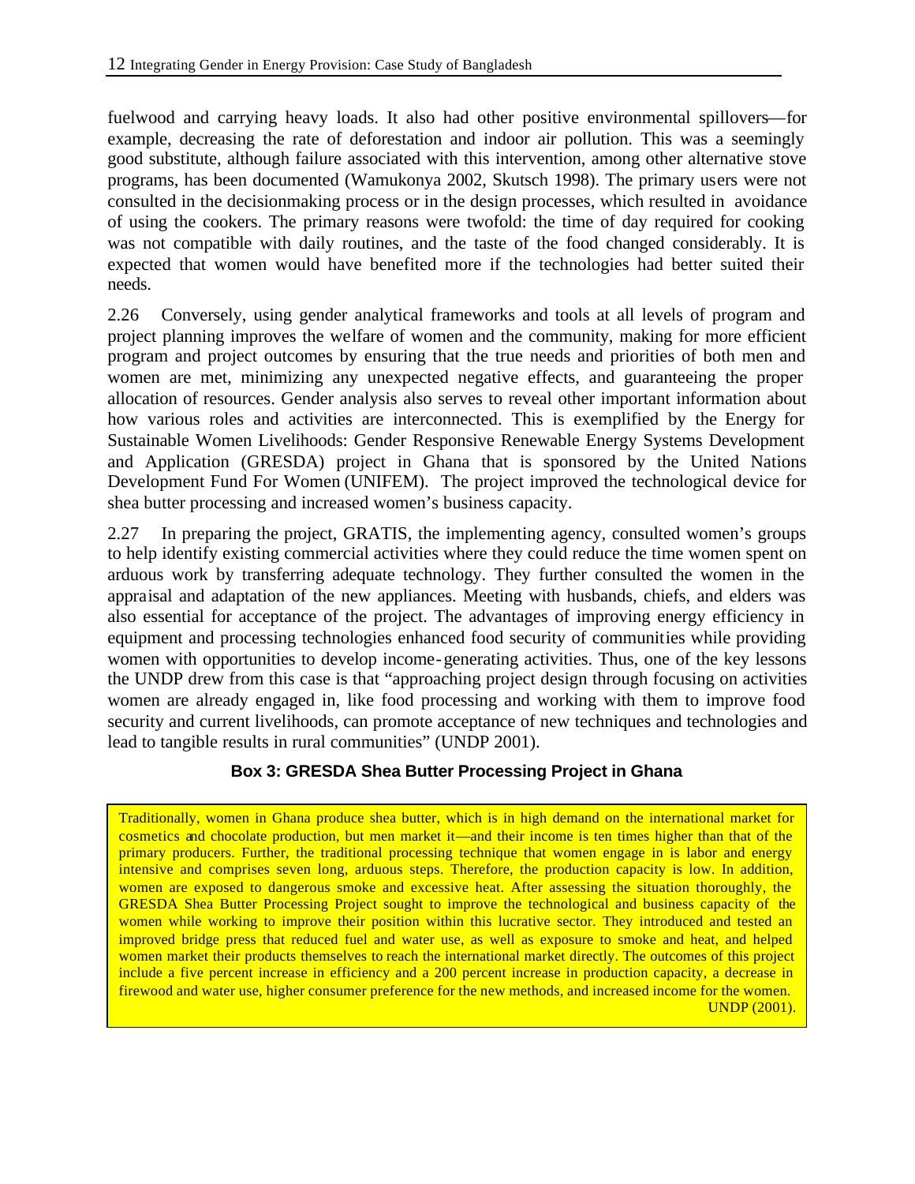fuelwood and carrying heavy loads. It also had other positive environmental spillovers—for example, decreasing the rate of deforestation and indoor air pollution. This was a seemingly good substitute, although failure associated with this intervention, among other alternative stove programs, has been documented (Wamukonya 2002, Skutsch 1998). The primary users were not consulted in the decisionmaking process or in the design processes, which resulted in avoidance of using the cookers. The primary reasons were twofold: the time of day required for cooking was not compatible with daily routines, and the taste of the food changed considerably. It is expected that women would have benefited more if the technologies had better suited their needs.

2.26 Conversely, using gender analytical frameworks and tools at all levels of program and project planning improves the welfare of women and the community, making for more efficient program and project outcomes by ensuring that the true needs and priorities of both men and women are met, minimizing any unexpected negative effects, and guaranteeing the proper allocation of resources. Gender analysis also serves to reveal other important information about how various roles and activities are interconnected. This is exemplified by the Energy for Sustainable Women Livelihoods: Gender Responsive Renewable Energy Systems Development and Application (GRESDA) project in Ghana that is sponsored by the United Nations Development Fund For Women (UNIFEM). The project improved the technological device for shea butter processing and increased women's business capacity.

2.27 In preparing the project, GRATIS, the implementing agency, consulted women's groups to help identify existing commercial activities where they could reduce the time women spent on arduous work by transferring adequate technology. They further consulted the women in the appraisal and adaptation of the new appliances. Meeting with husbands, chiefs, and elders was also essential for acceptance of the project. The advantages of improving energy efficiency in equipment and processing technologies enhanced food security of communities while providing women with opportunities to develop income-generating activities. Thus, one of the key lessons the UNDP drew from this case is that "approaching project design through focusing on activities women are already engaged in, like food processing and working with them to improve food security and current livelihoods, can promote acceptance of new techniques and technologies and lead to tangible results in rural communities" (UNDP 2001).

**Box 3: GRESDA Shea Butter Processing Project in Ghana**

Traditionally, women in Ghana produce shea butter, which is in high demand on the international market for cosmetics and chocolate production, but men market it—and their income is ten times higher than that of the primary producers. Further, the traditional processing technique that women engage in is labor and energy intensive and comprises seven long, arduous steps. Therefore, the production capacity is low. In addition, women are exposed to dangerous smoke and excessive heat. After assessing the situation thoroughly, the GRESDA Shea Butter Processing Project sought to improve the technological and business capacity of the women while working to improve their position within this lucrative sector. They introduced and tested an improved bridge press that reduced fuel and water use, as well as exposure to smoke and heat, and helped women market their products themselves to reach the international market directly. The outcomes of this project include a five percent increase in efficiency and a 200 percent increase in production capacity, a decrease in firewood and water use, higher consumer preference for the new methods, and increased income for the women.

UNDP (2001).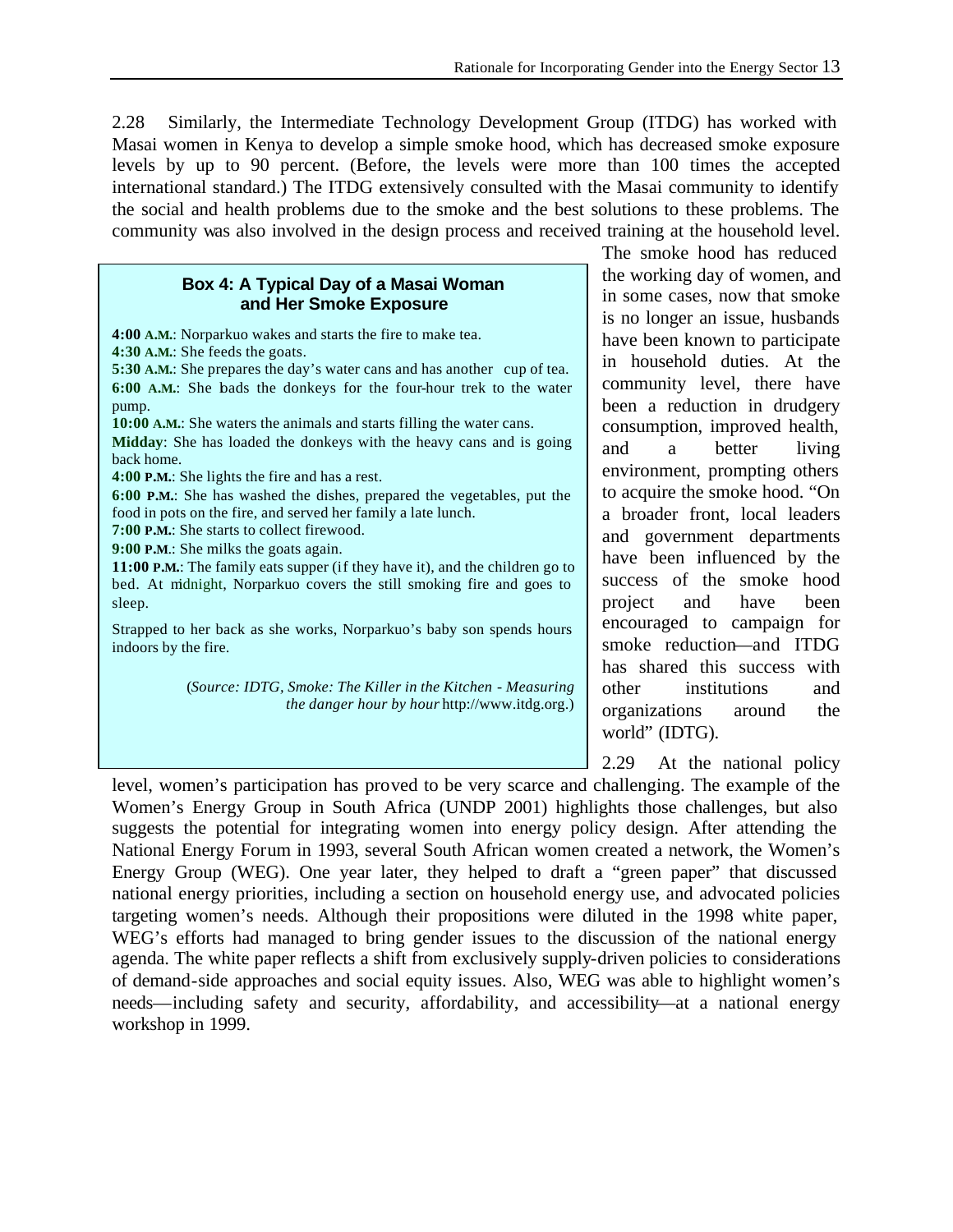2.28 Similarly, the Intermediate Technology Development Group (ITDG) has worked with Masai women in Kenya to develop a simple smoke hood, which has decreased smoke exposure levels by up to 90 percent. (Before, the levels were more than 100 times the accepted international standard.) The ITDG extensively consulted with the Masai community to identify the social and health problems due to the smoke and the best solutions to these problems. The community was also involved in the design process and received training at the household level. The smoke hood has reduced the working day of women, and in some cases, now that smoke is no longer an issue, husbands have been known to participate in household duties. At the community level, there have been a reduction in drudgery consumption, improved health, and a better living environment, prompting others to acquire the smoke hood. "On a broader front, local leaders and government departments have been influenced by the success of the smoke hood project and have been encouraged to campaign for smoke reduction—and ITDG has shared this success with other institutions and organizations around the world" (IDTG).

> **Box 4: A Typical Day of a Masai Woman and Her Smoke Exposure**
>
> **4:00 A.M.**: Norparkuo wakes and starts the fire to make tea.
> **4:30 A.M.**: She feeds the goats.
> **5:30 A.M.**: She prepares the day's water cans and has another cup of tea.
> **6:00 A.M.**: She loads the donkeys for the four-hour trek to the water pump.
> **10:00 A.M.**: She waters the animals and starts filling the water cans.
> **Midday**: She has loaded the donkeys with the heavy cans and is going back home.
> **4:00 P.M.**: She lights the fire and has a rest.
> **6:00 P.M.**: She has washed the dishes, prepared the vegetables, put the food in pots on the fire, and served her family a late lunch.
> **7:00 P.M.**: She starts to collect firewood.
> **9:00 P.M**: She milks the goats again.
> **11:00 P.M.**: The family eats supper (if they have it), and the children go to bed. At midnight, Norparkuo covers the still smoking fire and goes to sleep.
>
> Strapped to her back as she works, Norparkuo's baby son spends hours indoors by the fire.
>
> (*Source: IDTG, Smoke: The Killer in the Kitchen - Measuring the danger hour by hour* http://www.itdg.org.)

2.29 At the national policy level, women's participation has proved to be very scarce and challenging. The example of the Women's Energy Group in South Africa (UNDP 2001) highlights those challenges, but also suggests the potential for integrating women into energy policy design. After attending the National Energy Forum in 1993, several South African women created a network, the Women's Energy Group (WEG). One year later, they helped to draft a "green paper" that discussed national energy priorities, including a section on household energy use, and advocated policies targeting women's needs. Although their propositions were diluted in the 1998 white paper, WEG's efforts had managed to bring gender issues to the discussion of the national energy agenda. The white paper reflects a shift from exclusively supply-driven policies to considerations of demand-side approaches and social equity issues. Also, WEG was able to highlight women's needs—including safety and security, affordability, and accessibility—at a national energy workshop in 1999.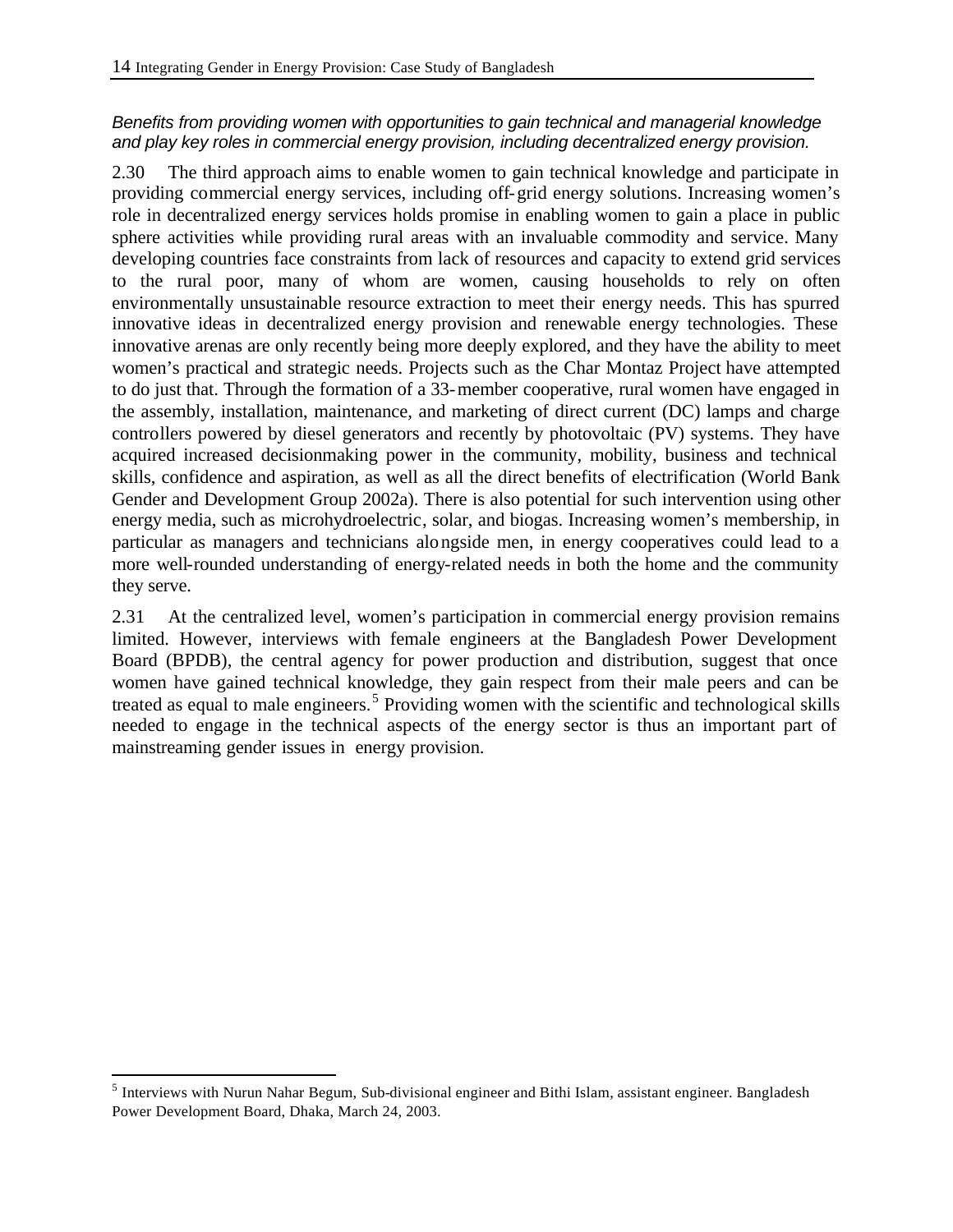*Benefits from providing women with opportunities to gain technical and managerial knowledge and play key roles in commercial energy provision, including decentralized energy provision.*

2.30 The third approach aims to enable women to gain technical knowledge and participate in providing commercial energy services, including off-grid energy solutions. Increasing women's role in decentralized energy services holds promise in enabling women to gain a place in public sphere activities while providing rural areas with an invaluable commodity and service. Many developing countries face constraints from lack of resources and capacity to extend grid services to the rural poor, many of whom are women, causing households to rely on often environmentally unsustainable resource extraction to meet their energy needs. This has spurred innovative ideas in decentralized energy provision and renewable energy technologies. These innovative arenas are only recently being more deeply explored, and they have the ability to meet women's practical and strategic needs. Projects such as the Char Montaz Project have attempted to do just that. Through the formation of a 33-member cooperative, rural women have engaged in the assembly, installation, maintenance, and marketing of direct current (DC) lamps and charge controllers powered by diesel generators and recently by photovoltaic (PV) systems. They have acquired increased decisionmaking power in the community, mobility, business and technical skills, confidence and aspiration, as well as all the direct benefits of electrification (World Bank Gender and Development Group 2002a). There is also potential for such intervention using other energy media, such as microhydroelectric, solar, and biogas. Increasing women's membership, in particular as managers and technicians alongside men, in energy cooperatives could lead to a more well-rounded understanding of energy-related needs in both the home and the community they serve.

2.31 At the centralized level, women's participation in commercial energy provision remains limited. However, interviews with female engineers at the Bangladesh Power Development Board (BPDB), the central agency for power production and distribution, suggest that once women have gained technical knowledge, they gain respect from their male peers and can be treated as equal to male engineers.[5] Providing women with the scientific and technological skills needed to engage in the technical aspects of the energy sector is thus an important part of mainstreaming gender issues in energy provision.

---

[5] Interviews with Nurun Nahar Begum, Sub-divisional engineer and Bithi Islam, assistant engineer. Bangladesh Power Development Board, Dhaka, March 24, 2003.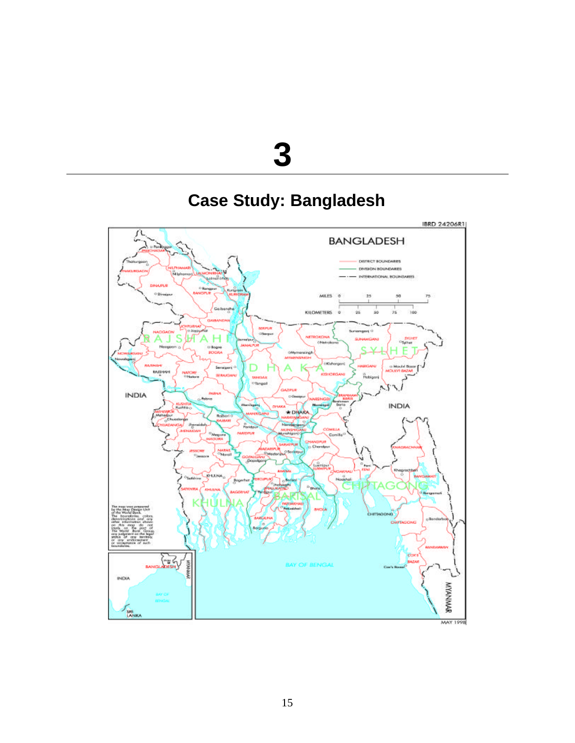# 3

## Case Study: Bangladesh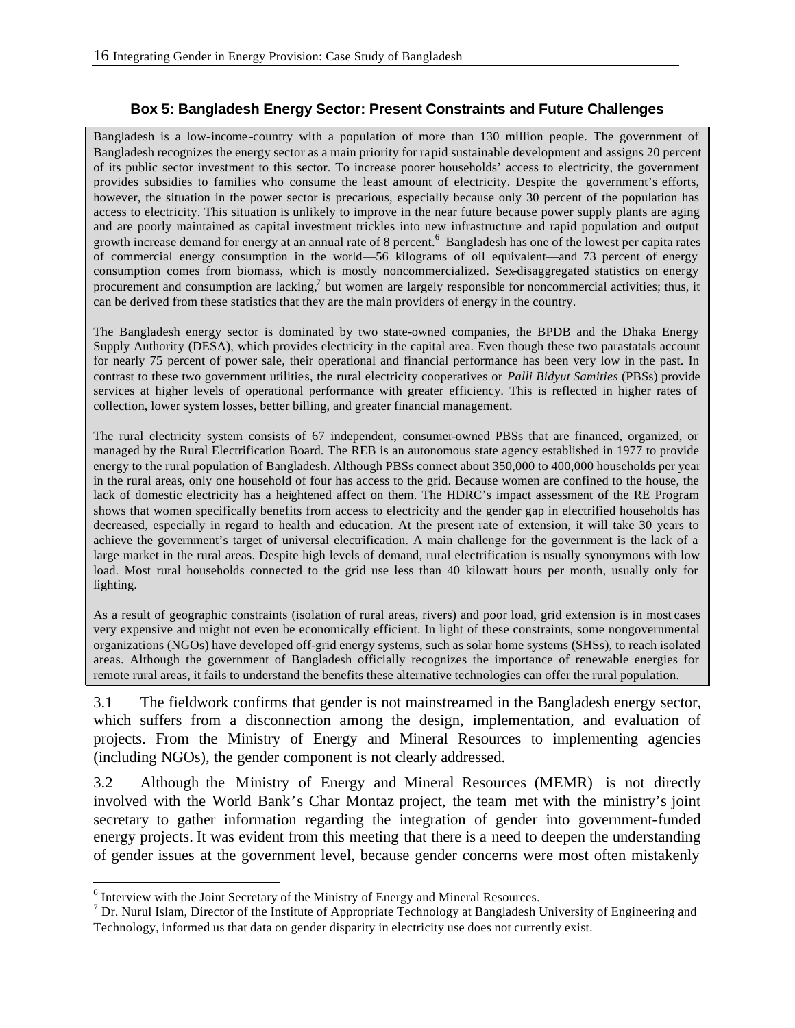### Box 5: Bangladesh Energy Sector: Present Constraints and Future Challenges

Bangladesh is a low-income-country with a population of more than 130 million people. The government of Bangladesh recognizes the energy sector as a main priority for rapid sustainable development and assigns 20 percent of its public sector investment to this sector. To increase poorer households' access to electricity, the government provides subsidies to families who consume the least amount of electricity. Despite the government's efforts, however, the situation in the power sector is precarious, especially because only 30 percent of the population has access to electricity. This situation is unlikely to improve in the near future because power supply plants are aging and are poorly maintained as capital investment trickles into new infrastructure and rapid population and output growth increase demand for energy at an annual rate of 8 percent.[6] Bangladesh has one of the lowest per capita rates of commercial energy consumption in the world—56 kilograms of oil equivalent—and 73 percent of energy consumption comes from biomass, which is mostly noncommercialized. Sex-disaggregated statistics on energy procurement and consumption are lacking,[7] but women are largely responsible for noncommercial activities; thus, it can be derived from these statistics that they are the main providers of energy in the country.

The Bangladesh energy sector is dominated by two state-owned companies, the BPDB and the Dhaka Energy Supply Authority (DESA), which provides electricity in the capital area. Even though these two parastatals account for nearly 75 percent of power sale, their operational and financial performance has been very low in the past. In contrast to these two government utilities, the rural electricity cooperatives or *Palli Bidyut Samities* (PBSs) provide services at higher levels of operational performance with greater efficiency. This is reflected in higher rates of collection, lower system losses, better billing, and greater financial management.

The rural electricity system consists of 67 independent, consumer-owned PBSs that are financed, organized, or managed by the Rural Electrification Board. The REB is an autonomous state agency established in 1977 to provide energy to the rural population of Bangladesh. Although PBSs connect about 350,000 to 400,000 households per year in the rural areas, only one household of four has access to the grid. Because women are confined to the house, the lack of domestic electricity has a heightened affect on them. The HDRC's impact assessment of the RE Program shows that women specifically benefits from access to electricity and the gender gap in electrified households has decreased, especially in regard to health and education. At the present rate of extension, it will take 30 years to achieve the government's target of universal electrification. A main challenge for the government is the lack of a large market in the rural areas. Despite high levels of demand, rural electrification is usually synonymous with low load. Most rural households connected to the grid use less than 40 kilowatt hours per month, usually only for lighting.

As a result of geographic constraints (isolation of rural areas, rivers) and poor load, grid extension is in most cases very expensive and might not even be economically efficient. In light of these constraints, some nongovernmental organizations (NGOs) have developed off-grid energy systems, such as solar home systems (SHSs), to reach isolated areas. Although the government of Bangladesh officially recognizes the importance of renewable energies for remote rural areas, it fails to understand the benefits these alternative technologies can offer the rural population.

3.1 The fieldwork confirms that gender is not mainstreamed in the Bangladesh energy sector, which suffers from a disconnection among the design, implementation, and evaluation of projects. From the Ministry of Energy and Mineral Resources to implementing agencies (including NGOs), the gender component is not clearly addressed.

3.2 Although the Ministry of Energy and Mineral Resources (MEMR) is not directly involved with the World Bank's Char Montaz project, the team met with the ministry's joint secretary to gather information regarding the integration of gender into government-funded energy projects. It was evident from this meeting that there is a need to deepen the understanding of gender issues at the government level, because gender concerns were most often mistakenly

---

[6] Interview with the Joint Secretary of the Ministry of Energy and Mineral Resources.

[7] Dr. Nurul Islam, Director of the Institute of Appropriate Technology at Bangladesh University of Engineering and Technology, informed us that data on gender disparity in electricity use does not currently exist.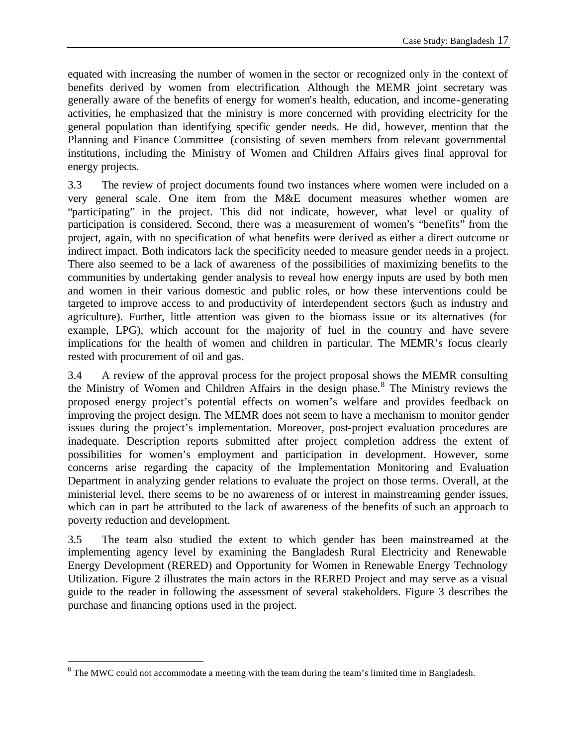equated with increasing the number of women in the sector or recognized only in the context of benefits derived by women from electrification. Although the MEMR joint secretary was generally aware of the benefits of energy for women's health, education, and income-generating activities, he emphasized that the ministry is more concerned with providing electricity for the general population than identifying specific gender needs. He did, however, mention that the Planning and Finance Committee (consisting of seven members from relevant governmental institutions, including the Ministry of Women and Children Affairs gives final approval for energy projects.

3.3 The review of project documents found two instances where women were included on a very general scale. One item from the M&E document measures whether women are "participating" in the project. This did not indicate, however, what level or quality of participation is considered. Second, there was a measurement of women's "benefits" from the project, again, with no specification of what benefits were derived as either a direct outcome or indirect impact. Both indicators lack the specificity needed to measure gender needs in a project. There also seemed to be a lack of awareness of the possibilities of maximizing benefits to the communities by undertaking gender analysis to reveal how energy inputs are used by both men and women in their various domestic and public roles, or how these interventions could be targeted to improve access to and productivity of interdependent sectors (such as industry and agriculture). Further, little attention was given to the biomass issue or its alternatives (for example, LPG), which account for the majority of fuel in the country and have severe implications for the health of women and children in particular. The MEMR's focus clearly rested with procurement of oil and gas.

3.4 A review of the approval process for the project proposal shows the MEMR consulting the Ministry of Women and Children Affairs in the design phase.[8] The Ministry reviews the proposed energy project's potential effects on women's welfare and provides feedback on improving the project design. The MEMR does not seem to have a mechanism to monitor gender issues during the project's implementation. Moreover, post-project evaluation procedures are inadequate. Description reports submitted after project completion address the extent of possibilities for women's employment and participation in development. However, some concerns arise regarding the capacity of the Implementation Monitoring and Evaluation Department in analyzing gender relations to evaluate the project on those terms. Overall, at the ministerial level, there seems to be no awareness of or interest in mainstreaming gender issues, which can in part be attributed to the lack of awareness of the benefits of such an approach to poverty reduction and development.

3.5 The team also studied the extent to which gender has been mainstreamed at the implementing agency level by examining the Bangladesh Rural Electricity and Renewable Energy Development (RERED) and Opportunity for Women in Renewable Energy Technology Utilization. Figure 2 illustrates the main actors in the RERED Project and may serve as a visual guide to the reader in following the assessment of several stakeholders. Figure 3 describes the purchase and financing options used in the project.

[8] The MWC could not accommodate a meeting with the team during the team's limited time in Bangladesh.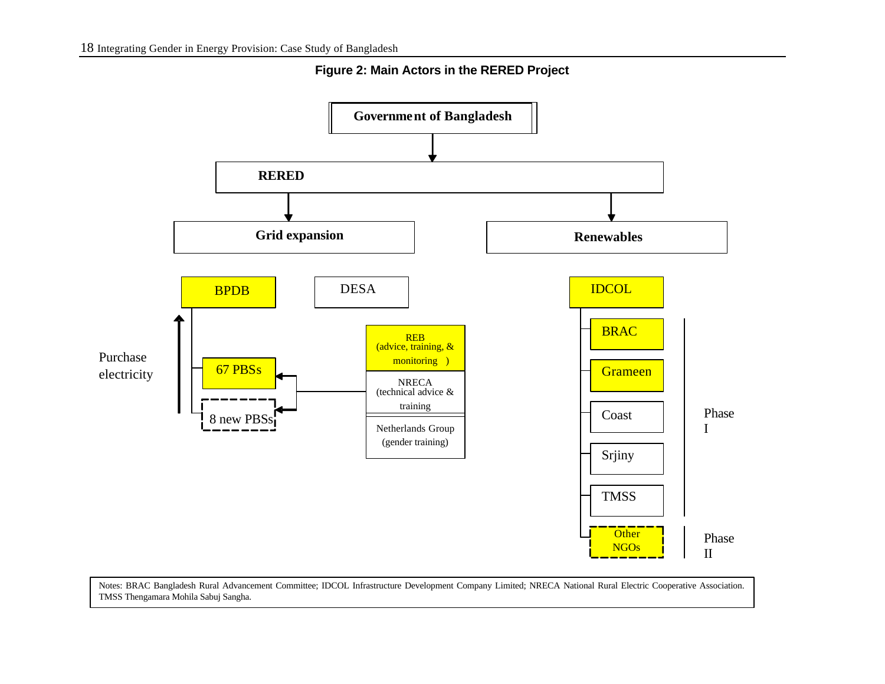**Figure 2: Main Actors in the RERED Project**

Government of Bangladesh

RERED

Grid expansion

Renewables

BPDB

DESA

IDCOL

Purchase electricity

67 PBSs

8 new PBSs

REB (advice, training, & monitoring )

NRECA (technical advice & training

Netherlands Group (gender training)

BRAC

Grameen

Coast

Srjiny

TMSS

Other NGOs

Phase I

Phase II

Notes: BRAC Bangladesh Rural Advancement Committee; IDCOL Infrastructure Development Company Limited; NRECA National Rural Electric Cooperative Association. TMSS Thengamara Mohila Sabuj Sangha.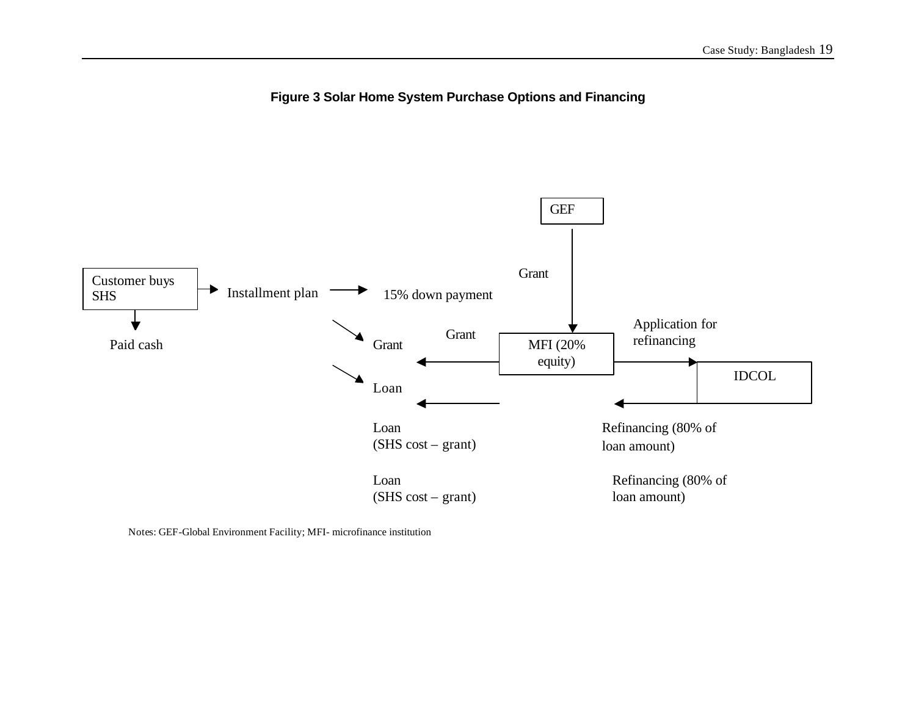**Figure 3 Solar Home System Purchase Options and Financing**

GEF

Grant

Customer buys SHS

Installment plan

15% down payment

Paid cash

Grant

Grant

MFI (20% equity)

Application for refinancing

IDCOL

Loan

Loan
(SHS cost – grant)

Refinancing (80% of loan amount)

Loan
(SHS cost – grant)

Refinancing (80% of loan amount)

Notes: GEF-Global Environment Facility; MFI- microfinance institution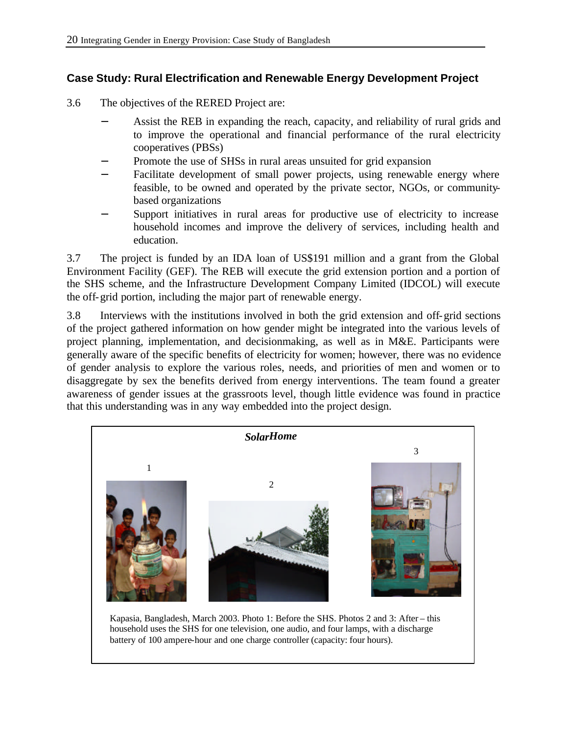### Case Study: Rural Electrification and Renewable Energy Development Project

3.6 The objectives of the RERED Project are:

- Assist the REB in expanding the reach, capacity, and reliability of rural grids and to improve the operational and financial performance of the rural electricity cooperatives (PBSs)
- Promote the use of SHSs in rural areas unsuited for grid expansion
- Facilitate development of small power projects, using renewable energy where feasible, to be owned and operated by the private sector, NGOs, or community-based organizations
- Support initiatives in rural areas for productive use of electricity to increase household incomes and improve the delivery of services, including health and education.

3.7 The project is funded by an IDA loan of US$191 million and a grant from the Global Environment Facility (GEF). The REB will execute the grid extension portion and a portion of the SHS scheme, and the Infrastructure Development Company Limited (IDCOL) will execute the off-grid portion, including the major part of renewable energy.

3.8 Interviews with the institutions involved in both the grid extension and off-grid sections of the project gathered information on how gender might be integrated into the various levels of project planning, implementation, and decisionmaking, as well as in M&E. Participants were generally aware of the specific benefits of electricity for women; however, there was no evidence of gender analysis to explore the various roles, needs, and priorities of men and women or to disaggregate by sex the benefits derived from energy interventions. The team found a greater awareness of gender issues at the grassroots level, though little evidence was found in practice that this understanding was in any way embedded into the project design.

***SolarHome***

1 2 3

Kapasia, Bangladesh, March 2003. Photo 1: Before the SHS. Photos 2 and 3: After – this household uses the SHS for one television, one audio, and four lamps, with a discharge battery of 100 ampere-hour and one charge controller (capacity: four hours).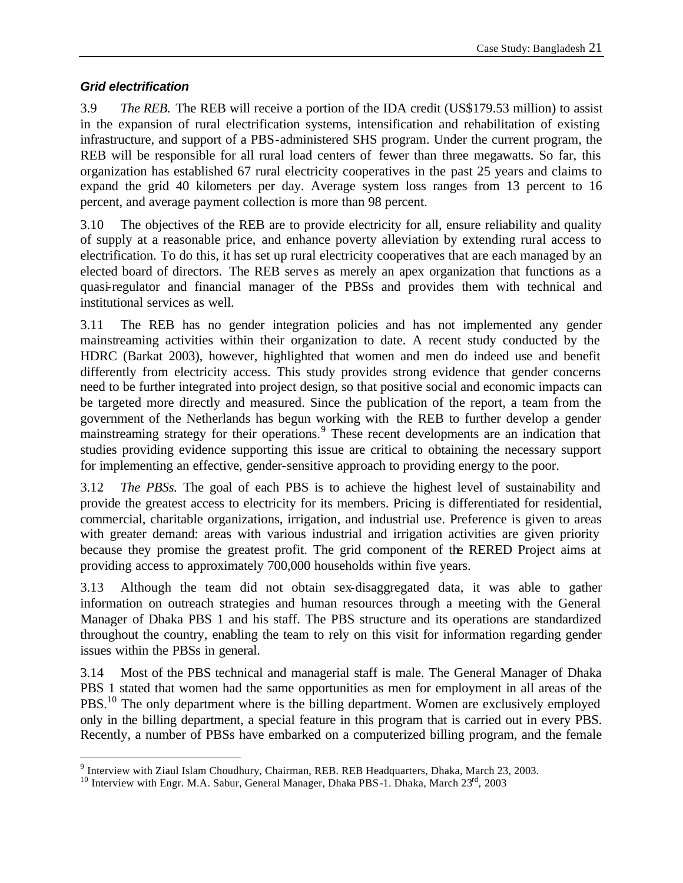### *Grid electrification*

3.9 *The REB.* The REB will receive a portion of the IDA credit (US$179.53 million) to assist in the expansion of rural electrification systems, intensification and rehabilitation of existing infrastructure, and support of a PBS-administered SHS program. Under the current program, the REB will be responsible for all rural load centers of fewer than three megawatts. So far, this organization has established 67 rural electricity cooperatives in the past 25 years and claims to expand the grid 40 kilometers per day. Average system loss ranges from 13 percent to 16 percent, and average payment collection is more than 98 percent.

3.10 The objectives of the REB are to provide electricity for all, ensure reliability and quality of supply at a reasonable price, and enhance poverty alleviation by extending rural access to electrification. To do this, it has set up rural electricity cooperatives that are each managed by an elected board of directors. The REB serves as merely an apex organization that functions as a quasi-regulator and financial manager of the PBSs and provides them with technical and institutional services as well.

3.11 The REB has no gender integration policies and has not implemented any gender mainstreaming activities within their organization to date. A recent study conducted by the HDRC (Barkat 2003), however, highlighted that women and men do indeed use and benefit differently from electricity access. This study provides strong evidence that gender concerns need to be further integrated into project design, so that positive social and economic impacts can be targeted more directly and measured. Since the publication of the report, a team from the government of the Netherlands has begun working with the REB to further develop a gender mainstreaming strategy for their operations.[9] These recent developments are an indication that studies providing evidence supporting this issue are critical to obtaining the necessary support for implementing an effective, gender-sensitive approach to providing energy to the poor.

3.12 *The PBSs.* The goal of each PBS is to achieve the highest level of sustainability and provide the greatest access to electricity for its members. Pricing is differentiated for residential, commercial, charitable organizations, irrigation, and industrial use. Preference is given to areas with greater demand: areas with various industrial and irrigation activities are given priority because they promise the greatest profit. The grid component of the RERED Project aims at providing access to approximately 700,000 households within five years.

3.13 Although the team did not obtain sex-disaggregated data, it was able to gather information on outreach strategies and human resources through a meeting with the General Manager of Dhaka PBS 1 and his staff. The PBS structure and its operations are standardized throughout the country, enabling the team to rely on this visit for information regarding gender issues within the PBSs in general.

3.14 Most of the PBS technical and managerial staff is male. The General Manager of Dhaka PBS 1 stated that women had the same opportunities as men for employment in all areas of the PBS.[10] The only department where is the billing department. Women are exclusively employed only in the billing department, a special feature in this program that is carried out in every PBS. Recently, a number of PBSs have embarked on a computerized billing program, and the female

---

[9] Interview with Ziaul Islam Choudhury, Chairman, REB. REB Headquarters, Dhaka, March 23, 2003.

[10] Interview with Engr. M.A. Sabur, General Manager, Dhaka PBS-1. Dhaka, March 23rd, 2003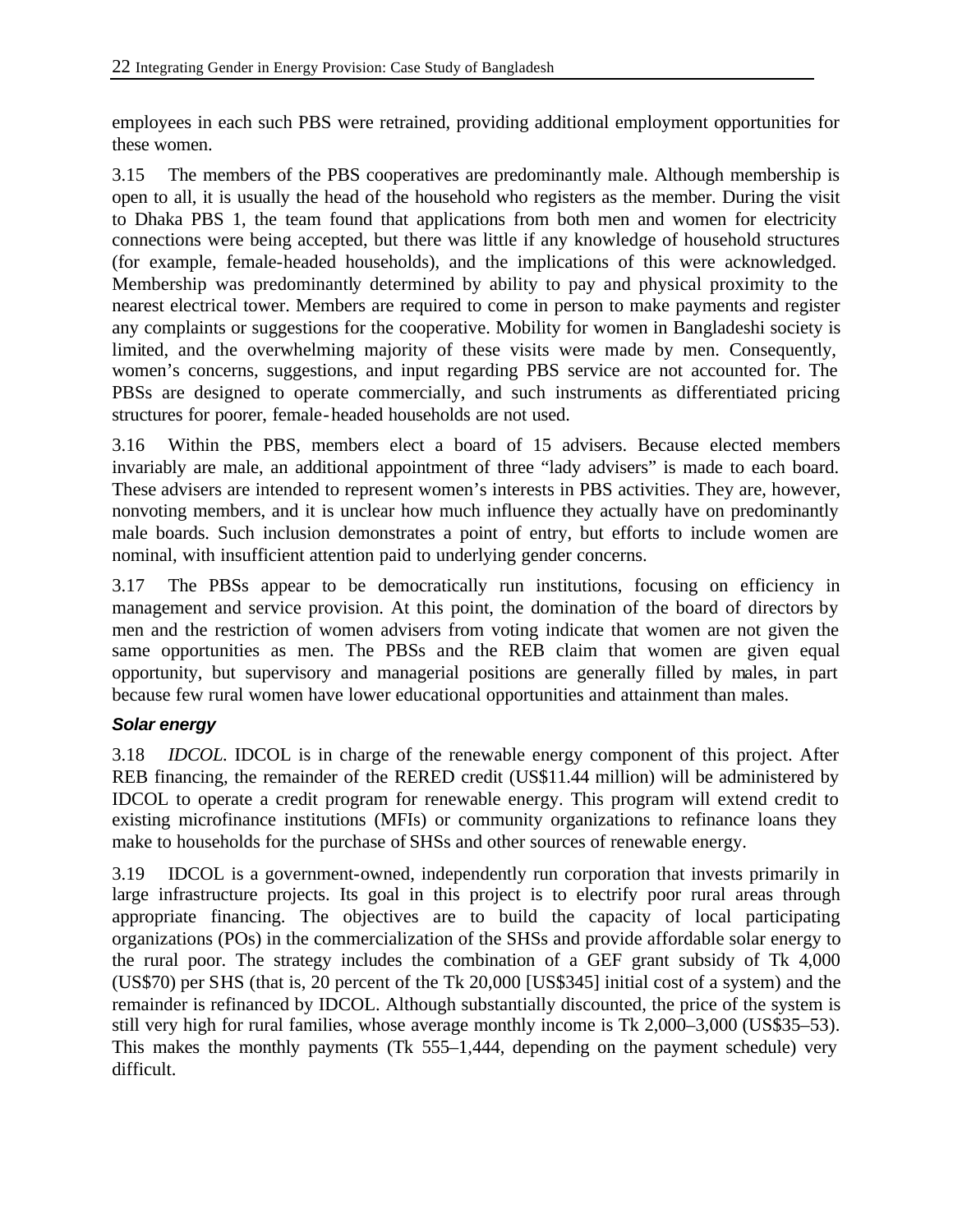employees in each such PBS were retrained, providing additional employment opportunities for these women.

3.15 The members of the PBS cooperatives are predominantly male. Although membership is open to all, it is usually the head of the household who registers as the member. During the visit to Dhaka PBS 1, the team found that applications from both men and women for electricity connections were being accepted, but there was little if any knowledge of household structures (for example, female-headed households), and the implications of this were acknowledged. Membership was predominantly determined by ability to pay and physical proximity to the nearest electrical tower. Members are required to come in person to make payments and register any complaints or suggestions for the cooperative. Mobility for women in Bangladeshi society is limited, and the overwhelming majority of these visits were made by men. Consequently, women's concerns, suggestions, and input regarding PBS service are not accounted for. The PBSs are designed to operate commercially, and such instruments as differentiated pricing structures for poorer, female-headed households are not used.

3.16 Within the PBS, members elect a board of 15 advisers. Because elected members invariably are male, an additional appointment of three "lady advisers" is made to each board. These advisers are intended to represent women's interests in PBS activities. They are, however, nonvoting members, and it is unclear how much influence they actually have on predominantly male boards. Such inclusion demonstrates a point of entry, but efforts to include women are nominal, with insufficient attention paid to underlying gender concerns.

3.17 The PBSs appear to be democratically run institutions, focusing on efficiency in management and service provision. At this point, the domination of the board of directors by men and the restriction of women advisers from voting indicate that women are not given the same opportunities as men. The PBSs and the REB claim that women are given equal opportunity, but supervisory and managerial positions are generally filled by males, in part because few rural women have lower educational opportunities and attainment than males.

### *Solar energy*

3.18 *IDCOL*. IDCOL is in charge of the renewable energy component of this project. After REB financing, the remainder of the RERED credit (US$11.44 million) will be administered by IDCOL to operate a credit program for renewable energy. This program will extend credit to existing microfinance institutions (MFIs) or community organizations to refinance loans they make to households for the purchase of SHSs and other sources of renewable energy.

3.19 IDCOL is a government-owned, independently run corporation that invests primarily in large infrastructure projects. Its goal in this project is to electrify poor rural areas through appropriate financing. The objectives are to build the capacity of local participating organizations (POs) in the commercialization of the SHSs and provide affordable solar energy to the rural poor. The strategy includes the combination of a GEF grant subsidy of Tk 4,000 (US$70) per SHS (that is, 20 percent of the Tk 20,000 [US$345] initial cost of a system) and the remainder is refinanced by IDCOL. Although substantially discounted, the price of the system is still very high for rural families, whose average monthly income is Tk 2,000–3,000 (US$35–53). This makes the monthly payments (Tk 555–1,444, depending on the payment schedule) very difficult.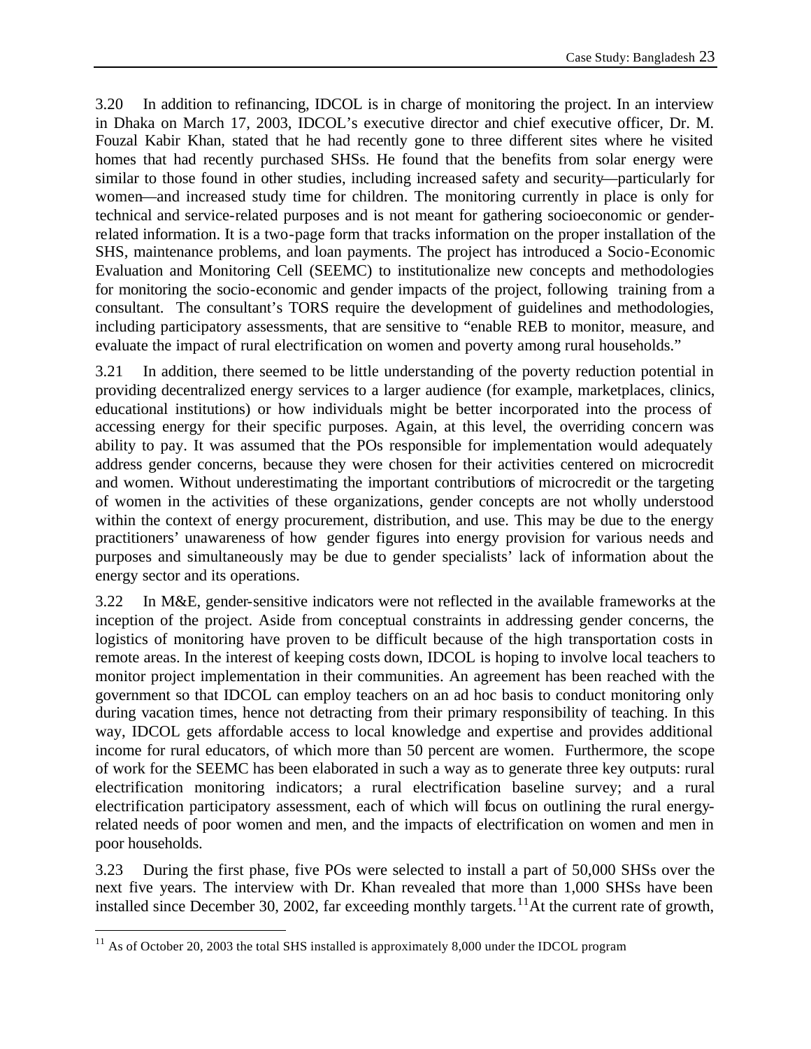3.20 In addition to refinancing, IDCOL is in charge of monitoring the project. In an interview in Dhaka on March 17, 2003, IDCOL's executive director and chief executive officer, Dr. M. Fouzal Kabir Khan, stated that he had recently gone to three different sites where he visited homes that had recently purchased SHSs. He found that the benefits from solar energy were similar to those found in other studies, including increased safety and security—particularly for women—and increased study time for children. The monitoring currently in place is only for technical and service-related purposes and is not meant for gathering socioeconomic or gender-related information. It is a two-page form that tracks information on the proper installation of the SHS, maintenance problems, and loan payments. The project has introduced a Socio-Economic Evaluation and Monitoring Cell (SEEMC) to institutionalize new concepts and methodologies for monitoring the socio-economic and gender impacts of the project, following training from a consultant. The consultant's TORS require the development of guidelines and methodologies, including participatory assessments, that are sensitive to "enable REB to monitor, measure, and evaluate the impact of rural electrification on women and poverty among rural households."

3.21 In addition, there seemed to be little understanding of the poverty reduction potential in providing decentralized energy services to a larger audience (for example, marketplaces, clinics, educational institutions) or how individuals might be better incorporated into the process of accessing energy for their specific purposes. Again, at this level, the overriding concern was ability to pay. It was assumed that the POs responsible for implementation would adequately address gender concerns, because they were chosen for their activities centered on microcredit and women. Without underestimating the important contributions of microcredit or the targeting of women in the activities of these organizations, gender concepts are not wholly understood within the context of energy procurement, distribution, and use. This may be due to the energy practitioners' unawareness of how gender figures into energy provision for various needs and purposes and simultaneously may be due to gender specialists' lack of information about the energy sector and its operations.

3.22 In M&E, gender-sensitive indicators were not reflected in the available frameworks at the inception of the project. Aside from conceptual constraints in addressing gender concerns, the logistics of monitoring have proven to be difficult because of the high transportation costs in remote areas. In the interest of keeping costs down, IDCOL is hoping to involve local teachers to monitor project implementation in their communities. An agreement has been reached with the government so that IDCOL can employ teachers on an ad hoc basis to conduct monitoring only during vacation times, hence not detracting from their primary responsibility of teaching. In this way, IDCOL gets affordable access to local knowledge and expertise and provides additional income for rural educators, of which more than 50 percent are women. Furthermore, the scope of work for the SEEMC has been elaborated in such a way as to generate three key outputs: rural electrification monitoring indicators; a rural electrification baseline survey; and a rural electrification participatory assessment, each of which will focus on outlining the rural energy-related needs of poor women and men, and the impacts of electrification on women and men in poor households.

3.23 During the first phase, five POs were selected to install a part of 50,000 SHSs over the next five years. The interview with Dr. Khan revealed that more than 1,000 SHSs have been installed since December 30, 2002, far exceeding monthly targets.[11] At the current rate of growth,

[11] As of October 20, 2003 the total SHS installed is approximately 8,000 under the IDCOL program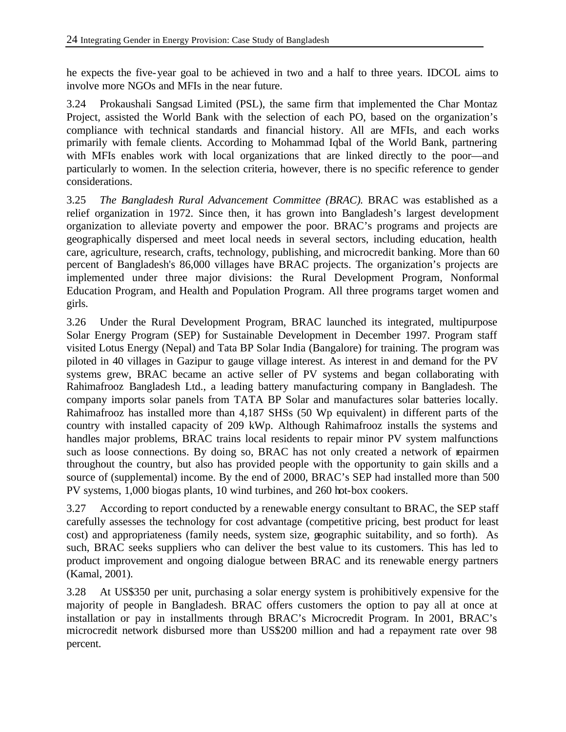he expects the five-year goal to be achieved in two and a half to three years. IDCOL aims to involve more NGOs and MFIs in the near future.

3.24 Prokaushali Sangsad Limited (PSL), the same firm that implemented the Char Montaz Project, assisted the World Bank with the selection of each PO, based on the organization's compliance with technical standards and financial history. All are MFIs, and each works primarily with female clients. According to Mohammad Iqbal of the World Bank, partnering with MFIs enables work with local organizations that are linked directly to the poor—and particularly to women. In the selection criteria, however, there is no specific reference to gender considerations.

3.25 *The Bangladesh Rural Advancement Committee (BRAC).* BRAC was established as a relief organization in 1972. Since then, it has grown into Bangladesh's largest development organization to alleviate poverty and empower the poor. BRAC's programs and projects are geographically dispersed and meet local needs in several sectors, including education, health care, agriculture, research, crafts, technology, publishing, and microcredit banking. More than 60 percent of Bangladesh's 86,000 villages have BRAC projects. The organization's projects are implemented under three major divisions: the Rural Development Program, Nonformal Education Program, and Health and Population Program. All three programs target women and girls.

3.26 Under the Rural Development Program, BRAC launched its integrated, multipurpose Solar Energy Program (SEP) for Sustainable Development in December 1997. Program staff visited Lotus Energy (Nepal) and Tata BP Solar India (Bangalore) for training. The program was piloted in 40 villages in Gazipur to gauge village interest. As interest in and demand for the PV systems grew, BRAC became an active seller of PV systems and began collaborating with Rahimafrooz Bangladesh Ltd., a leading battery manufacturing company in Bangladesh. The company imports solar panels from TATA BP Solar and manufactures solar batteries locally. Rahimafrooz has installed more than 4,187 SHSs (50 Wp equivalent) in different parts of the country with installed capacity of 209 kWp. Although Rahimafrooz installs the systems and handles major problems, BRAC trains local residents to repair minor PV system malfunctions such as loose connections. By doing so, BRAC has not only created a network of repairmen throughout the country, but also has provided people with the opportunity to gain skills and a source of (supplemental) income. By the end of 2000, BRAC's SEP had installed more than 500 PV systems, 1,000 biogas plants, 10 wind turbines, and 260 hot-box cookers.

3.27 According to report conducted by a renewable energy consultant to BRAC, the SEP staff carefully assesses the technology for cost advantage (competitive pricing, best product for least cost) and appropriateness (family needs, system size, geographic suitability, and so forth). As such, BRAC seeks suppliers who can deliver the best value to its customers. This has led to product improvement and ongoing dialogue between BRAC and its renewable energy partners (Kamal, 2001).

3.28 At US$350 per unit, purchasing a solar energy system is prohibitively expensive for the majority of people in Bangladesh. BRAC offers customers the option to pay all at once at installation or pay in installments through BRAC's Microcredit Program. In 2001, BRAC's microcredit network disbursed more than US$200 million and had a repayment rate over 98 percent.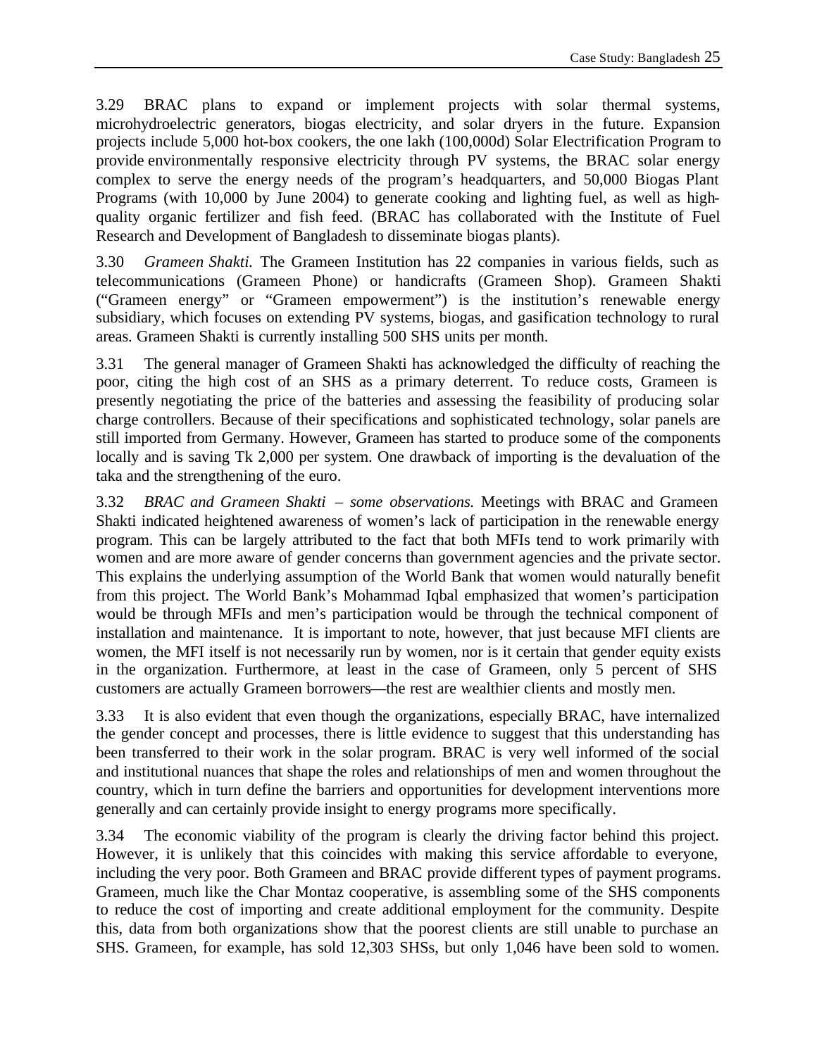3.29 BRAC plans to expand or implement projects with solar thermal systems, microhydroelectric generators, biogas electricity, and solar dryers in the future. Expansion projects include 5,000 hot-box cookers, the one lakh (100,000d) Solar Electrification Program to provide environmentally responsive electricity through PV systems, the BRAC solar energy complex to serve the energy needs of the program's headquarters, and 50,000 Biogas Plant Programs (with 10,000 by June 2004) to generate cooking and lighting fuel, as well as high-quality organic fertilizer and fish feed. (BRAC has collaborated with the Institute of Fuel Research and Development of Bangladesh to disseminate biogas plants).

3.30 *Grameen Shakti.* The Grameen Institution has 22 companies in various fields, such as telecommunications (Grameen Phone) or handicrafts (Grameen Shop). Grameen Shakti ("Grameen energy" or "Grameen empowerment") is the institution's renewable energy subsidiary, which focuses on extending PV systems, biogas, and gasification technology to rural areas. Grameen Shakti is currently installing 500 SHS units per month.

3.31 The general manager of Grameen Shakti has acknowledged the difficulty of reaching the poor, citing the high cost of an SHS as a primary deterrent. To reduce costs, Grameen is presently negotiating the price of the batteries and assessing the feasibility of producing solar charge controllers. Because of their specifications and sophisticated technology, solar panels are still imported from Germany. However, Grameen has started to produce some of the components locally and is saving Tk 2,000 per system. One drawback of importing is the devaluation of the taka and the strengthening of the euro.

3.32 *BRAC and Grameen Shakti – some observations.* Meetings with BRAC and Grameen Shakti indicated heightened awareness of women's lack of participation in the renewable energy program. This can be largely attributed to the fact that both MFIs tend to work primarily with women and are more aware of gender concerns than government agencies and the private sector. This explains the underlying assumption of the World Bank that women would naturally benefit from this project. The World Bank's Mohammad Iqbal emphasized that women's participation would be through MFIs and men's participation would be through the technical component of installation and maintenance. It is important to note, however, that just because MFI clients are women, the MFI itself is not necessarily run by women, nor is it certain that gender equity exists in the organization. Furthermore, at least in the case of Grameen, only 5 percent of SHS customers are actually Grameen borrowers—the rest are wealthier clients and mostly men.

3.33 It is also evident that even though the organizations, especially BRAC, have internalized the gender concept and processes, there is little evidence to suggest that this understanding has been transferred to their work in the solar program. BRAC is very well informed of the social and institutional nuances that shape the roles and relationships of men and women throughout the country, which in turn define the barriers and opportunities for development interventions more generally and can certainly provide insight to energy programs more specifically.

3.34 The economic viability of the program is clearly the driving factor behind this project. However, it is unlikely that this coincides with making this service affordable to everyone, including the very poor. Both Grameen and BRAC provide different types of payment programs. Grameen, much like the Char Montaz cooperative, is assembling some of the SHS components to reduce the cost of importing and create additional employment for the community. Despite this, data from both organizations show that the poorest clients are still unable to purchase an SHS. Grameen, for example, has sold 12,303 SHSs, but only 1,046 have been sold to women.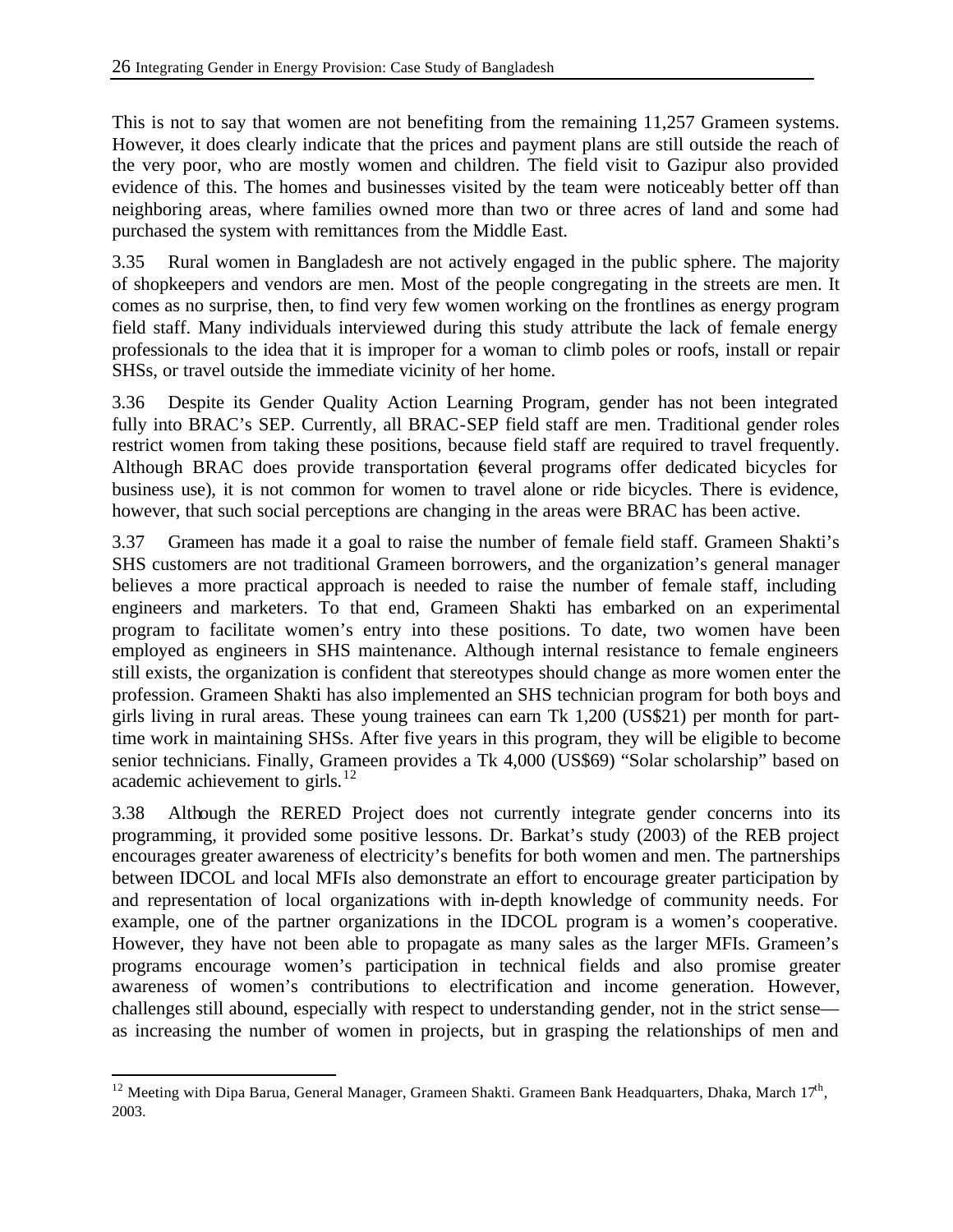This is not to say that women are not benefiting from the remaining 11,257 Grameen systems. However, it does clearly indicate that the prices and payment plans are still outside the reach of the very poor, who are mostly women and children. The field visit to Gazipur also provided evidence of this. The homes and businesses visited by the team were noticeably better off than neighboring areas, where families owned more than two or three acres of land and some had purchased the system with remittances from the Middle East.

3.35 Rural women in Bangladesh are not actively engaged in the public sphere. The majority of shopkeepers and vendors are men. Most of the people congregating in the streets are men. It comes as no surprise, then, to find very few women working on the frontlines as energy program field staff. Many individuals interviewed during this study attribute the lack of female energy professionals to the idea that it is improper for a woman to climb poles or roofs, install or repair SHSs, or travel outside the immediate vicinity of her home.

3.36 Despite its Gender Quality Action Learning Program, gender has not been integrated fully into BRAC's SEP. Currently, all BRAC-SEP field staff are men. Traditional gender roles restrict women from taking these positions, because field staff are required to travel frequently. Although BRAC does provide transportation (several programs offer dedicated bicycles for business use), it is not common for women to travel alone or ride bicycles. There is evidence, however, that such social perceptions are changing in the areas were BRAC has been active.

3.37 Grameen has made it a goal to raise the number of female field staff. Grameen Shakti's SHS customers are not traditional Grameen borrowers, and the organization's general manager believes a more practical approach is needed to raise the number of female staff, including engineers and marketers. To that end, Grameen Shakti has embarked on an experimental program to facilitate women's entry into these positions. To date, two women have been employed as engineers in SHS maintenance. Although internal resistance to female engineers still exists, the organization is confident that stereotypes should change as more women enter the profession. Grameen Shakti has also implemented an SHS technician program for both boys and girls living in rural areas. These young trainees can earn Tk 1,200 (US$21) per month for part-time work in maintaining SHSs. After five years in this program, they will be eligible to become senior technicians. Finally, Grameen provides a Tk 4,000 (US$69) "Solar scholarship" based on academic achievement to girls.[12]

3.38 Although the RERED Project does not currently integrate gender concerns into its programming, it provided some positive lessons. Dr. Barkat's study (2003) of the REB project encourages greater awareness of electricity's benefits for both women and men. The partnerships between IDCOL and local MFIs also demonstrate an effort to encourage greater participation by and representation of local organizations with in-depth knowledge of community needs. For example, one of the partner organizations in the IDCOL program is a women's cooperative. However, they have not been able to propagate as many sales as the larger MFIs. Grameen's programs encourage women's participation in technical fields and also promise greater awareness of women's contributions to electrification and income generation. However, challenges still abound, especially with respect to understanding gender, not in the strict sense—as increasing the number of women in projects, but in grasping the relationships of men and

[12] Meeting with Dipa Barua, General Manager, Grameen Shakti. Grameen Bank Headquarters, Dhaka, March 17th, 2003.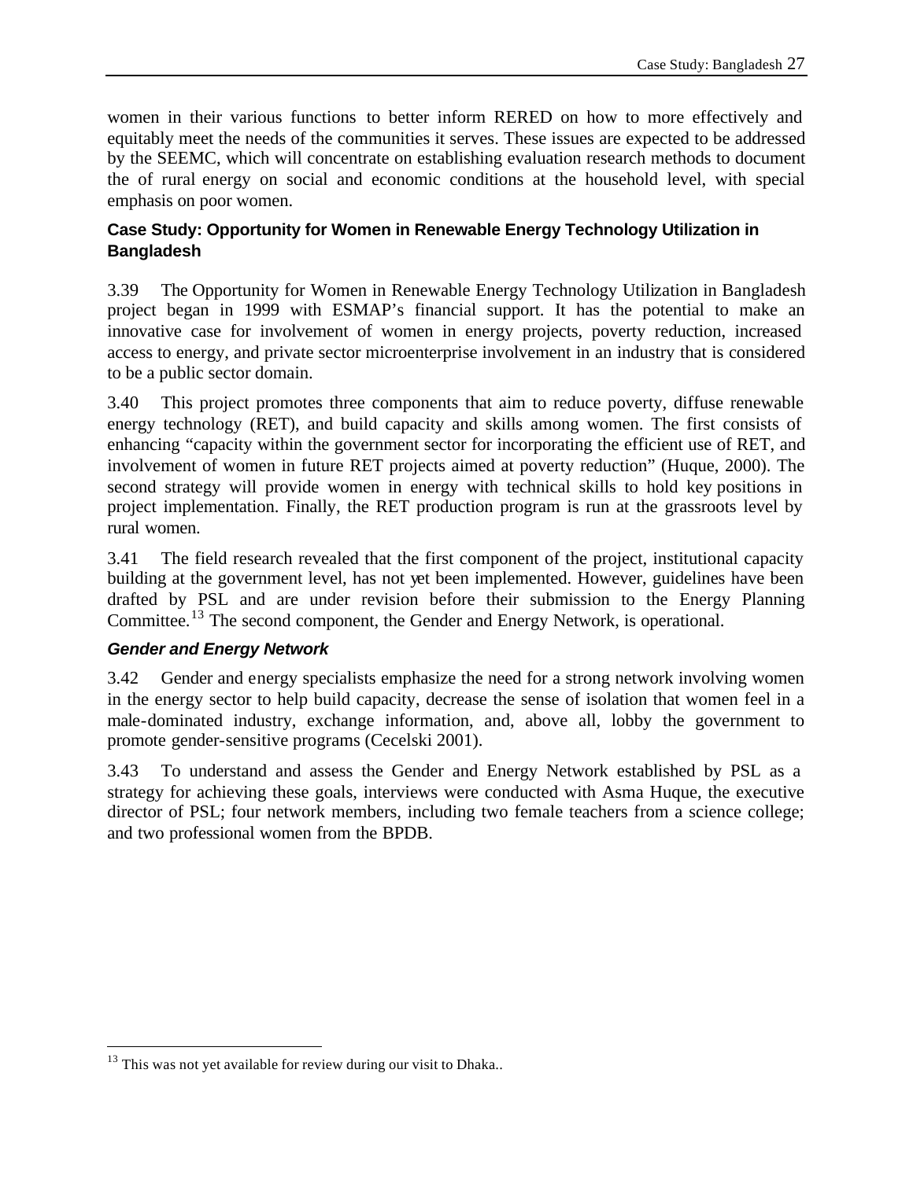women in their various functions to better inform RERED on how to more effectively and equitably meet the needs of the communities it serves. These issues are expected to be addressed by the SEEMC, which will concentrate on establishing evaluation research methods to document the of rural energy on social and economic conditions at the household level, with special emphasis on poor women.

### Case Study: Opportunity for Women in Renewable Energy Technology Utilization in Bangladesh

3.39 The Opportunity for Women in Renewable Energy Technology Utilization in Bangladesh project began in 1999 with ESMAP's financial support. It has the potential to make an innovative case for involvement of women in energy projects, poverty reduction, increased access to energy, and private sector microenterprise involvement in an industry that is considered to be a public sector domain.

3.40 This project promotes three components that aim to reduce poverty, diffuse renewable energy technology (RET), and build capacity and skills among women. The first consists of enhancing "capacity within the government sector for incorporating the efficient use of RET, and involvement of women in future RET projects aimed at poverty reduction" (Huque, 2000). The second strategy will provide women in energy with technical skills to hold key positions in project implementation. Finally, the RET production program is run at the grassroots level by rural women.

3.41 The field research revealed that the first component of the project, institutional capacity building at the government level, has not yet been implemented. However, guidelines have been drafted by PSL and are under revision before their submission to the Energy Planning Committee.[13] The second component, the Gender and Energy Network, is operational.

#### *Gender and Energy Network*

3.42 Gender and energy specialists emphasize the need for a strong network involving women in the energy sector to help build capacity, decrease the sense of isolation that women feel in a male-dominated industry, exchange information, and, above all, lobby the government to promote gender-sensitive programs (Cecelski 2001).

3.43 To understand and assess the Gender and Energy Network established by PSL as a strategy for achieving these goals, interviews were conducted with Asma Huque, the executive director of PSL; four network members, including two female teachers from a science college; and two professional women from the BPDB.

---

[13] This was not yet available for review during our visit to Dhaka..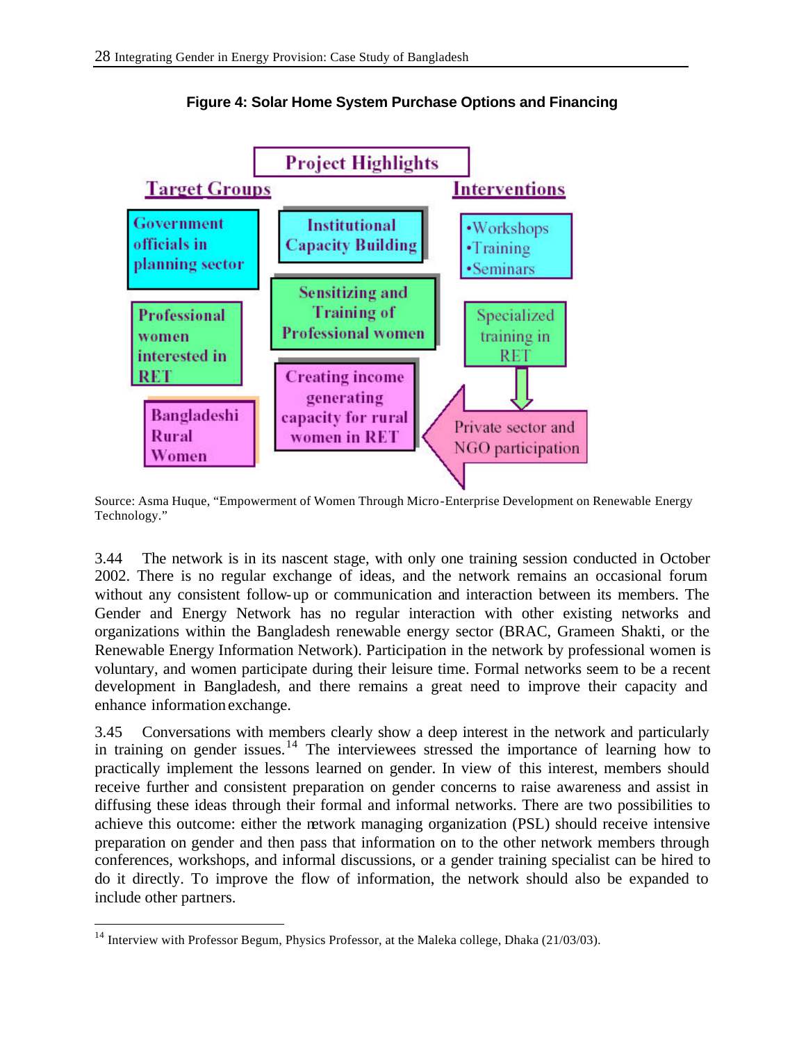**Figure 4: Solar Home System Purchase Options and Financing**

Project Highlights

Target Groups

Interventions

Government officials in planning sector

Institutional Capacity Building

- Workshops
- Training
- Seminars

Professional women interested in RET

Sensitizing and Training of Professional women

Specialized training in RET

Bangladeshi Rural Women

Creating income generating capacity for rural women in RET

Private sector and NGO participation

Source: Asma Huque, "Empowerment of Women Through Micro-Enterprise Development on Renewable Energy Technology."

3.44 The network is in its nascent stage, with only one training session conducted in October 2002. There is no regular exchange of ideas, and the network remains an occasional forum without any consistent follow-up or communication and interaction between its members. The Gender and Energy Network has no regular interaction with other existing networks and organizations within the Bangladesh renewable energy sector (BRAC, Grameen Shakti, or the Renewable Energy Information Network). Participation in the network by professional women is voluntary, and women participate during their leisure time. Formal networks seem to be a recent development in Bangladesh, and there remains a great need to improve their capacity and enhance information exchange.

3.45 Conversations with members clearly show a deep interest in the network and particularly in training on gender issues.[14] The interviewees stressed the importance of learning how to practically implement the lessons learned on gender. In view of this interest, members should receive further and consistent preparation on gender concerns to raise awareness and assist in diffusing these ideas through their formal and informal networks. There are two possibilities to achieve this outcome: either the network managing organization (PSL) should receive intensive preparation on gender and then pass that information on to the other network members through conferences, workshops, and informal discussions, or a gender training specialist can be hired to do it directly. To improve the flow of information, the network should also be expanded to include other partners.

[14] Interview with Professor Begum, Physics Professor, at the Maleka college, Dhaka (21/03/03).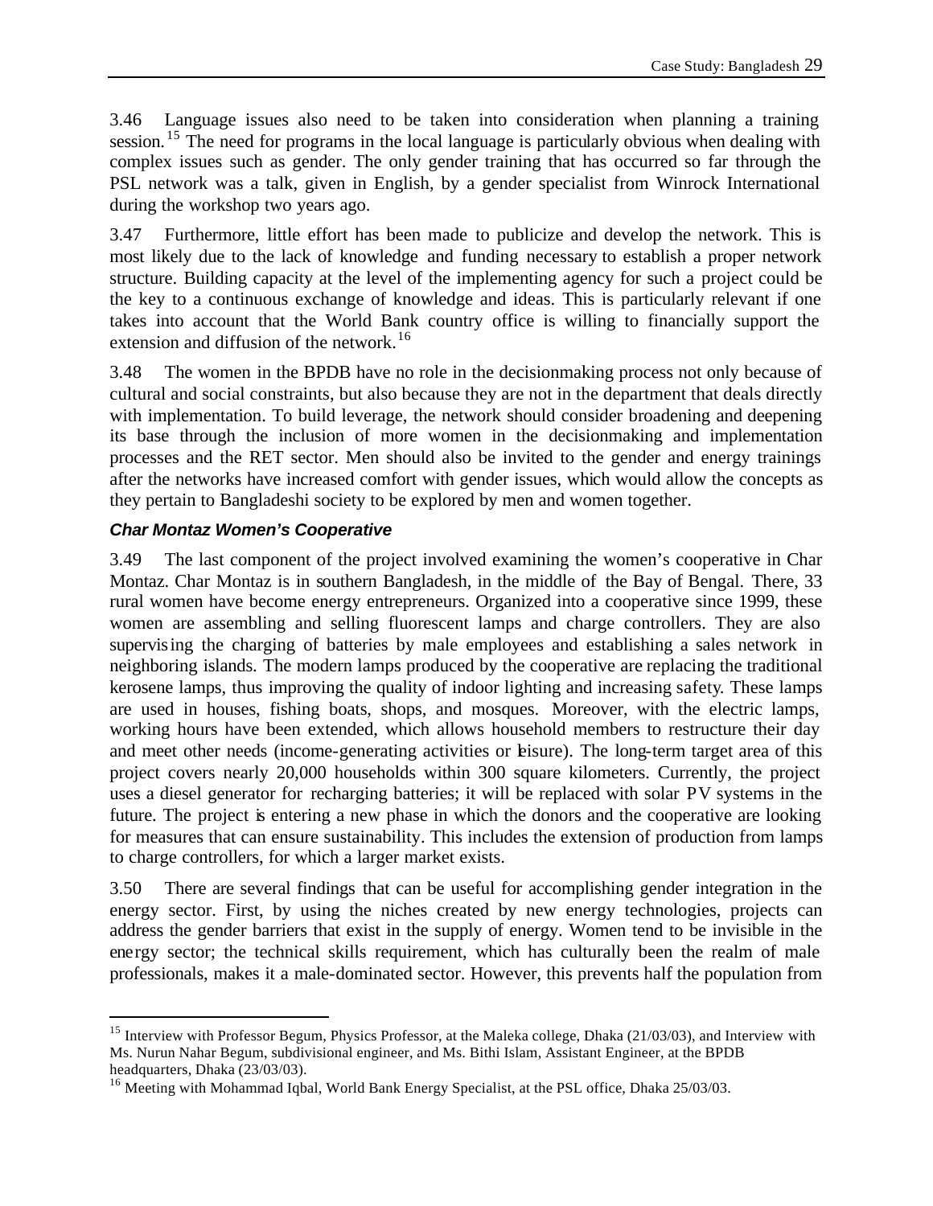3.46 Language issues also need to be taken into consideration when planning a training session.[15] The need for programs in the local language is particularly obvious when dealing with complex issues such as gender. The only gender training that has occurred so far through the PSL network was a talk, given in English, by a gender specialist from Winrock International during the workshop two years ago.

3.47 Furthermore, little effort has been made to publicize and develop the network. This is most likely due to the lack of knowledge and funding necessary to establish a proper network structure. Building capacity at the level of the implementing agency for such a project could be the key to a continuous exchange of knowledge and ideas. This is particularly relevant if one takes into account that the World Bank country office is willing to financially support the extension and diffusion of the network.[16]

3.48 The women in the BPDB have no role in the decisionmaking process not only because of cultural and social constraints, but also because they are not in the department that deals directly with implementation. To build leverage, the network should consider broadening and deepening its base through the inclusion of more women in the decisionmaking and implementation processes and the RET sector. Men should also be invited to the gender and energy trainings after the networks have increased comfort with gender issues, which would allow the concepts as they pertain to Bangladeshi society to be explored by men and women together.

### *Char Montaz Women's Cooperative*

3.49 The last component of the project involved examining the women's cooperative in Char Montaz. Char Montaz is in southern Bangladesh, in the middle of the Bay of Bengal. There, 33 rural women have become energy entrepreneurs. Organized into a cooperative since 1999, these women are assembling and selling fluorescent lamps and charge controllers. They are also supervising the charging of batteries by male employees and establishing a sales network in neighboring islands. The modern lamps produced by the cooperative are replacing the traditional kerosene lamps, thus improving the quality of indoor lighting and increasing safety. These lamps are used in houses, fishing boats, shops, and mosques. Moreover, with the electric lamps, working hours have been extended, which allows household members to restructure their day and meet other needs (income-generating activities or leisure). The long-term target area of this project covers nearly 20,000 households within 300 square kilometers. Currently, the project uses a diesel generator for recharging batteries; it will be replaced with solar PV systems in the future. The project is entering a new phase in which the donors and the cooperative are looking for measures that can ensure sustainability. This includes the extension of production from lamps to charge controllers, for which a larger market exists.

3.50 There are several findings that can be useful for accomplishing gender integration in the energy sector. First, by using the niches created by new energy technologies, projects can address the gender barriers that exist in the supply of energy. Women tend to be invisible in the energy sector; the technical skills requirement, which has culturally been the realm of male professionals, makes it a male-dominated sector. However, this prevents half the population from

---

[15] Interview with Professor Begum, Physics Professor, at the Maleka college, Dhaka (21/03/03), and Interview with Ms. Nurun Nahar Begum, subdivisional engineer, and Ms. Bithi Islam, Assistant Engineer, at the BPDB headquarters, Dhaka (23/03/03).

[16] Meeting with Mohammad Iqbal, World Bank Energy Specialist, at the PSL office, Dhaka 25/03/03.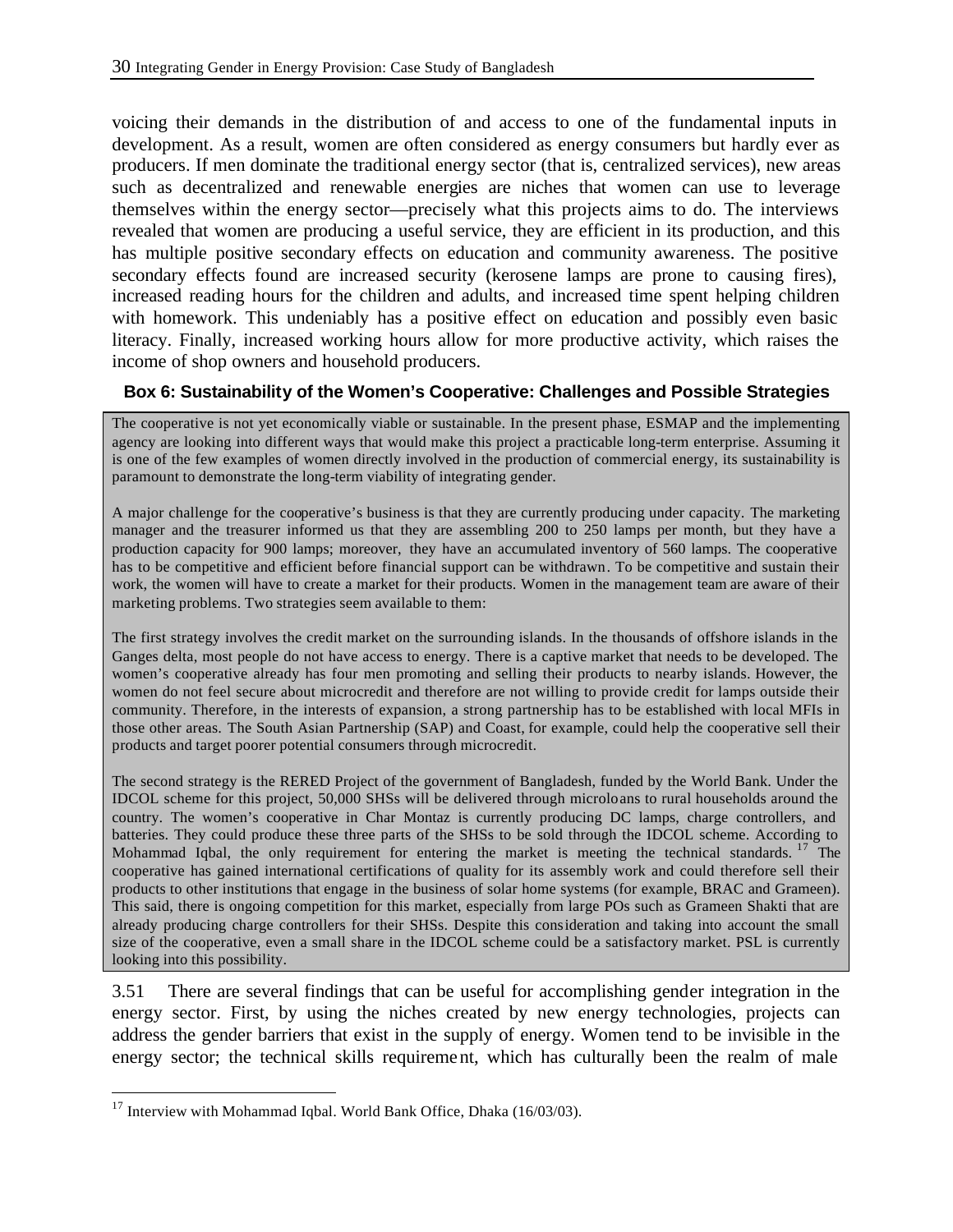voicing their demands in the distribution of and access to one of the fundamental inputs in development. As a result, women are often considered as energy consumers but hardly ever as producers. If men dominate the traditional energy sector (that is, centralized services), new areas such as decentralized and renewable energies are niches that women can use to leverage themselves within the energy sector—precisely what this projects aims to do. The interviews revealed that women are producing a useful service, they are efficient in its production, and this has multiple positive secondary effects on education and community awareness. The positive secondary effects found are increased security (kerosene lamps are prone to causing fires), increased reading hours for the children and adults, and increased time spent helping children with homework. This undeniably has a positive effect on education and possibly even basic literacy. Finally, increased working hours allow for more productive activity, which raises the income of shop owners and household producers.

**Box 6: Sustainability of the Women's Cooperative: Challenges and Possible Strategies**

> The cooperative is not yet economically viable or sustainable. In the present phase, ESMAP and the implementing agency are looking into different ways that would make this project a practicable long-term enterprise. Assuming it is one of the few examples of women directly involved in the production of commercial energy, its sustainability is paramount to demonstrate the long-term viability of integrating gender.
>
> A major challenge for the cooperative's business is that they are currently producing under capacity. The marketing manager and the treasurer informed us that they are assembling 200 to 250 lamps per month, but they have a production capacity for 900 lamps; moreover, they have an accumulated inventory of 560 lamps. The cooperative has to be competitive and efficient before financial support can be withdrawn. To be competitive and sustain their work, the women will have to create a market for their products. Women in the management team are aware of their marketing problems. Two strategies seem available to them:
>
> The first strategy involves the credit market on the surrounding islands. In the thousands of offshore islands in the Ganges delta, most people do not have access to energy. There is a captive market that needs to be developed. The women's cooperative already has four men promoting and selling their products to nearby islands. However, the women do not feel secure about microcredit and therefore are not willing to provide credit for lamps outside their community. Therefore, in the interests of expansion, a strong partnership has to be established with local MFIs in those other areas. The South Asian Partnership (SAP) and Coast, for example, could help the cooperative sell their products and target poorer potential consumers through microcredit.
>
> The second strategy is the RERED Project of the government of Bangladesh, funded by the World Bank. Under the IDCOL scheme for this project, 50,000 SHSs will be delivered through microloans to rural households around the country. The women's cooperative in Char Montaz is currently producing DC lamps, charge controllers, and batteries. They could produce these three parts of the SHSs to be sold through the IDCOL scheme. According to Mohammad Iqbal, the only requirement for entering the market is meeting the technical standards.[17] The cooperative has gained international certifications of quality for its assembly work and could therefore sell their products to other institutions that engage in the business of solar home systems (for example, BRAC and Grameen). This said, there is ongoing competition for this market, especially from large POs such as Grameen Shakti that are already producing charge controllers for their SHSs. Despite this consideration and taking into account the small size of the cooperative, even a small share in the IDCOL scheme could be a satisfactory market. PSL is currently looking into this possibility.

3.51 There are several findings that can be useful for accomplishing gender integration in the energy sector. First, by using the niches created by new energy technologies, projects can address the gender barriers that exist in the supply of energy. Women tend to be invisible in the energy sector; the technical skills requirement, which has culturally been the realm of male

[17] Interview with Mohammad Iqbal. World Bank Office, Dhaka (16/03/03).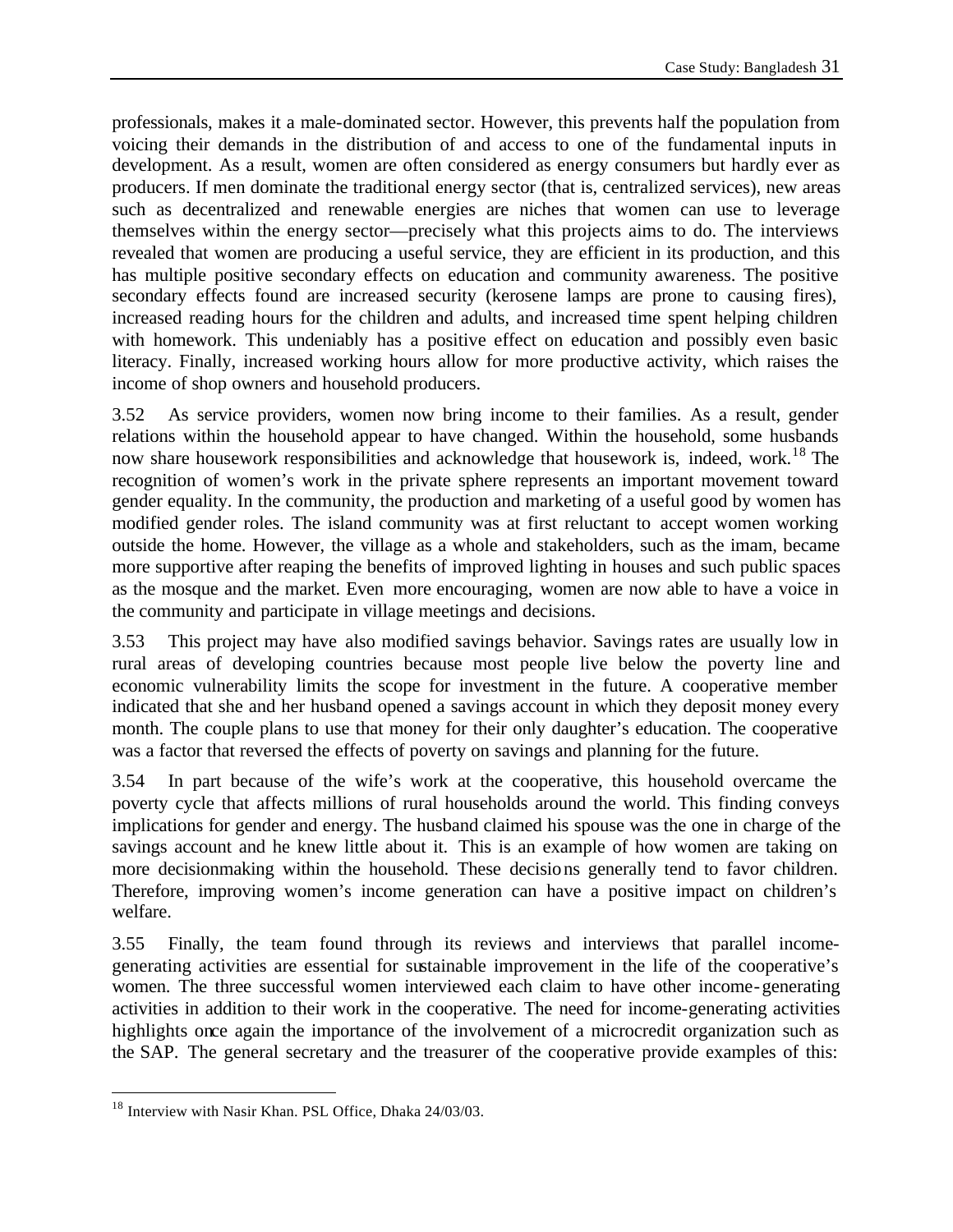professionals, makes it a male-dominated sector. However, this prevents half the population from voicing their demands in the distribution of and access to one of the fundamental inputs in development. As a result, women are often considered as energy consumers but hardly ever as producers. If men dominate the traditional energy sector (that is, centralized services), new areas such as decentralized and renewable energies are niches that women can use to leverage themselves within the energy sector—precisely what this projects aims to do. The interviews revealed that women are producing a useful service, they are efficient in its production, and this has multiple positive secondary effects on education and community awareness. The positive secondary effects found are increased security (kerosene lamps are prone to causing fires), increased reading hours for the children and adults, and increased time spent helping children with homework. This undeniably has a positive effect on education and possibly even basic literacy. Finally, increased working hours allow for more productive activity, which raises the income of shop owners and household producers.

3.52 As service providers, women now bring income to their families. As a result, gender relations within the household appear to have changed. Within the household, some husbands now share housework responsibilities and acknowledge that housework is, indeed, work.[18] The recognition of women's work in the private sphere represents an important movement toward gender equality. In the community, the production and marketing of a useful good by women has modified gender roles. The island community was at first reluctant to accept women working outside the home. However, the village as a whole and stakeholders, such as the imam, became more supportive after reaping the benefits of improved lighting in houses and such public spaces as the mosque and the market. Even more encouraging, women are now able to have a voice in the community and participate in village meetings and decisions.

3.53 This project may have also modified savings behavior. Savings rates are usually low in rural areas of developing countries because most people live below the poverty line and economic vulnerability limits the scope for investment in the future. A cooperative member indicated that she and her husband opened a savings account in which they deposit money every month. The couple plans to use that money for their only daughter's education. The cooperative was a factor that reversed the effects of poverty on savings and planning for the future.

3.54 In part because of the wife's work at the cooperative, this household overcame the poverty cycle that affects millions of rural households around the world. This finding conveys implications for gender and energy. The husband claimed his spouse was the one in charge of the savings account and he knew little about it. This is an example of how women are taking on more decisionmaking within the household. These decisions generally tend to favor children. Therefore, improving women's income generation can have a positive impact on children's welfare.

3.55 Finally, the team found through its reviews and interviews that parallel income-generating activities are essential for sustainable improvement in the life of the cooperative's women. The three successful women interviewed each claim to have other income-generating activities in addition to their work in the cooperative. The need for income-generating activities highlights once again the importance of the involvement of a microcredit organization such as the SAP. The general secretary and the treasurer of the cooperative provide examples of this:

---

[18] Interview with Nasir Khan. PSL Office, Dhaka 24/03/03.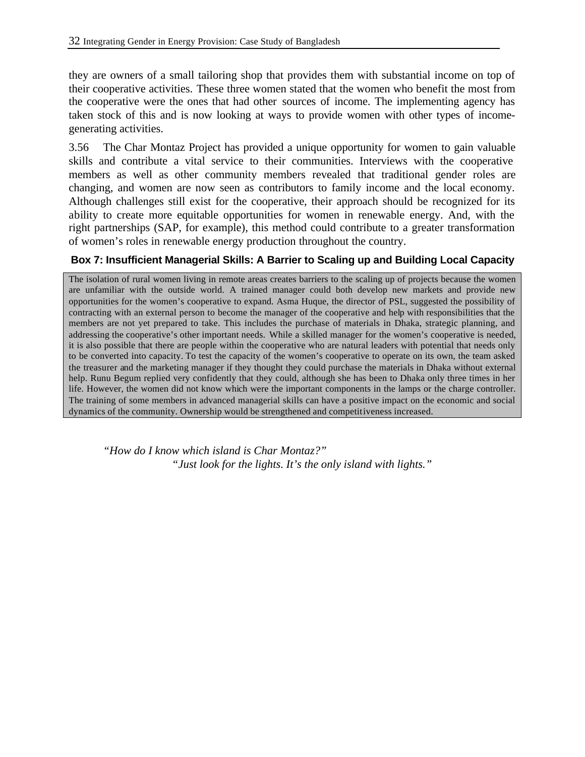they are owners of a small tailoring shop that provides them with substantial income on top of their cooperative activities. These three women stated that the women who benefit the most from the cooperative were the ones that had other sources of income. The implementing agency has taken stock of this and is now looking at ways to provide women with other types of income-generating activities.

3.56 The Char Montaz Project has provided a unique opportunity for women to gain valuable skills and contribute a vital service to their communities. Interviews with the cooperative members as well as other community members revealed that traditional gender roles are changing, and women are now seen as contributors to family income and the local economy. Although challenges still exist for the cooperative, their approach should be recognized for its ability to create more equitable opportunities for women in renewable energy. And, with the right partnerships (SAP, for example), this method could contribute to a greater transformation of women's roles in renewable energy production throughout the country.

**Box 7: Insufficient Managerial Skills: A Barrier to Scaling up and Building Local Capacity**

> The isolation of rural women living in remote areas creates barriers to the scaling up of projects because the women are unfamiliar with the outside world. A trained manager could both develop new markets and provide new opportunities for the women's cooperative to expand. Asma Huque, the director of PSL, suggested the possibility of contracting with an external person to become the manager of the cooperative and help with responsibilities that the members are not yet prepared to take. This includes the purchase of materials in Dhaka, strategic planning, and addressing the cooperative's other important needs. While a skilled manager for the women's cooperative is needed, it is also possible that there are people within the cooperative who are natural leaders with potential that needs only to be converted into capacity. To test the capacity of the women's cooperative to operate on its own, the team asked the treasurer and the marketing manager if they thought they could purchase the materials in Dhaka without external help. Runu Begum replied very confidently that they could, although she has been to Dhaka only three times in her life. However, the women did not know which were the important components in the lamps or the charge controller. The training of some members in advanced managerial skills can have a positive impact on the economic and social dynamics of the community. Ownership would be strengthened and competitiveness increased.

*"How do I know which island is Char Montaz?"*

*"Just look for the lights. It's the only island with lights."*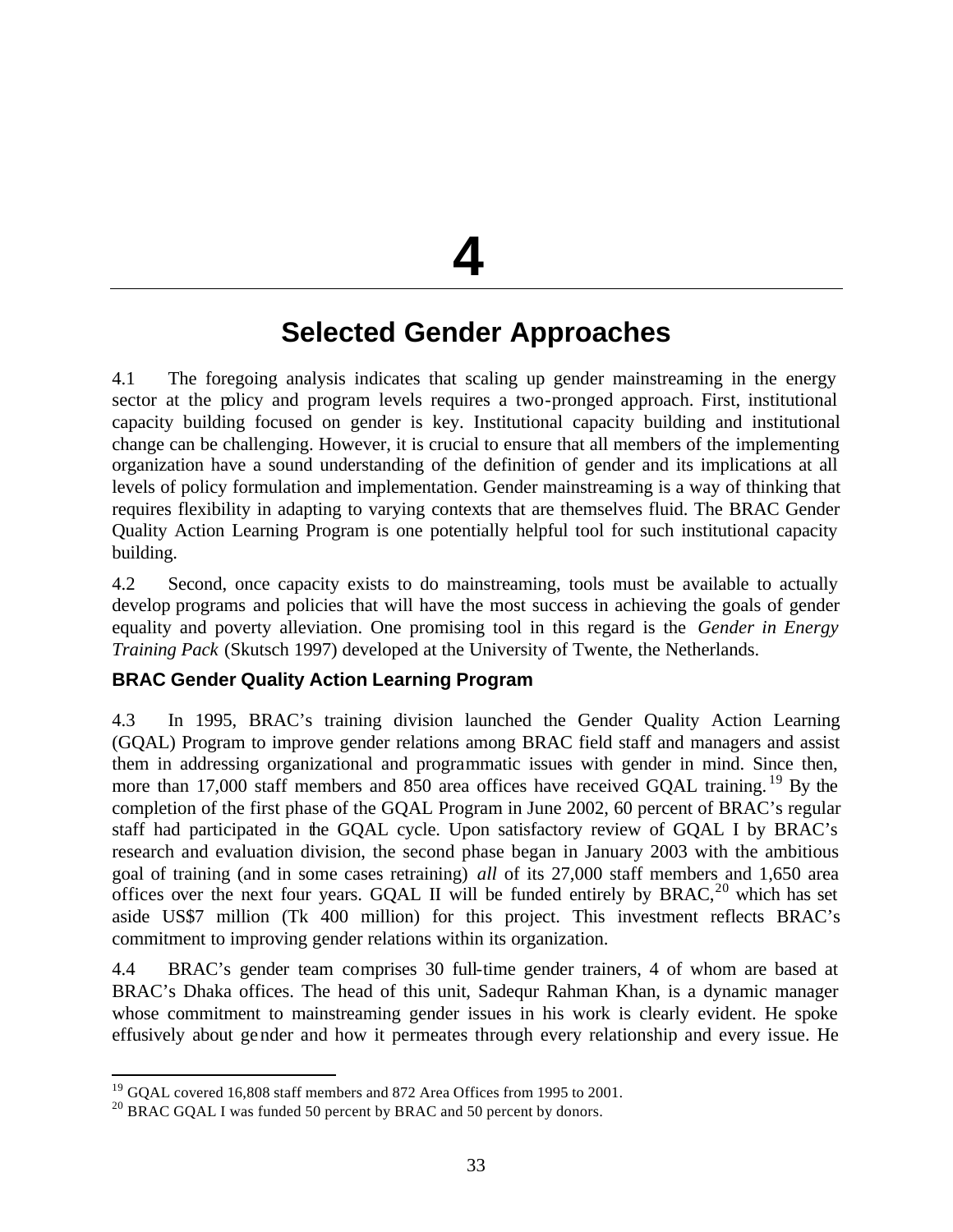# 4

# Selected Gender Approaches

4.1 The foregoing analysis indicates that scaling up gender mainstreaming in the energy sector at the policy and program levels requires a two-pronged approach. First, institutional capacity building focused on gender is key. Institutional capacity building and institutional change can be challenging. However, it is crucial to ensure that all members of the implementing organization have a sound understanding of the definition of gender and its implications at all levels of policy formulation and implementation. Gender mainstreaming is a way of thinking that requires flexibility in adapting to varying contexts that are themselves fluid. The BRAC Gender Quality Action Learning Program is one potentially helpful tool for such institutional capacity building.

4.2 Second, once capacity exists to do mainstreaming, tools must be available to actually develop programs and policies that will have the most success in achieving the goals of gender equality and poverty alleviation. One promising tool in this regard is the *Gender in Energy Training Pack* (Skutsch 1997) developed at the University of Twente, the Netherlands.

### BRAC Gender Quality Action Learning Program

4.3 In 1995, BRAC's training division launched the Gender Quality Action Learning (GQAL) Program to improve gender relations among BRAC field staff and managers and assist them in addressing organizational and programmatic issues with gender in mind. Since then, more than 17,000 staff members and 850 area offices have received GQAL training.[19] By the completion of the first phase of the GQAL Program in June 2002, 60 percent of BRAC's regular staff had participated in the GQAL cycle. Upon satisfactory review of GQAL I by BRAC's research and evaluation division, the second phase began in January 2003 with the ambitious goal of training (and in some cases retraining) *all* of its 27,000 staff members and 1,650 area offices over the next four years. GQAL II will be funded entirely by BRAC,[20] which has set aside US$7 million (Tk 400 million) for this project. This investment reflects BRAC's commitment to improving gender relations within its organization.

4.4 BRAC's gender team comprises 30 full-time gender trainers, 4 of whom are based at BRAC's Dhaka offices. The head of this unit, Sadequr Rahman Khan, is a dynamic manager whose commitment to mainstreaming gender issues in his work is clearly evident. He spoke effusively about gender and how it permeates through every relationship and every issue. He

[19] GQAL covered 16,808 staff members and 872 Area Offices from 1995 to 2001.

[20] BRAC GQAL I was funded 50 percent by BRAC and 50 percent by donors.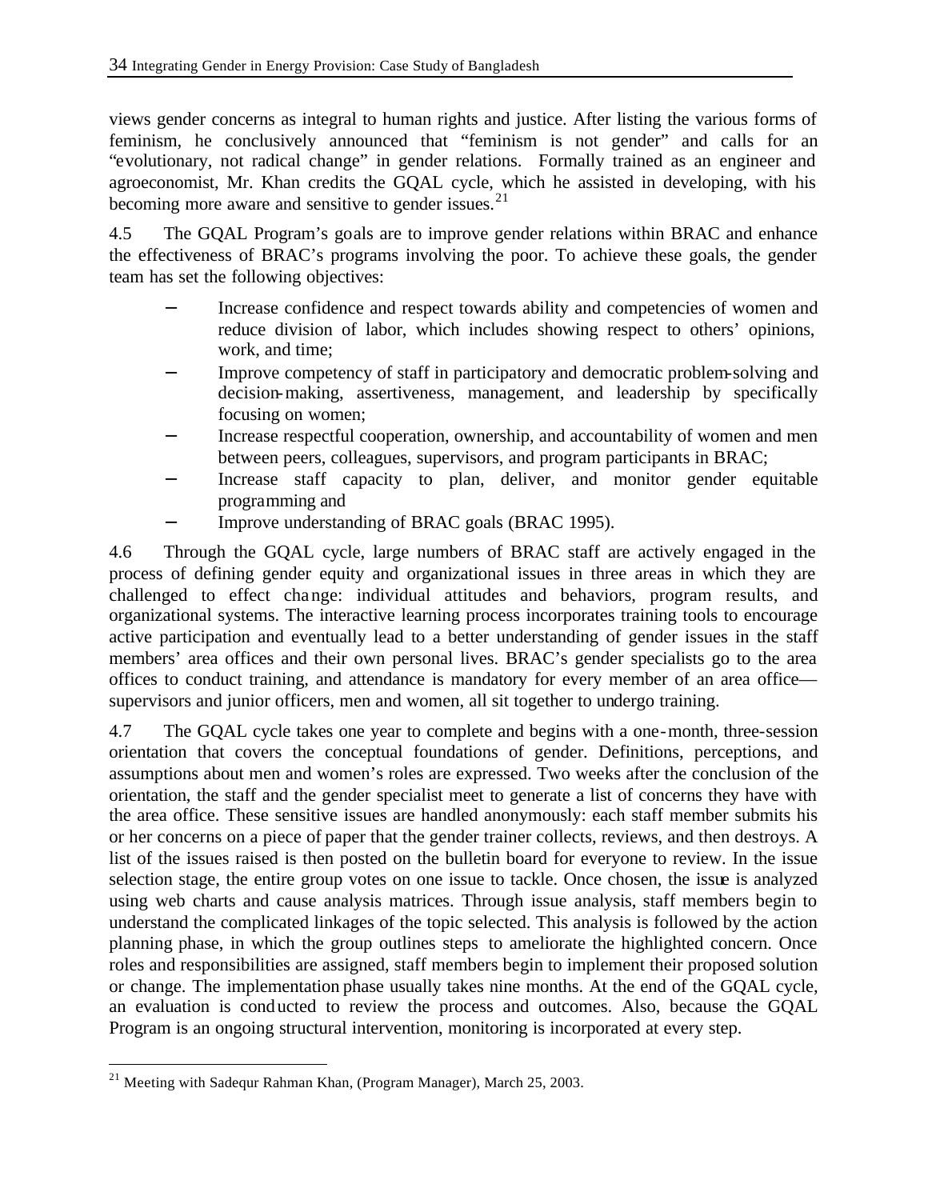views gender concerns as integral to human rights and justice. After listing the various forms of feminism, he conclusively announced that "feminism is not gender" and calls for an "evolutionary, not radical change" in gender relations. Formally trained as an engineer and agroeconomist, Mr. Khan credits the GQAL cycle, which he assisted in developing, with his becoming more aware and sensitive to gender issues.[21]

4.5 The GQAL Program's goals are to improve gender relations within BRAC and enhance the effectiveness of BRAC's programs involving the poor. To achieve these goals, the gender team has set the following objectives:

- Increase confidence and respect towards ability and competencies of women and reduce division of labor, which includes showing respect to others' opinions, work, and time;
- Improve competency of staff in participatory and democratic problem-solving and decision-making, assertiveness, management, and leadership by specifically focusing on women;
- Increase respectful cooperation, ownership, and accountability of women and men between peers, colleagues, supervisors, and program participants in BRAC;
- Increase staff capacity to plan, deliver, and monitor gender equitable programming and
- Improve understanding of BRAC goals (BRAC 1995).

4.6 Through the GQAL cycle, large numbers of BRAC staff are actively engaged in the process of defining gender equity and organizational issues in three areas in which they are challenged to effect change: individual attitudes and behaviors, program results, and organizational systems. The interactive learning process incorporates training tools to encourage active participation and eventually lead to a better understanding of gender issues in the staff members' area offices and their own personal lives. BRAC's gender specialists go to the area offices to conduct training, and attendance is mandatory for every member of an area office—supervisors and junior officers, men and women, all sit together to undergo training.

4.7 The GQAL cycle takes one year to complete and begins with a one-month, three-session orientation that covers the conceptual foundations of gender. Definitions, perceptions, and assumptions about men and women's roles are expressed. Two weeks after the conclusion of the orientation, the staff and the gender specialist meet to generate a list of concerns they have with the area office. These sensitive issues are handled anonymously: each staff member submits his or her concerns on a piece of paper that the gender trainer collects, reviews, and then destroys. A list of the issues raised is then posted on the bulletin board for everyone to review. In the issue selection stage, the entire group votes on one issue to tackle. Once chosen, the issue is analyzed using web charts and cause analysis matrices. Through issue analysis, staff members begin to understand the complicated linkages of the topic selected. This analysis is followed by the action planning phase, in which the group outlines steps to ameliorate the highlighted concern. Once roles and responsibilities are assigned, staff members begin to implement their proposed solution or change. The implementation phase usually takes nine months. At the end of the GQAL cycle, an evaluation is conducted to review the process and outcomes. Also, because the GQAL Program is an ongoing structural intervention, monitoring is incorporated at every step.

---

[21] Meeting with Sadequr Rahman Khan, (Program Manager), March 25, 2003.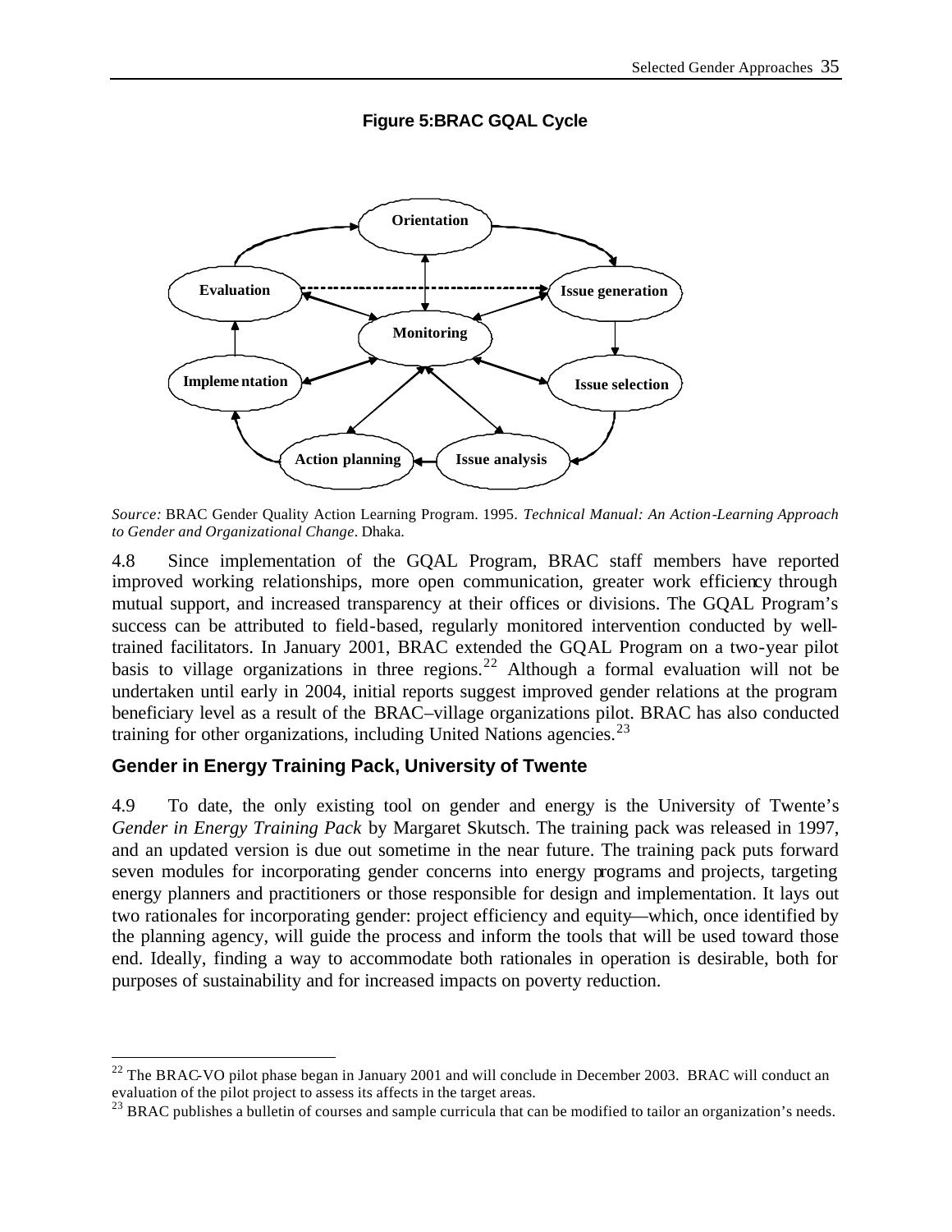**Figure 5:BRAC GQAL Cycle**

Orientation

Evaluation

Issue generation

Monitoring

Implementation

Issue selection

Action planning

Issue analysis

*Source:* BRAC Gender Quality Action Learning Program. 1995. *Technical Manual: An Action-Learning Approach to Gender and Organizational Change*. Dhaka.

4.8 Since implementation of the GQAL Program, BRAC staff members have reported improved working relationships, more open communication, greater work efficiency through mutual support, and increased transparency at their offices or divisions. The GQAL Program's success can be attributed to field-based, regularly monitored intervention conducted by well-trained facilitators. In January 2001, BRAC extended the GQAL Program on a two-year pilot basis to village organizations in three regions.[22] Although a formal evaluation will not be undertaken until early in 2004, initial reports suggest improved gender relations at the program beneficiary level as a result of the BRAC–village organizations pilot. BRAC has also conducted training for other organizations, including United Nations agencies.[23]

## Gender in Energy Training Pack, University of Twente

4.9 To date, the only existing tool on gender and energy is the University of Twente's *Gender in Energy Training Pack* by Margaret Skutsch. The training pack was released in 1997, and an updated version is due out sometime in the near future. The training pack puts forward seven modules for incorporating gender concerns into energy programs and projects, targeting energy planners and practitioners or those responsible for design and implementation. It lays out two rationales for incorporating gender: project efficiency and equity—which, once identified by the planning agency, will guide the process and inform the tools that will be used toward those end. Ideally, finding a way to accommodate both rationales in operation is desirable, both for purposes of sustainability and for increased impacts on poverty reduction.

---

[22] The BRAC-VO pilot phase began in January 2001 and will conclude in December 2003. BRAC will conduct an evaluation of the pilot project to assess its affects in the target areas.

[23] BRAC publishes a bulletin of courses and sample curricula that can be modified to tailor an organization's needs.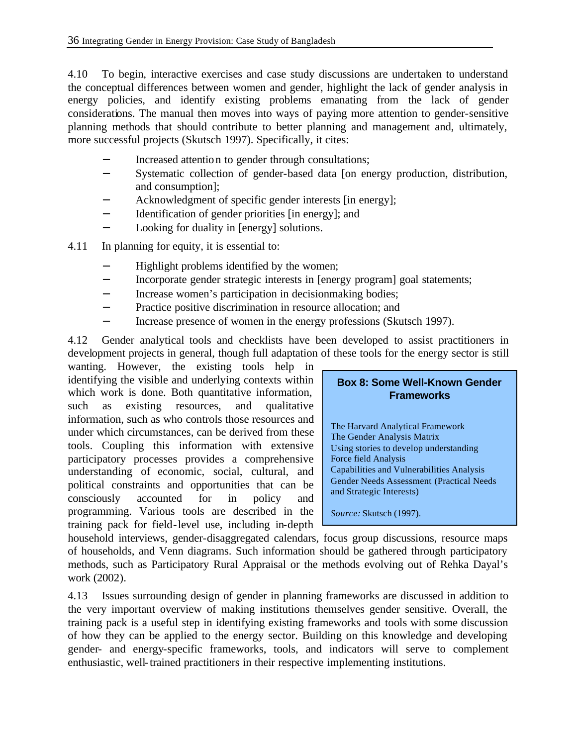4.10 To begin, interactive exercises and case study discussions are undertaken to understand the conceptual differences between women and gender, highlight the lack of gender analysis in energy policies, and identify existing problems emanating from the lack of gender considerations. The manual then moves into ways of paying more attention to gender-sensitive planning methods that should contribute to better planning and management and, ultimately, more successful projects (Skutsch 1997). Specifically, it cites:

- Increased attention to gender through consultations;
- Systematic collection of gender-based data [on energy production, distribution, and consumption];
- Acknowledgment of specific gender interests [in energy];
- Identification of gender priorities [in energy]; and
- Looking for duality in [energy] solutions.

4.11 In planning for equity, it is essential to:

- Highlight problems identified by the women;
- Incorporate gender strategic interests in [energy program] goal statements;
- Increase women's participation in decisionmaking bodies;
- Practice positive discrimination in resource allocation; and
- Increase presence of women in the energy professions (Skutsch 1997).

4.12 Gender analytical tools and checklists have been developed to assist practitioners in development projects in general, though full adaptation of these tools for the energy sector is still wanting. However, the existing tools help in identifying the visible and underlying contexts within which work is done. Both quantitative information, such as existing resources, and qualitative information, such as who controls those resources and under which circumstances, can be derived from these tools. Coupling this information with extensive participatory processes provides a comprehensive understanding of economic, social, cultural, and political constraints and opportunities that can be consciously accounted for in policy and programming. Various tools are described in the training pack for field-level use, including in-depth household interviews, gender-disaggregated calendars, focus group discussions, resource maps of households, and Venn diagrams. Such information should be gathered through participatory methods, such as Participatory Rural Appraisal or the methods evolving out of Rehka Dayal's work (2002).

> **Box 8: Some Well-Known Gender Frameworks**
>
> The Harvard Analytical Framework
> The Gender Analysis Matrix
> Using stories to develop understanding
> Force field Analysis
> Capabilities and Vulnerabilities Analysis
> Gender Needs Assessment (Practical Needs and Strategic Interests)
>
> *Source:* Skutsch (1997).

4.13 Issues surrounding design of gender in planning frameworks are discussed in addition to the very important overview of making institutions themselves gender sensitive. Overall, the training pack is a useful step in identifying existing frameworks and tools with some discussion of how they can be applied to the energy sector. Building on this knowledge and developing gender- and energy-specific frameworks, tools, and indicators will serve to complement enthusiastic, well-trained practitioners in their respective implementing institutions.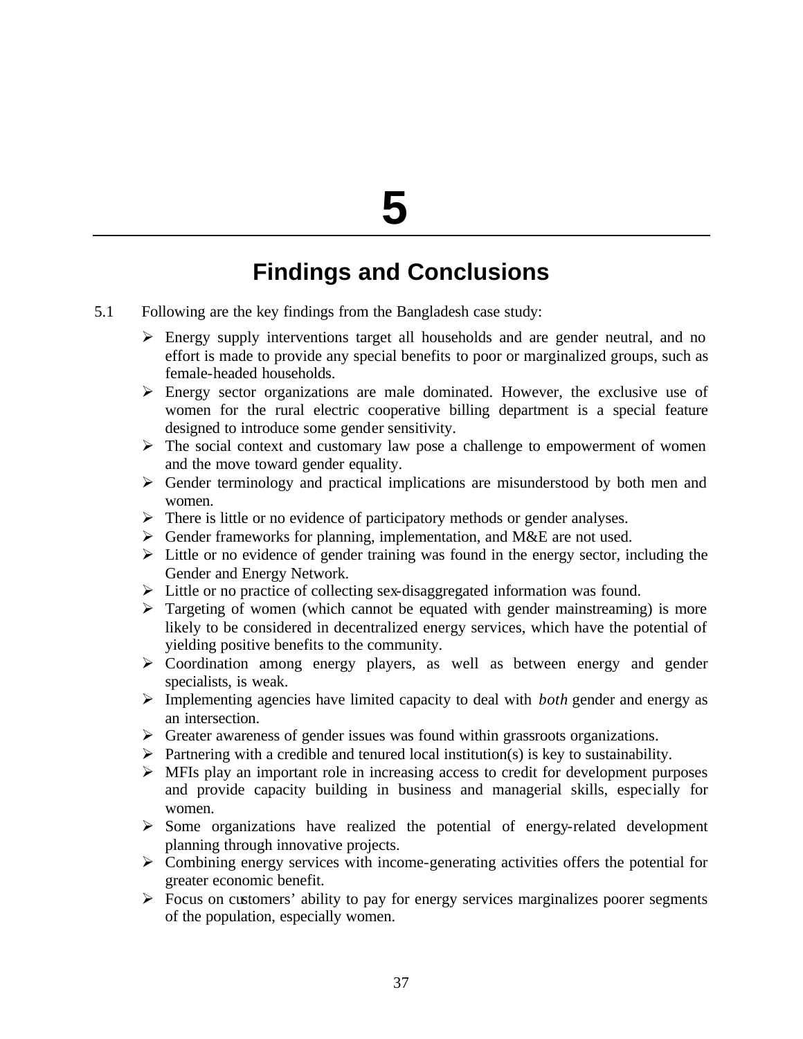# 5

## Findings and Conclusions

5.1 Following are the key findings from the Bangladesh case study:

- Energy supply interventions target all households and are gender neutral, and no effort is made to provide any special benefits to poor or marginalized groups, such as female-headed households.
- Energy sector organizations are male dominated. However, the exclusive use of women for the rural electric cooperative billing department is a special feature designed to introduce some gender sensitivity.
- The social context and customary law pose a challenge to empowerment of women and the move toward gender equality.
- Gender terminology and practical implications are misunderstood by both men and women.
- There is little or no evidence of participatory methods or gender analyses.
- Gender frameworks for planning, implementation, and M&E are not used.
- Little or no evidence of gender training was found in the energy sector, including the Gender and Energy Network.
- Little or no practice of collecting sex-disaggregated information was found.
- Targeting of women (which cannot be equated with gender mainstreaming) is more likely to be considered in decentralized energy services, which have the potential of yielding positive benefits to the community.
- Coordination among energy players, as well as between energy and gender specialists, is weak.
- Implementing agencies have limited capacity to deal with *both* gender and energy as an intersection.
- Greater awareness of gender issues was found within grassroots organizations.
- Partnering with a credible and tenured local institution(s) is key to sustainability.
- MFIs play an important role in increasing access to credit for development purposes and provide capacity building in business and managerial skills, especially for women.
- Some organizations have realized the potential of energy-related development planning through innovative projects.
- Combining energy services with income-generating activities offers the potential for greater economic benefit.
- Focus on customers' ability to pay for energy services marginalizes poorer segments of the population, especially women.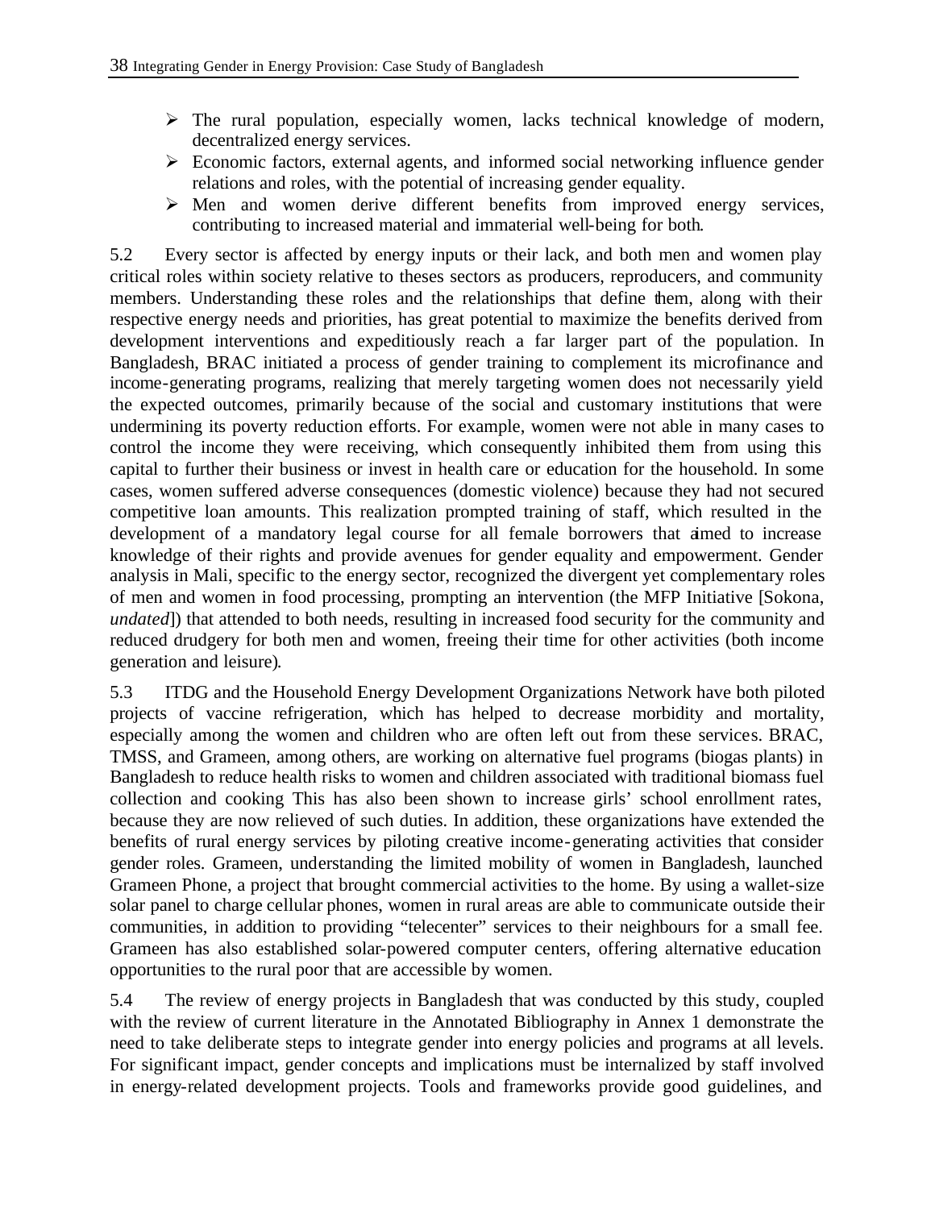- The rural population, especially women, lacks technical knowledge of modern, decentralized energy services.
- Economic factors, external agents, and informed social networking influence gender relations and roles, with the potential of increasing gender equality.
- Men and women derive different benefits from improved energy services, contributing to increased material and immaterial well-being for both.

5.2 Every sector is affected by energy inputs or their lack, and both men and women play critical roles within society relative to theses sectors as producers, reproducers, and community members. Understanding these roles and the relationships that define them, along with their respective energy needs and priorities, has great potential to maximize the benefits derived from development interventions and expeditiously reach a far larger part of the population. In Bangladesh, BRAC initiated a process of gender training to complement its microfinance and income-generating programs, realizing that merely targeting women does not necessarily yield the expected outcomes, primarily because of the social and customary institutions that were undermining its poverty reduction efforts. For example, women were not able in many cases to control the income they were receiving, which consequently inhibited them from using this capital to further their business or invest in health care or education for the household. In some cases, women suffered adverse consequences (domestic violence) because they had not secured competitive loan amounts. This realization prompted training of staff, which resulted in the development of a mandatory legal course for all female borrowers that aimed to increase knowledge of their rights and provide avenues for gender equality and empowerment. Gender analysis in Mali, specific to the energy sector, recognized the divergent yet complementary roles of men and women in food processing, prompting an intervention (the MFP Initiative [Sokona, *undated*]) that attended to both needs, resulting in increased food security for the community and reduced drudgery for both men and women, freeing their time for other activities (both income generation and leisure).

5.3 ITDG and the Household Energy Development Organizations Network have both piloted projects of vaccine refrigeration, which has helped to decrease morbidity and mortality, especially among the women and children who are often left out from these services. BRAC, TMSS, and Grameen, among others, are working on alternative fuel programs (biogas plants) in Bangladesh to reduce health risks to women and children associated with traditional biomass fuel collection and cooking This has also been shown to increase girls' school enrollment rates, because they are now relieved of such duties. In addition, these organizations have extended the benefits of rural energy services by piloting creative income-generating activities that consider gender roles. Grameen, understanding the limited mobility of women in Bangladesh, launched Grameen Phone, a project that brought commercial activities to the home. By using a wallet-size solar panel to charge cellular phones, women in rural areas are able to communicate outside their communities, in addition to providing "telecenter" services to their neighbours for a small fee. Grameen has also established solar-powered computer centers, offering alternative education opportunities to the rural poor that are accessible by women.

5.4 The review of energy projects in Bangladesh that was conducted by this study, coupled with the review of current literature in the Annotated Bibliography in Annex 1 demonstrate the need to take deliberate steps to integrate gender into energy policies and programs at all levels. For significant impact, gender concepts and implications must be internalized by staff involved in energy-related development projects. Tools and frameworks provide good guidelines, and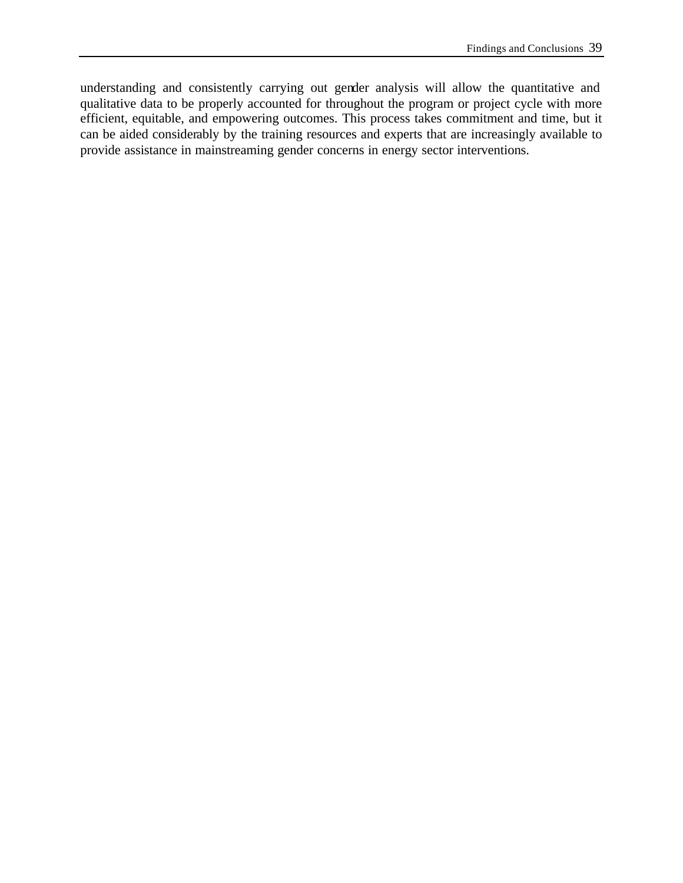understanding and consistently carrying out gender analysis will allow the quantitative and qualitative data to be properly accounted for throughout the program or project cycle with more efficient, equitable, and empowering outcomes. This process takes commitment and time, but it can be aided considerably by the training resources and experts that are increasingly available to provide assistance in mainstreaming gender concerns in energy sector interventions.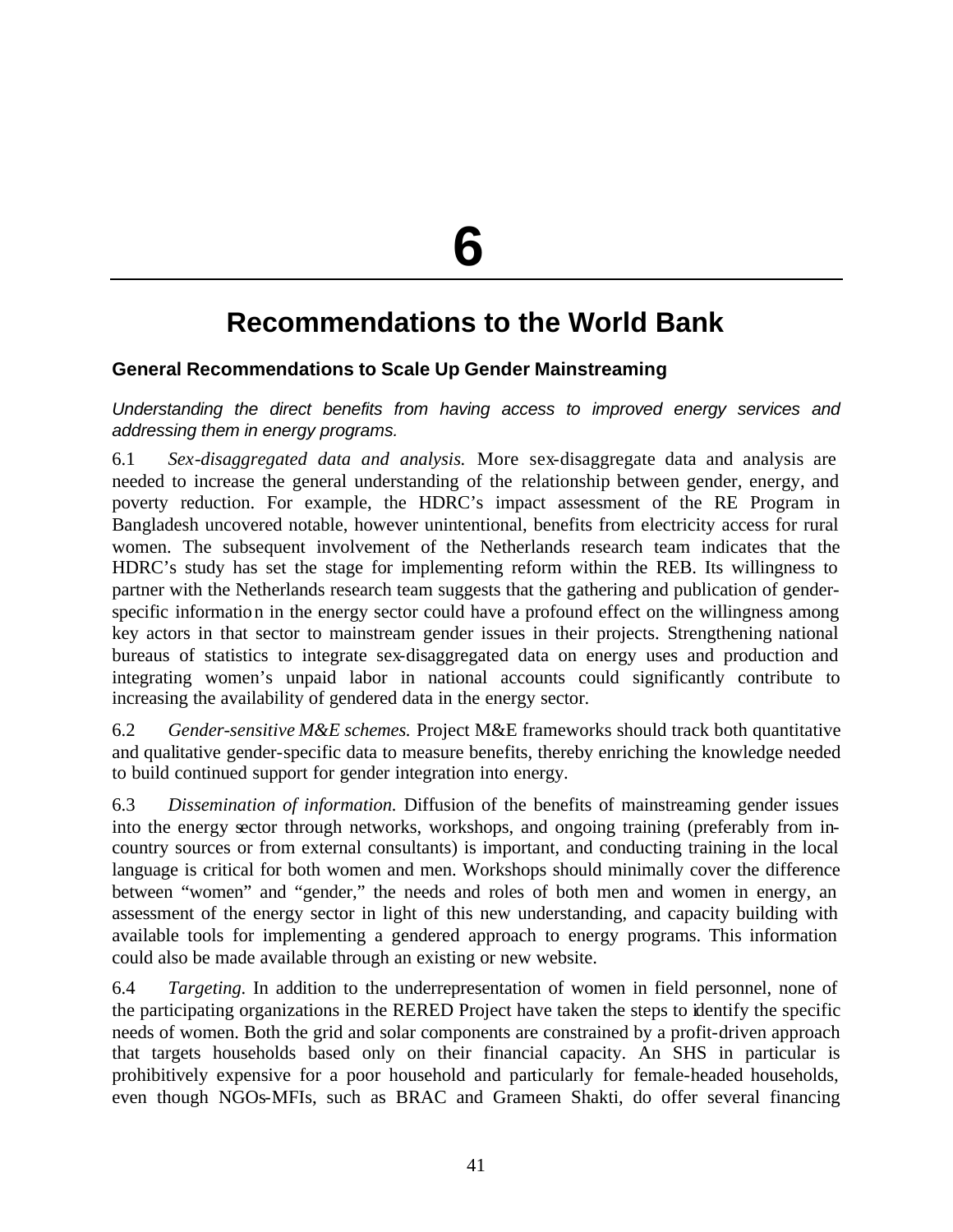// 6

# Recommendations to the World Bank

## General Recommendations to Scale Up Gender Mainstreaming

*Understanding the direct benefits from having access to improved energy services and addressing them in energy programs.*

6.1 *Sex-disaggregated data and analysis.* More sex-disaggregate data and analysis are needed to increase the general understanding of the relationship between gender, energy, and poverty reduction. For example, the HDRC's impact assessment of the RE Program in Bangladesh uncovered notable, however unintentional, benefits from electricity access for rural women. The subsequent involvement of the Netherlands research team indicates that the HDRC's study has set the stage for implementing reform within the REB. Its willingness to partner with the Netherlands research team suggests that the gathering and publication of gender-specific information in the energy sector could have a profound effect on the willingness among key actors in that sector to mainstream gender issues in their projects. Strengthening national bureaus of statistics to integrate sex-disaggregated data on energy uses and production and integrating women's unpaid labor in national accounts could significantly contribute to increasing the availability of gendered data in the energy sector.

6.2 *Gender-sensitive M&E schemes.* Project M&E frameworks should track both quantitative and qualitative gender-specific data to measure benefits, thereby enriching the knowledge needed to build continued support for gender integration into energy.

6.3 *Dissemination of information.* Diffusion of the benefits of mainstreaming gender issues into the energy sector through networks, workshops, and ongoing training (preferably from in-country sources or from external consultants) is important, and conducting training in the local language is critical for both women and men. Workshops should minimally cover the difference between "women" and "gender," the needs and roles of both men and women in energy, an assessment of the energy sector in light of this new understanding, and capacity building with available tools for implementing a gendered approach to energy programs. This information could also be made available through an existing or new website.

6.4 *Targeting.* In addition to the underrepresentation of women in field personnel, none of the participating organizations in the RERED Project have taken the steps to identify the specific needs of women. Both the grid and solar components are constrained by a profit-driven approach that targets households based only on their financial capacity. An SHS in particular is prohibitively expensive for a poor household and particularly for female-headed households, even though NGOs-MFIs, such as BRAC and Grameen Shakti, do offer several financing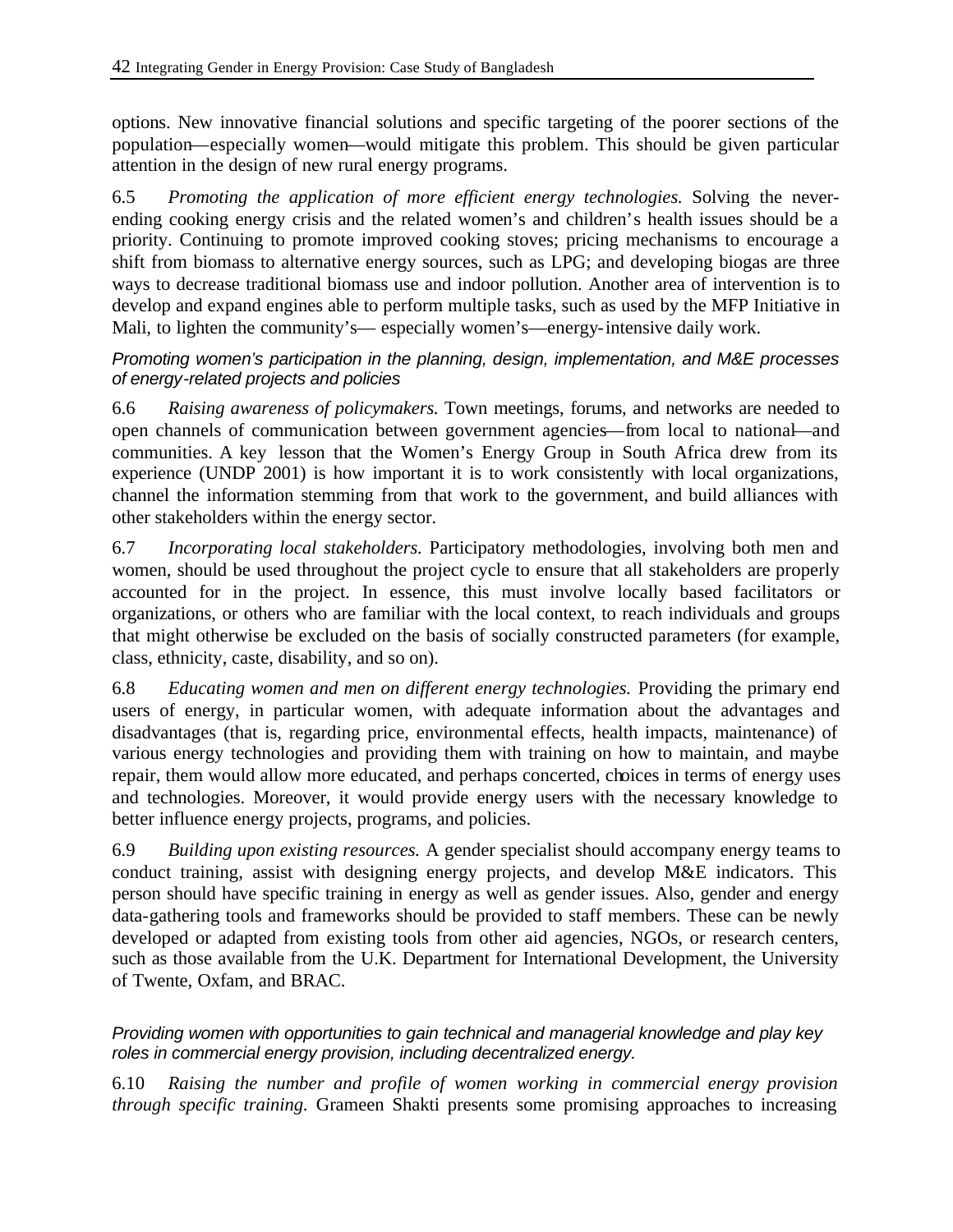options. New innovative financial solutions and specific targeting of the poorer sections of the population—especially women—would mitigate this problem. This should be given particular attention in the design of new rural energy programs.

6.5 *Promoting the application of more efficient energy technologies.* Solving the never-ending cooking energy crisis and the related women's and children's health issues should be a priority. Continuing to promote improved cooking stoves; pricing mechanisms to encourage a shift from biomass to alternative energy sources, such as LPG; and developing biogas are three ways to decrease traditional biomass use and indoor pollution. Another area of intervention is to develop and expand engines able to perform multiple tasks, such as used by the MFP Initiative in Mali, to lighten the community's— especially women's—energy-intensive daily work.

*Promoting women's participation in the planning, design, implementation, and M&E processes of energy-related projects and policies*

6.6 *Raising awareness of policymakers.* Town meetings, forums, and networks are needed to open channels of communication between government agencies—from local to national—and communities. A key lesson that the Women's Energy Group in South Africa drew from its experience (UNDP 2001) is how important it is to work consistently with local organizations, channel the information stemming from that work to the government, and build alliances with other stakeholders within the energy sector.

6.7 *Incorporating local stakeholders.* Participatory methodologies, involving both men and women, should be used throughout the project cycle to ensure that all stakeholders are properly accounted for in the project. In essence, this must involve locally based facilitators or organizations, or others who are familiar with the local context, to reach individuals and groups that might otherwise be excluded on the basis of socially constructed parameters (for example, class, ethnicity, caste, disability, and so on).

6.8 *Educating women and men on different energy technologies.* Providing the primary end users of energy, in particular women, with adequate information about the advantages and disadvantages (that is, regarding price, environmental effects, health impacts, maintenance) of various energy technologies and providing them with training on how to maintain, and maybe repair, them would allow more educated, and perhaps concerted, choices in terms of energy uses and technologies. Moreover, it would provide energy users with the necessary knowledge to better influence energy projects, programs, and policies.

6.9 *Building upon existing resources.* A gender specialist should accompany energy teams to conduct training, assist with designing energy projects, and develop M&E indicators. This person should have specific training in energy as well as gender issues. Also, gender and energy data-gathering tools and frameworks should be provided to staff members. These can be newly developed or adapted from existing tools from other aid agencies, NGOs, or research centers, such as those available from the U.K. Department for International Development, the University of Twente, Oxfam, and BRAC.

*Providing women with opportunities to gain technical and managerial knowledge and play key roles in commercial energy provision, including decentralized energy.*

6.10 *Raising the number and profile of women working in commercial energy provision through specific training.* Grameen Shakti presents some promising approaches to increasing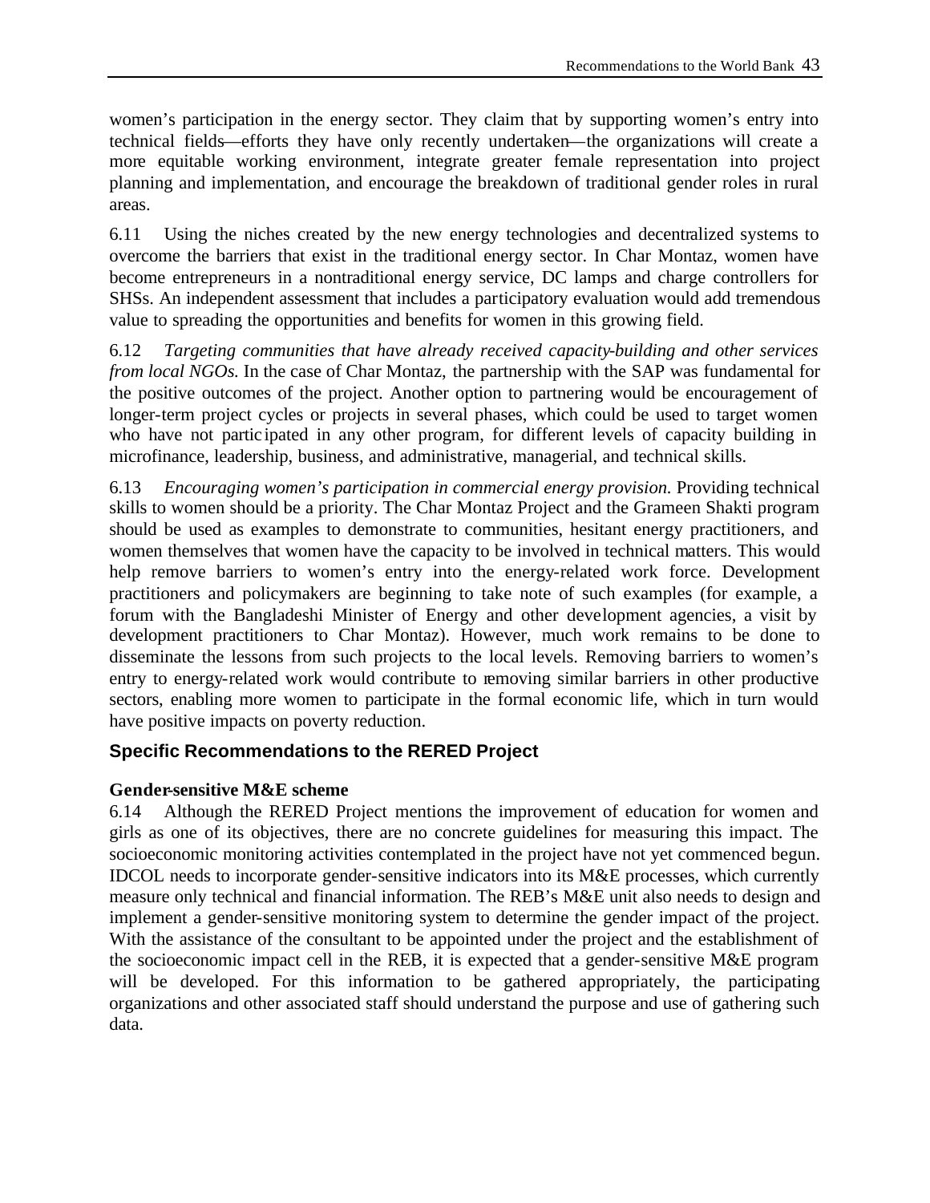women's participation in the energy sector. They claim that by supporting women's entry into technical fields—efforts they have only recently undertaken—the organizations will create a more equitable working environment, integrate greater female representation into project planning and implementation, and encourage the breakdown of traditional gender roles in rural areas.

6.11 Using the niches created by the new energy technologies and decentralized systems to overcome the barriers that exist in the traditional energy sector. In Char Montaz, women have become entrepreneurs in a nontraditional energy service, DC lamps and charge controllers for SHSs. An independent assessment that includes a participatory evaluation would add tremendous value to spreading the opportunities and benefits for women in this growing field.

6.12 *Targeting communities that have already received capacity-building and other services from local NGOs.* In the case of Char Montaz, the partnership with the SAP was fundamental for the positive outcomes of the project. Another option to partnering would be encouragement of longer-term project cycles or projects in several phases, which could be used to target women who have not participated in any other program, for different levels of capacity building in microfinance, leadership, business, and administrative, managerial, and technical skills.

6.13 *Encouraging women's participation in commercial energy provision.* Providing technical skills to women should be a priority. The Char Montaz Project and the Grameen Shakti program should be used as examples to demonstrate to communities, hesitant energy practitioners, and women themselves that women have the capacity to be involved in technical matters. This would help remove barriers to women's entry into the energy-related work force. Development practitioners and policymakers are beginning to take note of such examples (for example, a forum with the Bangladeshi Minister of Energy and other development agencies, a visit by development practitioners to Char Montaz). However, much work remains to be done to disseminate the lessons from such projects to the local levels. Removing barriers to women's entry to energy-related work would contribute to removing similar barriers in other productive sectors, enabling more women to participate in the formal economic life, which in turn would have positive impacts on poverty reduction.

## Specific Recommendations to the RERED Project

**Gender-sensitive M&E scheme**

6.14 Although the RERED Project mentions the improvement of education for women and girls as one of its objectives, there are no concrete guidelines for measuring this impact. The socioeconomic monitoring activities contemplated in the project have not yet commenced begun. IDCOL needs to incorporate gender-sensitive indicators into its M&E processes, which currently measure only technical and financial information. The REB's M&E unit also needs to design and implement a gender-sensitive monitoring system to determine the gender impact of the project. With the assistance of the consultant to be appointed under the project and the establishment of the socioeconomic impact cell in the REB, it is expected that a gender-sensitive M&E program will be developed. For this information to be gathered appropriately, the participating organizations and other associated staff should understand the purpose and use of gathering such data.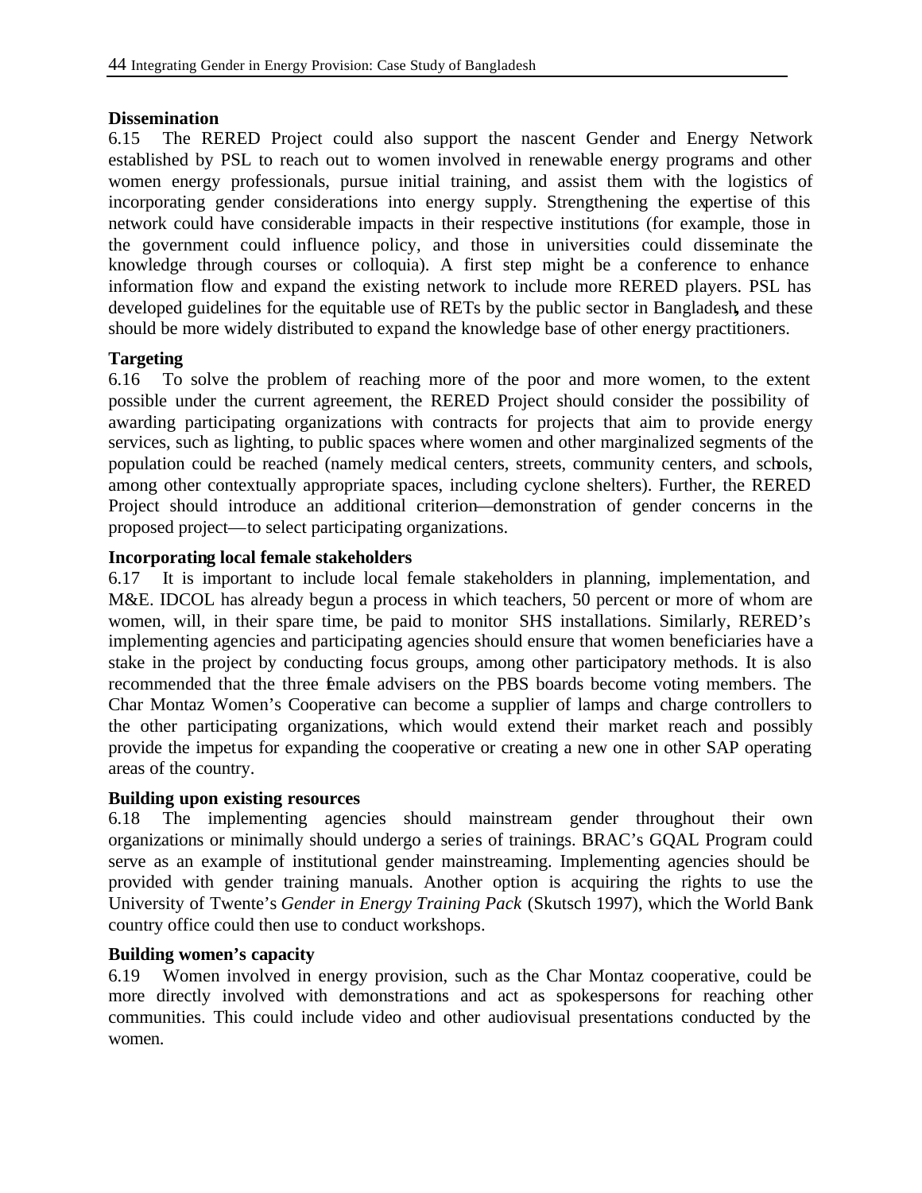**Dissemination**

6.15 The RERED Project could also support the nascent Gender and Energy Network established by PSL to reach out to women involved in renewable energy programs and other women energy professionals, pursue initial training, and assist them with the logistics of incorporating gender considerations into energy supply. Strengthening the expertise of this network could have considerable impacts in their respective institutions (for example, those in the government could influence policy, and those in universities could disseminate the knowledge through courses or colloquia). A first step might be a conference to enhance information flow and expand the existing network to include more RERED players. PSL has developed guidelines for the equitable use of RETs by the public sector in Bangladesh, and these should be more widely distributed to expand the knowledge base of other energy practitioners.

**Targeting**

6.16 To solve the problem of reaching more of the poor and more women, to the extent possible under the current agreement, the RERED Project should consider the possibility of awarding participating organizations with contracts for projects that aim to provide energy services, such as lighting, to public spaces where women and other marginalized segments of the population could be reached (namely medical centers, streets, community centers, and schools, among other contextually appropriate spaces, including cyclone shelters). Further, the RERED Project should introduce an additional criterion—demonstration of gender concerns in the proposed project—to select participating organizations.

**Incorporating local female stakeholders**

6.17 It is important to include local female stakeholders in planning, implementation, and M&E. IDCOL has already begun a process in which teachers, 50 percent or more of whom are women, will, in their spare time, be paid to monitor SHS installations. Similarly, RERED's implementing agencies and participating agencies should ensure that women beneficiaries have a stake in the project by conducting focus groups, among other participatory methods. It is also recommended that the three female advisers on the PBS boards become voting members. The Char Montaz Women's Cooperative can become a supplier of lamps and charge controllers to the other participating organizations, which would extend their market reach and possibly provide the impetus for expanding the cooperative or creating a new one in other SAP operating areas of the country.

**Building upon existing resources**

6.18 The implementing agencies should mainstream gender throughout their own organizations or minimally should undergo a series of trainings. BRAC's GQAL Program could serve as an example of institutional gender mainstreaming. Implementing agencies should be provided with gender training manuals. Another option is acquiring the rights to use the University of Twente's *Gender in Energy Training Pack* (Skutsch 1997), which the World Bank country office could then use to conduct workshops.

**Building women's capacity**

6.19 Women involved in energy provision, such as the Char Montaz cooperative, could be more directly involved with demonstrations and act as spokespersons for reaching other communities. This could include video and other audiovisual presentations conducted by the women.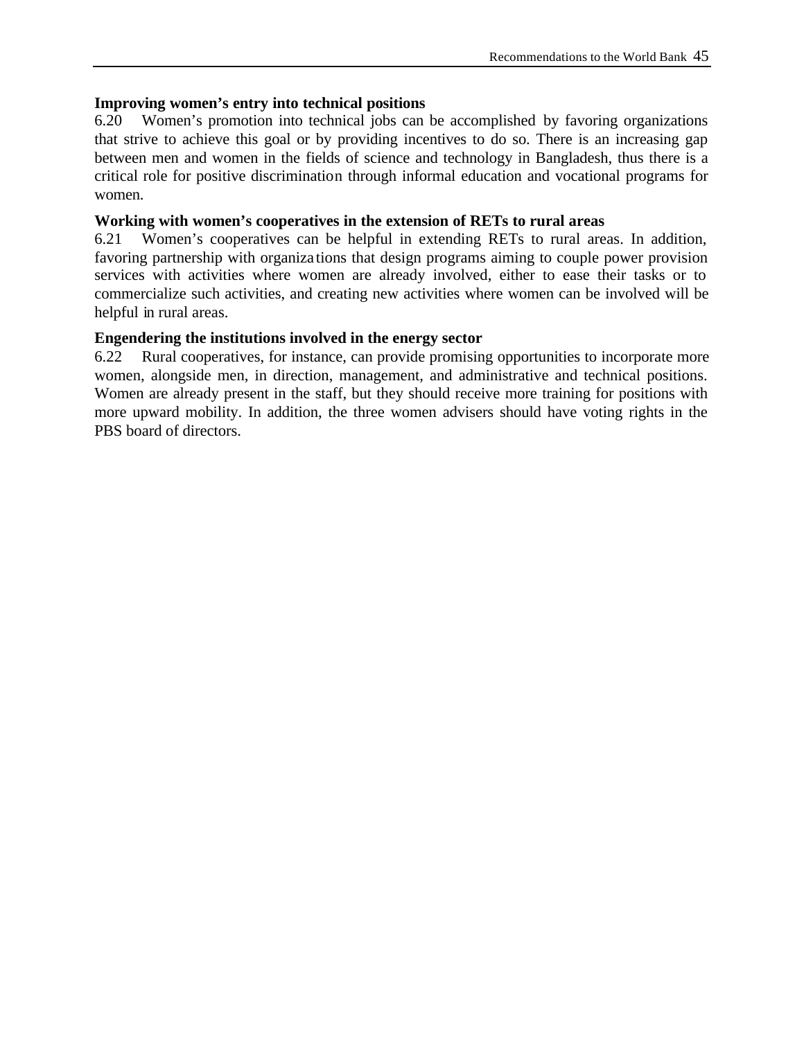**Improving women's entry into technical positions**

6.20 Women's promotion into technical jobs can be accomplished by favoring organizations that strive to achieve this goal or by providing incentives to do so. There is an increasing gap between men and women in the fields of science and technology in Bangladesh, thus there is a critical role for positive discrimination through informal education and vocational programs for women.

**Working with women's cooperatives in the extension of RETs to rural areas**

6.21 Women's cooperatives can be helpful in extending RETs to rural areas. In addition, favoring partnership with organizations that design programs aiming to couple power provision services with activities where women are already involved, either to ease their tasks or to commercialize such activities, and creating new activities where women can be involved will be helpful in rural areas.

**Engendering the institutions involved in the energy sector**

6.22 Rural cooperatives, for instance, can provide promising opportunities to incorporate more women, alongside men, in direction, management, and administrative and technical positions. Women are already present in the staff, but they should receive more training for positions with more upward mobility. In addition, the three women advisers should have voting rights in the PBS board of directors.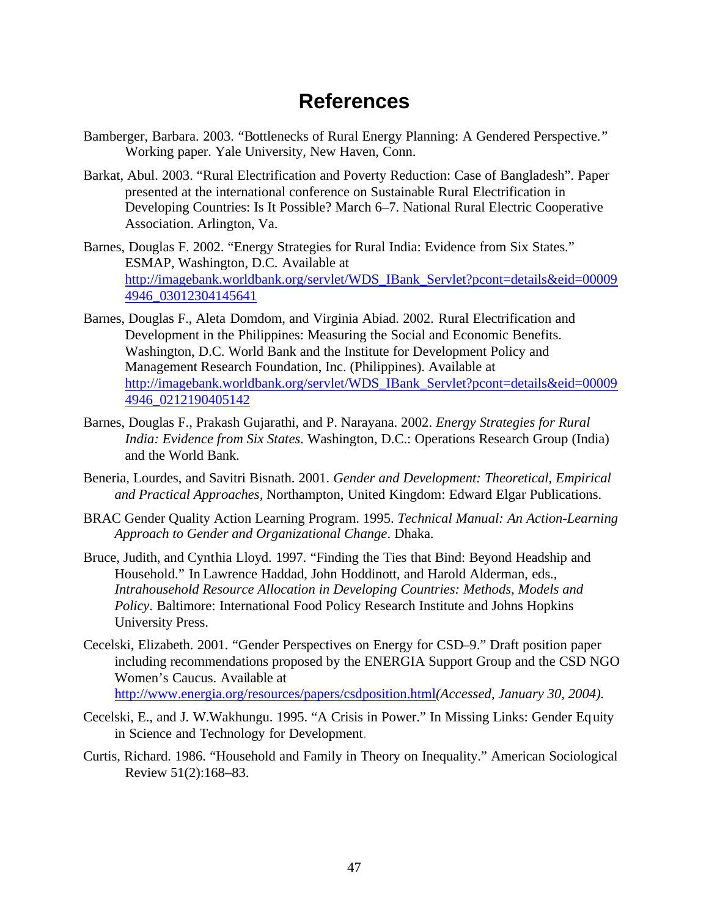# References

Bamberger, Barbara. 2003. "Bottlenecks of Rural Energy Planning: A Gendered Perspective." Working paper. Yale University, New Haven, Conn.

Barkat, Abul. 2003. "Rural Electrification and Poverty Reduction: Case of Bangladesh". Paper presented at the international conference on Sustainable Rural Electrification in Developing Countries: Is It Possible? March 6–7. National Rural Electric Cooperative Association. Arlington, Va.

Barnes, Douglas F. 2002. "Energy Strategies for Rural India: Evidence from Six States." ESMAP, Washington, D.C. Available at http://imagebank.worldbank.org/servlet/WDS_IBank_Servlet?pcont=details&eid=000094946_03012304145641

Barnes, Douglas F., Aleta Domdom, and Virginia Abiad. 2002. Rural Electrification and Development in the Philippines: Measuring the Social and Economic Benefits. Washington, D.C. World Bank and the Institute for Development Policy and Management Research Foundation, Inc. (Philippines). Available at http://imagebank.worldbank.org/servlet/WDS_IBank_Servlet?pcont=details&eid=000094946_0212190405142

Barnes, Douglas F., Prakash Gujarathi, and P. Narayana. 2002. *Energy Strategies for Rural India: Evidence from Six States*. Washington, D.C.: Operations Research Group (India) and the World Bank.

Beneria, Lourdes, and Savitri Bisnath. 2001. *Gender and Development: Theoretical, Empirical and Practical Approaches*, Northampton, United Kingdom: Edward Elgar Publications.

BRAC Gender Quality Action Learning Program. 1995. *Technical Manual: An Action-Learning Approach to Gender and Organizational Change*. Dhaka.

Bruce, Judith, and Cynthia Lloyd. 1997. "Finding the Ties that Bind: Beyond Headship and Household." In Lawrence Haddad, John Hoddinott, and Harold Alderman, eds., *Intrahousehold Resource Allocation in Developing Countries: Methods, Models and Policy*. Baltimore: International Food Policy Research Institute and Johns Hopkins University Press.

Cecelski, Elizabeth. 2001. "Gender Perspectives on Energy for CSD–9." Draft position paper including recommendations proposed by the ENERGIA Support Group and the CSD NGO Women's Caucus. Available at http://www.energia.org/resources/papers/csdposition.html *(Accessed, January 30, 2004).*

Cecelski, E., and J. W.Wakhungu. 1995. "A Crisis in Power." In Missing Links: Gender Equity in Science and Technology for Development.

Curtis, Richard. 1986. "Household and Family in Theory on Inequality." American Sociological Review 51(2):168–83.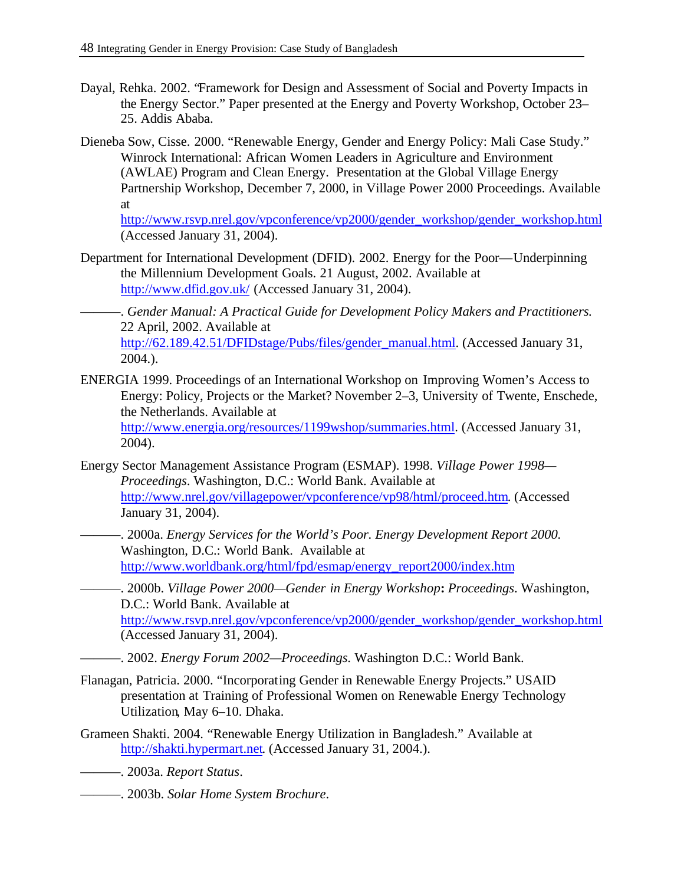Dayal, Rehka. 2002. "Framework for Design and Assessment of Social and Poverty Impacts in the Energy Sector." Paper presented at the Energy and Poverty Workshop, October 23–25. Addis Ababa.

Dieneba Sow, Cisse. 2000. "Renewable Energy, Gender and Energy Policy: Mali Case Study." Winrock International: African Women Leaders in Agriculture and Environment (AWLAE) Program and Clean Energy. Presentation at the Global Village Energy Partnership Workshop, December 7, 2000, in Village Power 2000 Proceedings. Available at http://www.rsvp.nrel.gov/vpconference/vp2000/gender_workshop/gender_workshop.html (Accessed January 31, 2004).

Department for International Development (DFID). 2002. Energy for the Poor—Underpinning the Millennium Development Goals. 21 August, 2002. Available at http://www.dfid.gov.uk/ (Accessed January 31, 2004).

———. *Gender Manual: A Practical Guide for Development Policy Makers and Practitioners.* 22 April, 2002. Available at http://62.189.42.51/DFIDstage/Pubs/files/gender_manual.html. (Accessed January 31, 2004.).

ENERGIA 1999. Proceedings of an International Workshop on Improving Women's Access to Energy: Policy, Projects or the Market? November 2–3, University of Twente, Enschede, the Netherlands. Available at http://www.energia.org/resources/1199wshop/summaries.html. (Accessed January 31, 2004).

Energy Sector Management Assistance Program (ESMAP). 1998. *Village Power 1998—Proceedings*. Washington, D.C.: World Bank. Available at http://www.nrel.gov/villagepower/vpconference/vp98/html/proceed.htm. (Accessed January 31, 2004).

———. 2000a. *Energy Services for the World's Poor. Energy Development Report 2000.* Washington, D.C.: World Bank. Available at http://www.worldbank.org/html/fpd/esmap/energy_report2000/index.htm

———. 2000b. *Village Power 2000—Gender in Energy Workshop***:** *Proceedings*. Washington, D.C.: World Bank. Available at http://www.rsvp.nrel.gov/vpconference/vp2000/gender_workshop/gender_workshop.html (Accessed January 31, 2004).

———. 2002. *Energy Forum 2002—Proceedings.* Washington D.C.: World Bank.

Flanagan, Patricia. 2000. "Incorporating Gender in Renewable Energy Projects." USAID presentation at Training of Professional Women on Renewable Energy Technology Utilization, May 6–10. Dhaka.

Grameen Shakti. 2004. "Renewable Energy Utilization in Bangladesh." Available at http://shakti.hypermart.net. (Accessed January 31, 2004.).

———. 2003a. *Report Status*.

———. 2003b. *Solar Home System Brochure*.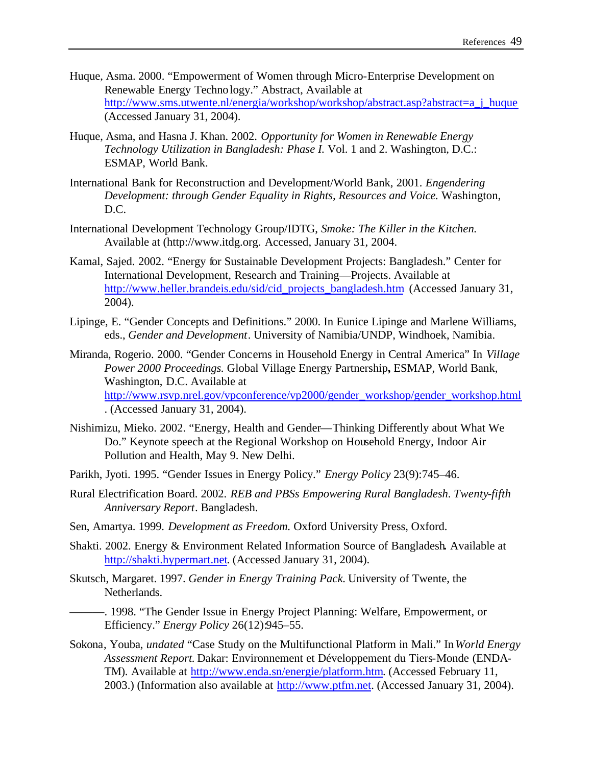Huque, Asma. 2000. "Empowerment of Women through Micro-Enterprise Development on Renewable Energy Technology." Abstract, Available at http://www.sms.utwente.nl/energia/workshop/workshop/abstract.asp?abstract=a_j_huque (Accessed January 31, 2004).

Huque, Asma, and Hasna J. Khan. 2002. *Opportunity for Women in Renewable Energy Technology Utilization in Bangladesh: Phase I.* Vol. 1 and 2. Washington, D.C.: ESMAP, World Bank.

International Bank for Reconstruction and Development/World Bank, 2001. *Engendering Development: through Gender Equality in Rights, Resources and Voice.* Washington, D.C.

International Development Technology Group/IDTG, *Smoke: The Killer in the Kitchen.* Available at (http://www.itdg.org. Accessed, January 31, 2004.

Kamal, Sajed. 2002. "Energy for Sustainable Development Projects: Bangladesh." Center for International Development, Research and Training—Projects. Available at http://www.heller.brandeis.edu/sid/cid_projects_bangladesh.htm (Accessed January 31, 2004).

Lipinge, E. "Gender Concepts and Definitions." 2000. In Eunice Lipinge and Marlene Williams, eds., *Gender and Development*. University of Namibia/UNDP, Windhoek, Namibia.

Miranda, Rogerio. 2000. "Gender Concerns in Household Energy in Central America" In *Village Power 2000 Proceedings.* Global Village Energy Partnership**,** ESMAP, World Bank, Washington, D.C. Available at http://www.rsvp.nrel.gov/vpconference/vp2000/gender_workshop/gender_workshop.html . (Accessed January 31, 2004).

Nishimizu, Mieko. 2002. "Energy, Health and Gender—Thinking Differently about What We Do." Keynote speech at the Regional Workshop on Household Energy, Indoor Air Pollution and Health, May 9. New Delhi.

Parikh, Jyoti. 1995. "Gender Issues in Energy Policy." *Energy Policy* 23(9):745–46.

Rural Electrification Board. 2002. *REB and PBSs Empowering Rural Bangladesh*. *Twenty-fifth Anniversary Report*. Bangladesh.

Sen, Amartya. 1999. *Development as Freedom.* Oxford University Press, Oxford.

Shakti. 2002. Energy & Environment Related Information Source of Bangladesh. Available at http://shakti.hypermart.net. (Accessed January 31, 2004).

Skutsch, Margaret. 1997. *Gender in Energy Training Pack*. University of Twente, the Netherlands.

———. 1998. "The Gender Issue in Energy Project Planning: Welfare, Empowerment, or Efficiency." *Energy Policy* 26(12):945–55.

Sokona, Youba, *undated* "Case Study on the Multifunctional Platform in Mali." In *World Energy Assessment Report.* Dakar: Environnement et Développement du Tiers-Monde (ENDA-TM). Available at http://www.enda.sn/energie/platform.htm. (Accessed February 11, 2003.) (Information also available at http://www.ptfm.net. (Accessed January 31, 2004).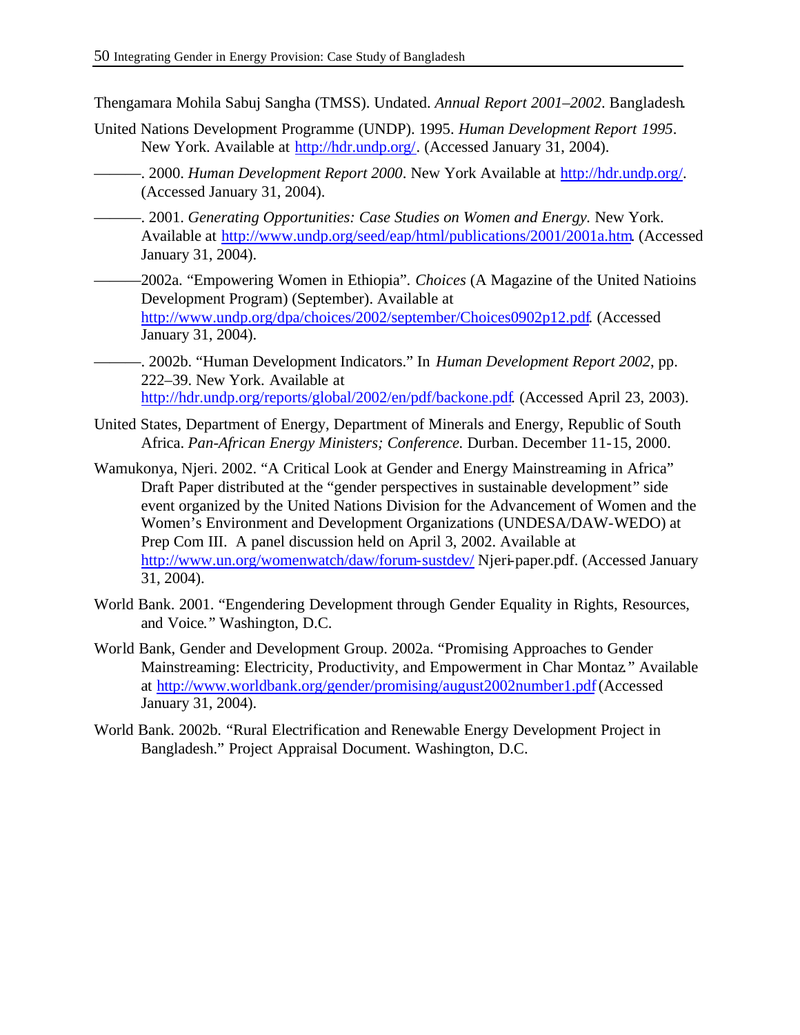Thengamara Mohila Sabuj Sangha (TMSS). Undated. *Annual Report 2001–2002*. Bangladesh.

United Nations Development Programme (UNDP). 1995. *Human Development Report 1995*. New York. Available at http://hdr.undp.org/. (Accessed January 31, 2004).

———. 2000. *Human Development Report 2000*. New York Available at http://hdr.undp.org/. (Accessed January 31, 2004).

———. 2001. *Generating Opportunities: Case Studies on Women and Energy.* New York. Available at http://www.undp.org/seed/eap/html/publications/2001/2001a.htm. (Accessed January 31, 2004).

———2002a. "Empowering Women in Ethiopia". *Choices* (A Magazine of the United Natioins Development Program) (September). Available at http://www.undp.org/dpa/choices/2002/september/Choices0902p12.pdf. (Accessed January 31, 2004).

———. 2002b. "Human Development Indicators." In *Human Development Report 2002*, pp. 222–39. New York. Available at http://hdr.undp.org/reports/global/2002/en/pdf/backone.pdf. (Accessed April 23, 2003).

United States, Department of Energy, Department of Minerals and Energy, Republic of South Africa. *Pan-African Energy Ministers; Conference.* Durban. December 11-15, 2000.

Wamukonya, Njeri. 2002. "A Critical Look at Gender and Energy Mainstreaming in Africa" Draft Paper distributed at the "gender perspectives in sustainable development" side event organized by the United Nations Division for the Advancement of Women and the Women's Environment and Development Organizations (UNDESA/DAW-WEDO) at Prep Com III. A panel discussion held on April 3, 2002. Available at http://www.un.org/womenwatch/daw/forum-sustdev/ Njeri-paper.pdf. (Accessed January 31, 2004).

World Bank. 2001. "Engendering Development through Gender Equality in Rights, Resources, and Voice." Washington, D.C.

World Bank, Gender and Development Group. 2002a. "Promising Approaches to Gender Mainstreaming: Electricity, Productivity, and Empowerment in Char Montaz." Available at http://www.worldbank.org/gender/promising/august2002number1.pdf (Accessed January 31, 2004).

World Bank. 2002b. "Rural Electrification and Renewable Energy Development Project in Bangladesh." Project Appraisal Document. Washington, D.C.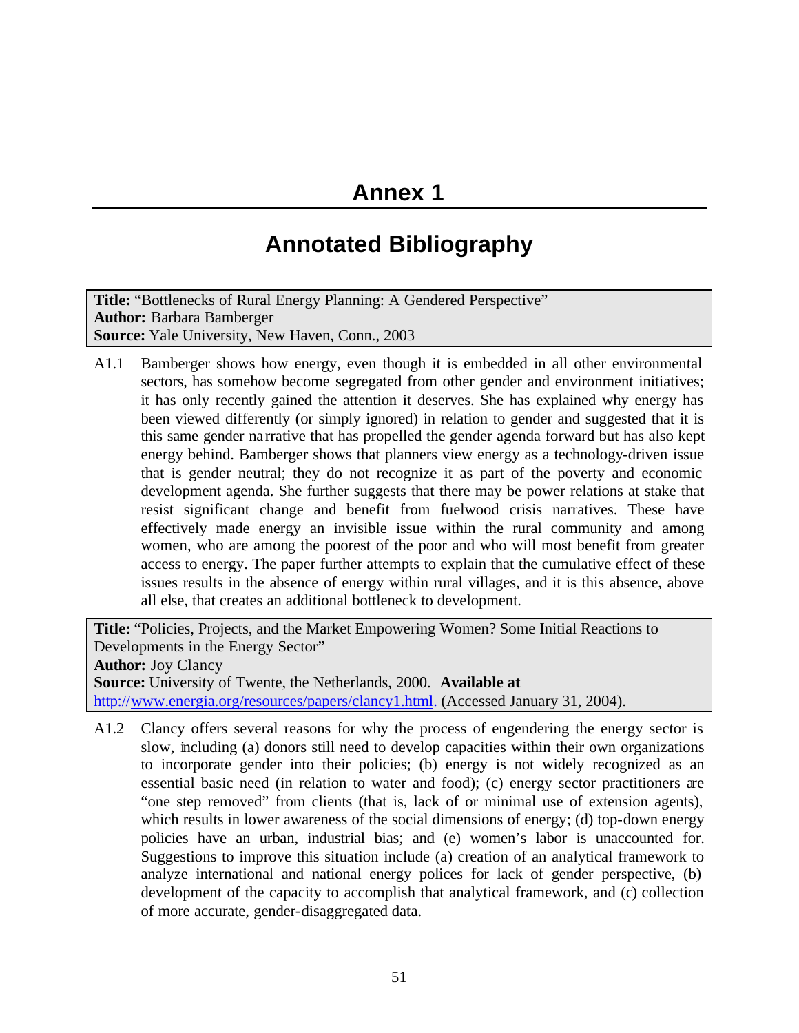# Annex 1

## Annotated Bibliography

**Title:** "Bottlenecks of Rural Energy Planning: A Gendered Perspective"
**Author:** Barbara Bamberger
**Source:** Yale University, New Haven, Conn., 2003

A1.1 Bamberger shows how energy, even though it is embedded in all other environmental sectors, has somehow become segregated from other gender and environment initiatives; it has only recently gained the attention it deserves. She has explained why energy has been viewed differently (or simply ignored) in relation to gender and suggested that it is this same gender narrative that has propelled the gender agenda forward but has also kept energy behind. Bamberger shows that planners view energy as a technology-driven issue that is gender neutral; they do not recognize it as part of the poverty and economic development agenda. She further suggests that there may be power relations at stake that resist significant change and benefit from fuelwood crisis narratives. These have effectively made energy an invisible issue within the rural community and among women, who are among the poorest of the poor and who will most benefit from greater access to energy. The paper further attempts to explain that the cumulative effect of these issues results in the absence of energy within rural villages, and it is this absence, above all else, that creates an additional bottleneck to development.

**Title:** "Policies, Projects, and the Market Empowering Women? Some Initial Reactions to Developments in the Energy Sector"
**Author:** Joy Clancy
**Source:** University of Twente, the Netherlands, 2000. **Available at** http://www.energia.org/resources/papers/clancy1.html. (Accessed January 31, 2004).

A1.2 Clancy offers several reasons for why the process of engendering the energy sector is slow, including (a) donors still need to develop capacities within their own organizations to incorporate gender into their policies; (b) energy is not widely recognized as an essential basic need (in relation to water and food); (c) energy sector practitioners are "one step removed" from clients (that is, lack of or minimal use of extension agents), which results in lower awareness of the social dimensions of energy; (d) top-down energy policies have an urban, industrial bias; and (e) women's labor is unaccounted for. Suggestions to improve this situation include (a) creation of an analytical framework to analyze international and national energy polices for lack of gender perspective, (b) development of the capacity to accomplish that analytical framework, and (c) collection of more accurate, gender-disaggregated data.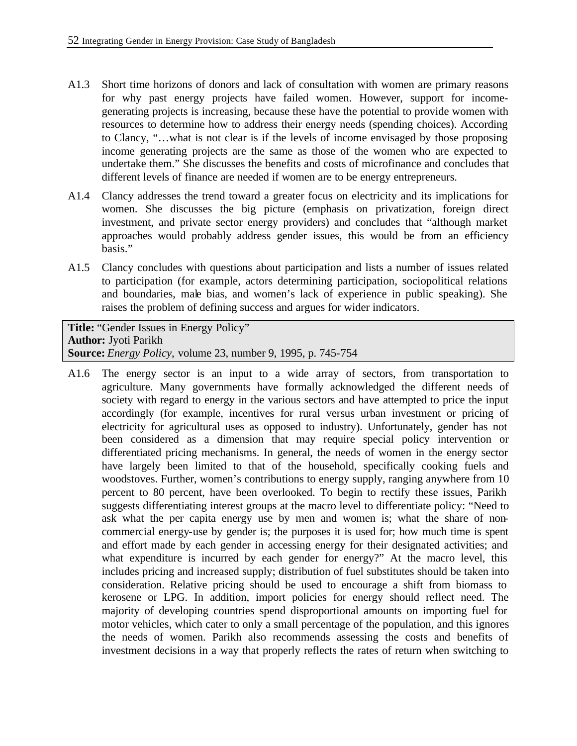A1.3 Short time horizons of donors and lack of consultation with women are primary reasons for why past energy projects have failed women. However, support for income-generating projects is increasing, because these have the potential to provide women with resources to determine how to address their energy needs (spending choices). According to Clancy, "…what is not clear is if the levels of income envisaged by those proposing income generating projects are the same as those of the women who are expected to undertake them." She discusses the benefits and costs of microfinance and concludes that different levels of finance are needed if women are to be energy entrepreneurs.

A1.4 Clancy addresses the trend toward a greater focus on electricity and its implications for women. She discusses the big picture (emphasis on privatization, foreign direct investment, and private sector energy providers) and concludes that "although market approaches would probably address gender issues, this would be from an efficiency basis."

A1.5 Clancy concludes with questions about participation and lists a number of issues related to participation (for example, actors determining participation, sociopolitical relations and boundaries, male bias, and women's lack of experience in public speaking). She raises the problem of defining success and argues for wider indicators.

**Title:** "Gender Issues in Energy Policy"
**Author:** Jyoti Parikh
**Source:** *Energy Policy,* volume 23, number 9, 1995, p. 745-754

A1.6 The energy sector is an input to a wide array of sectors, from transportation to agriculture. Many governments have formally acknowledged the different needs of society with regard to energy in the various sectors and have attempted to price the input accordingly (for example, incentives for rural versus urban investment or pricing of electricity for agricultural uses as opposed to industry). Unfortunately, gender has not been considered as a dimension that may require special policy intervention or differentiated pricing mechanisms. In general, the needs of women in the energy sector have largely been limited to that of the household, specifically cooking fuels and woodstoves. Further, women's contributions to energy supply, ranging anywhere from 10 percent to 80 percent, have been overlooked. To begin to rectify these issues, Parikh suggests differentiating interest groups at the macro level to differentiate policy: "Need to ask what the per capita energy use by men and women is; what the share of non-commercial energy-use by gender is; the purposes it is used for; how much time is spent and effort made by each gender in accessing energy for their designated activities; and what expenditure is incurred by each gender for energy?" At the macro level, this includes pricing and increased supply; distribution of fuel substitutes should be taken into consideration. Relative pricing should be used to encourage a shift from biomass to kerosene or LPG. In addition, import policies for energy should reflect need. The majority of developing countries spend disproportional amounts on importing fuel for motor vehicles, which cater to only a small percentage of the population, and this ignores the needs of women. Parikh also recommends assessing the costs and benefits of investment decisions in a way that properly reflects the rates of return when switching to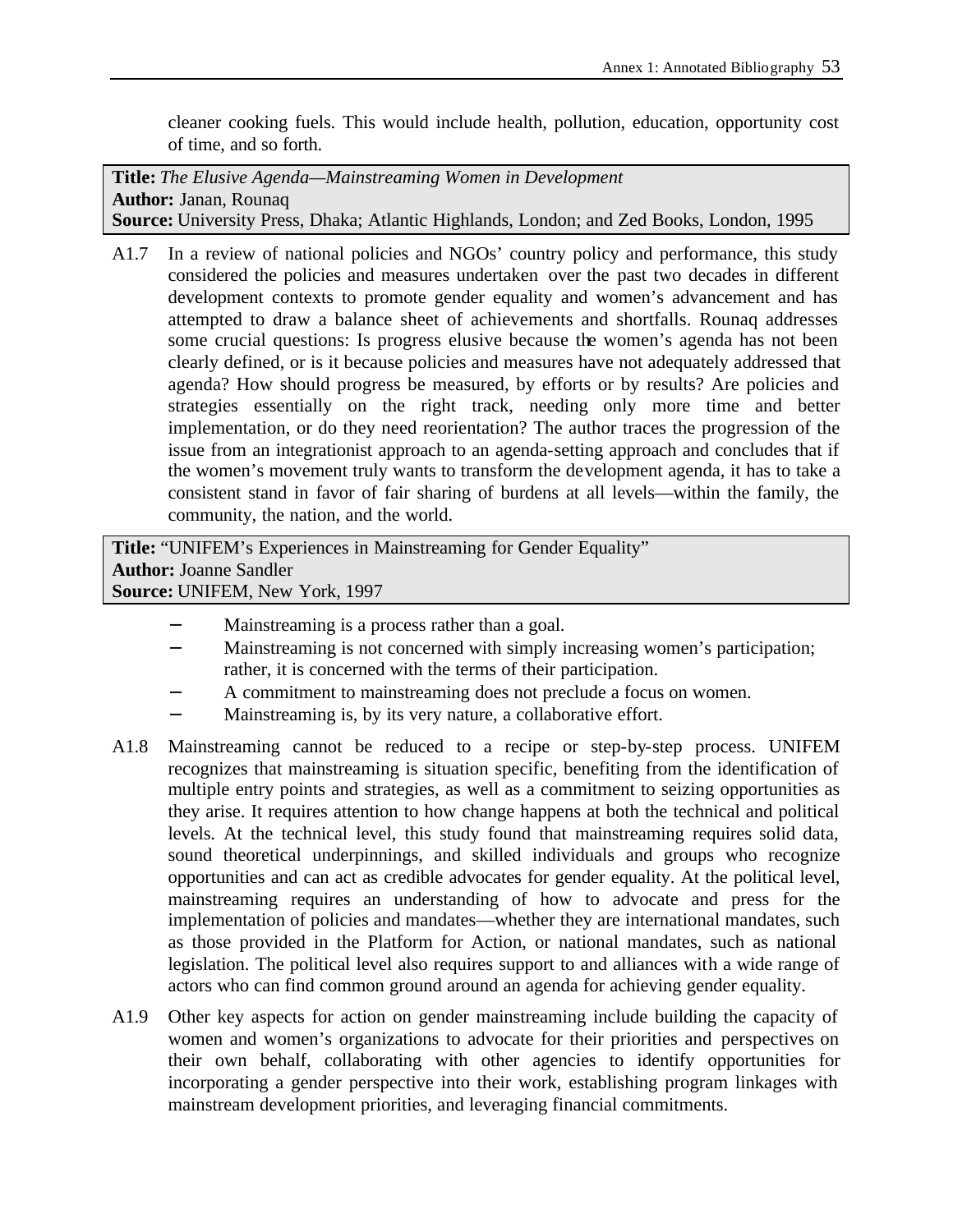cleaner cooking fuels. This would include health, pollution, education, opportunity cost of time, and so forth.

**Title:** *The Elusive Agenda—Mainstreaming Women in Development*
**Author:** Janan, Rounaq
**Source:** University Press, Dhaka; Atlantic Highlands, London; and Zed Books, London, 1995

A1.7 In a review of national policies and NGOs' country policy and performance, this study considered the policies and measures undertaken over the past two decades in different development contexts to promote gender equality and women's advancement and has attempted to draw a balance sheet of achievements and shortfalls. Rounaq addresses some crucial questions: Is progress elusive because the women's agenda has not been clearly defined, or is it because policies and measures have not adequately addressed that agenda? How should progress be measured, by efforts or by results? Are policies and strategies essentially on the right track, needing only more time and better implementation, or do they need reorientation? The author traces the progression of the issue from an integrationist approach to an agenda-setting approach and concludes that if the women's movement truly wants to transform the development agenda, it has to take a consistent stand in favor of fair sharing of burdens at all levels—within the family, the community, the nation, and the world.

**Title:** "UNIFEM's Experiences in Mainstreaming for Gender Equality"
**Author:** Joanne Sandler
**Source:** UNIFEM, New York, 1997

- Mainstreaming is a process rather than a goal.
- Mainstreaming is not concerned with simply increasing women's participation; rather, it is concerned with the terms of their participation.
- A commitment to mainstreaming does not preclude a focus on women.
- Mainstreaming is, by its very nature, a collaborative effort.

A1.8 Mainstreaming cannot be reduced to a recipe or step-by-step process. UNIFEM recognizes that mainstreaming is situation specific, benefiting from the identification of multiple entry points and strategies, as well as a commitment to seizing opportunities as they arise. It requires attention to how change happens at both the technical and political levels. At the technical level, this study found that mainstreaming requires solid data, sound theoretical underpinnings, and skilled individuals and groups who recognize opportunities and can act as credible advocates for gender equality. At the political level, mainstreaming requires an understanding of how to advocate and press for the implementation of policies and mandates—whether they are international mandates, such as those provided in the Platform for Action, or national mandates, such as national legislation. The political level also requires support to and alliances with a wide range of actors who can find common ground around an agenda for achieving gender equality.

A1.9 Other key aspects for action on gender mainstreaming include building the capacity of women and women's organizations to advocate for their priorities and perspectives on their own behalf, collaborating with other agencies to identify opportunities for incorporating a gender perspective into their work, establishing program linkages with mainstream development priorities, and leveraging financial commitments.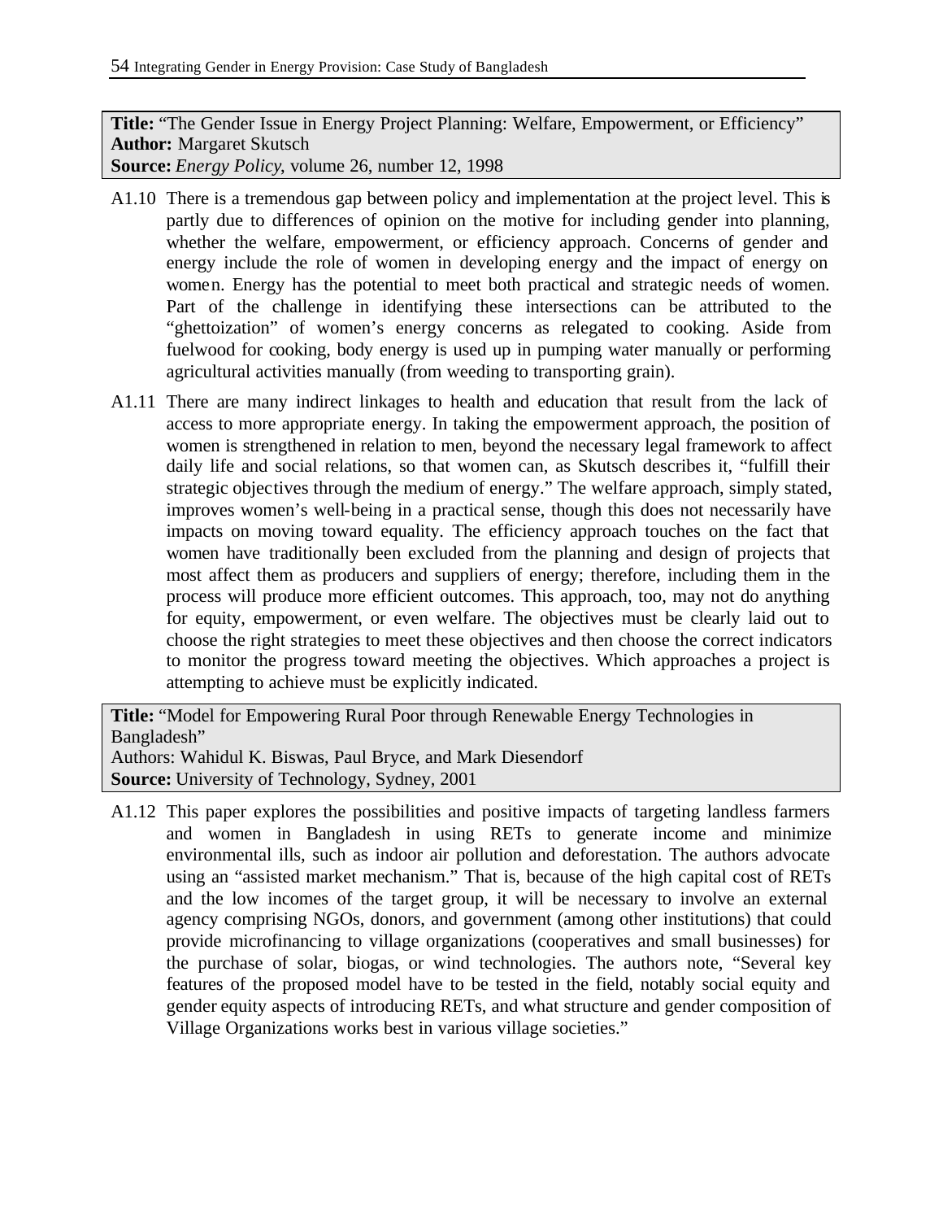**Title:** "The Gender Issue in Energy Project Planning: Welfare, Empowerment, or Efficiency"
**Author:** Margaret Skutsch
**Source:** *Energy Policy*, volume 26, number 12, 1998

A1.10 There is a tremendous gap between policy and implementation at the project level. This is partly due to differences of opinion on the motive for including gender into planning, whether the welfare, empowerment, or efficiency approach. Concerns of gender and energy include the role of women in developing energy and the impact of energy on women. Energy has the potential to meet both practical and strategic needs of women. Part of the challenge in identifying these intersections can be attributed to the "ghettoization" of women's energy concerns as relegated to cooking. Aside from fuelwood for cooking, body energy is used up in pumping water manually or performing agricultural activities manually (from weeding to transporting grain).

A1.11 There are many indirect linkages to health and education that result from the lack of access to more appropriate energy. In taking the empowerment approach, the position of women is strengthened in relation to men, beyond the necessary legal framework to affect daily life and social relations, so that women can, as Skutsch describes it, "fulfill their strategic objectives through the medium of energy." The welfare approach, simply stated, improves women's well-being in a practical sense, though this does not necessarily have impacts on moving toward equality. The efficiency approach touches on the fact that women have traditionally been excluded from the planning and design of projects that most affect them as producers and suppliers of energy; therefore, including them in the process will produce more efficient outcomes. This approach, too, may not do anything for equity, empowerment, or even welfare. The objectives must be clearly laid out to choose the right strategies to meet these objectives and then choose the correct indicators to monitor the progress toward meeting the objectives. Which approaches a project is attempting to achieve must be explicitly indicated.

**Title:** "Model for Empowering Rural Poor through Renewable Energy Technologies in Bangladesh"
Authors: Wahidul K. Biswas, Paul Bryce, and Mark Diesendorf
**Source:** University of Technology, Sydney, 2001

A1.12 This paper explores the possibilities and positive impacts of targeting landless farmers and women in Bangladesh in using RETs to generate income and minimize environmental ills, such as indoor air pollution and deforestation. The authors advocate using an "assisted market mechanism." That is, because of the high capital cost of RETs and the low incomes of the target group, it will be necessary to involve an external agency comprising NGOs, donors, and government (among other institutions) that could provide microfinancing to village organizations (cooperatives and small businesses) for the purchase of solar, biogas, or wind technologies. The authors note, "Several key features of the proposed model have to be tested in the field, notably social equity and gender equity aspects of introducing RETs, and what structure and gender composition of Village Organizations works best in various village societies."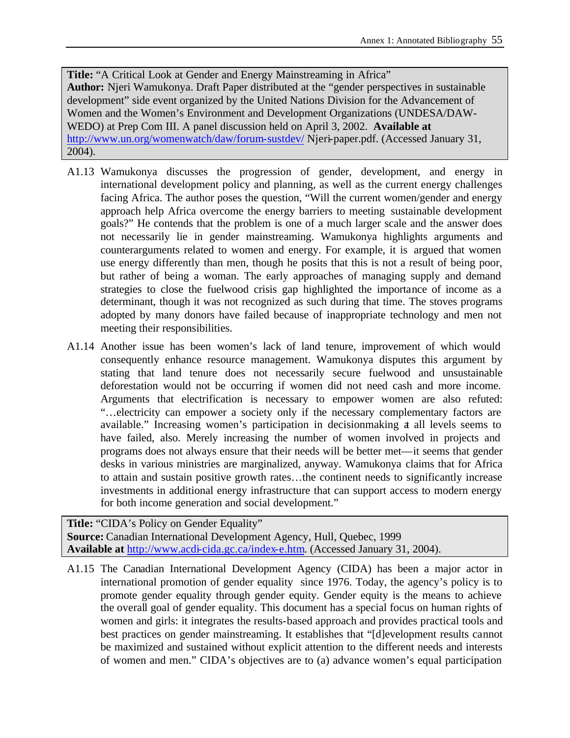**Title:** "A Critical Look at Gender and Energy Mainstreaming in Africa"
**Author:** Njeri Wamukonya. Draft Paper distributed at the "gender perspectives in sustainable development" side event organized by the United Nations Division for the Advancement of Women and the Women's Environment and Development Organizations (UNDESA/DAW-WEDO) at Prep Com III. A panel discussion held on April 3, 2002. **Available at** http://www.un.org/womenwatch/daw/forum-sustdev/ Njeri-paper.pdf. (Accessed January 31, 2004).

A1.13 Wamukonya discusses the progression of gender, development, and energy in international development policy and planning, as well as the current energy challenges facing Africa. The author poses the question, "Will the current women/gender and energy approach help Africa overcome the energy barriers to meeting sustainable development goals?" He contends that the problem is one of a much larger scale and the answer does not necessarily lie in gender mainstreaming. Wamukonya highlights arguments and counterarguments related to women and energy. For example, it is argued that women use energy differently than men, though he posits that this is not a result of being poor, but rather of being a woman. The early approaches of managing supply and demand strategies to close the fuelwood crisis gap highlighted the importance of income as a determinant, though it was not recognized as such during that time. The stoves programs adopted by many donors have failed because of inappropriate technology and men not meeting their responsibilities.

A1.14 Another issue has been women's lack of land tenure, improvement of which would consequently enhance resource management. Wamukonya disputes this argument by stating that land tenure does not necessarily secure fuelwood and unsustainable deforestation would not be occurring if women did not need cash and more income. Arguments that electrification is necessary to empower women are also refuted: "…electricity can empower a society only if the necessary complementary factors are available." Increasing women's participation in decisionmaking at all levels seems to have failed, also. Merely increasing the number of women involved in projects and programs does not always ensure that their needs will be better met—it seems that gender desks in various ministries are marginalized, anyway. Wamukonya claims that for Africa to attain and sustain positive growth rates…the continent needs to significantly increase investments in additional energy infrastructure that can support access to modern energy for both income generation and social development."

**Title:** "CIDA's Policy on Gender Equality"
**Source:** Canadian International Development Agency, Hull, Quebec, 1999
**Available at** http://www.acdi-cida.gc.ca/index-e.htm. (Accessed January 31, 2004).

A1.15 The Canadian International Development Agency (CIDA) has been a major actor in international promotion of gender equality since 1976. Today, the agency's policy is to promote gender equality through gender equity. Gender equity is the means to achieve the overall goal of gender equality. This document has a special focus on human rights of women and girls: it integrates the results-based approach and provides practical tools and best practices on gender mainstreaming. It establishes that "[d]evelopment results cannot be maximized and sustained without explicit attention to the different needs and interests of women and men." CIDA's objectives are to (a) advance women's equal participation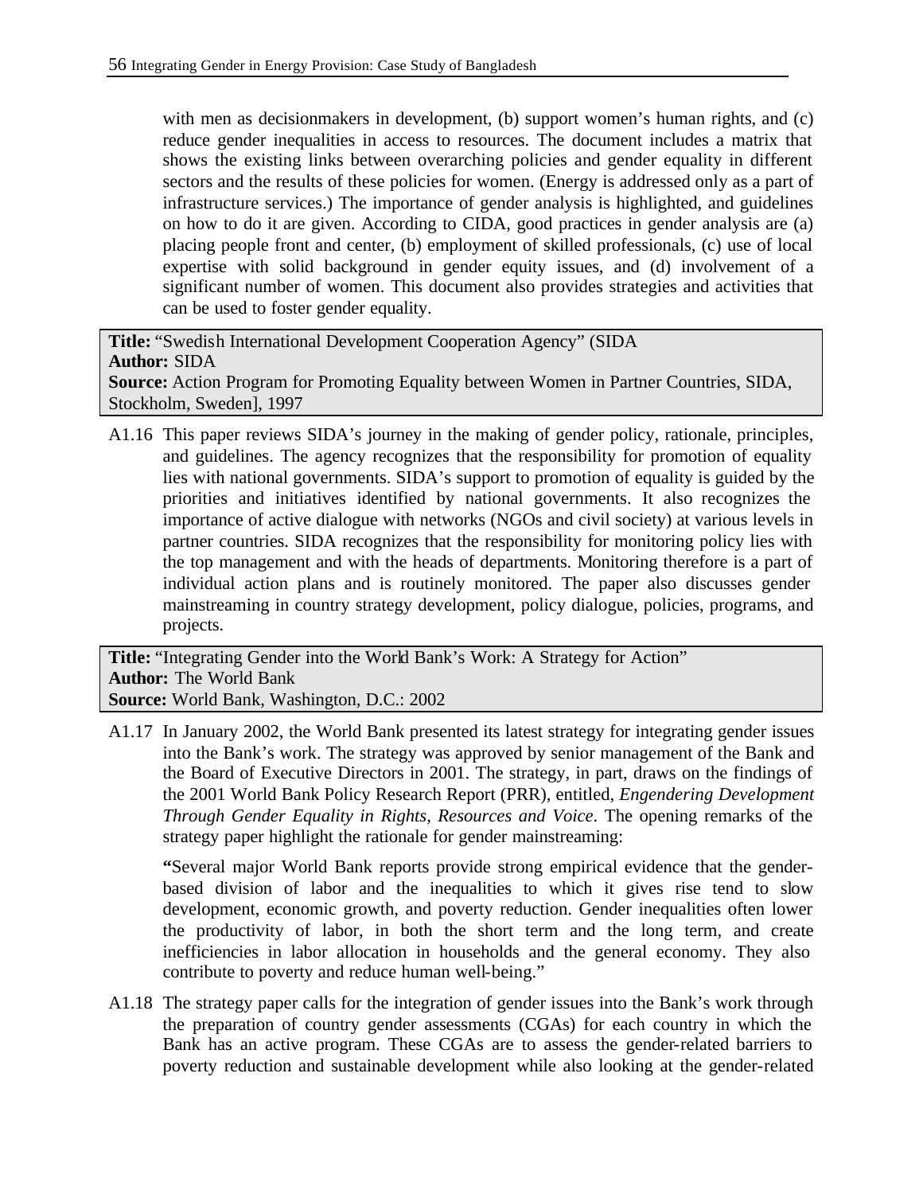with men as decisionmakers in development, (b) support women's human rights, and (c) reduce gender inequalities in access to resources. The document includes a matrix that shows the existing links between overarching policies and gender equality in different sectors and the results of these policies for women. (Energy is addressed only as a part of infrastructure services.) The importance of gender analysis is highlighted, and guidelines on how to do it are given. According to CIDA, good practices in gender analysis are (a) placing people front and center, (b) employment of skilled professionals, (c) use of local expertise with solid background in gender equity issues, and (d) involvement of a significant number of women. This document also provides strategies and activities that can be used to foster gender equality.

**Title:** "Swedish International Development Cooperation Agency" (SIDA
**Author:** SIDA
**Source:** Action Program for Promoting Equality between Women in Partner Countries, SIDA, Stockholm, Sweden], 1997

A1.16 This paper reviews SIDA's journey in the making of gender policy, rationale, principles, and guidelines. The agency recognizes that the responsibility for promotion of equality lies with national governments. SIDA's support to promotion of equality is guided by the priorities and initiatives identified by national governments. It also recognizes the importance of active dialogue with networks (NGOs and civil society) at various levels in partner countries. SIDA recognizes that the responsibility for monitoring policy lies with the top management and with the heads of departments. Monitoring therefore is a part of individual action plans and is routinely monitored. The paper also discusses gender mainstreaming in country strategy development, policy dialogue, policies, programs, and projects.

**Title:** "Integrating Gender into the World Bank's Work: A Strategy for Action"
**Author:** The World Bank
**Source:** World Bank, Washington, D.C.: 2002

A1.17 In January 2002, the World Bank presented its latest strategy for integrating gender issues into the Bank's work. The strategy was approved by senior management of the Bank and the Board of Executive Directors in 2001. The strategy, in part, draws on the findings of the 2001 World Bank Policy Research Report (PRR), entitled, *Engendering Development Through Gender Equality in Rights, Resources and Voice*. The opening remarks of the strategy paper highlight the rationale for gender mainstreaming:

**"**Several major World Bank reports provide strong empirical evidence that the gender-based division of labor and the inequalities to which it gives rise tend to slow development, economic growth, and poverty reduction. Gender inequalities often lower the productivity of labor, in both the short term and the long term, and create inefficiencies in labor allocation in households and the general economy. They also contribute to poverty and reduce human well-being."

A1.18 The strategy paper calls for the integration of gender issues into the Bank's work through the preparation of country gender assessments (CGAs) for each country in which the Bank has an active program. These CGAs are to assess the gender-related barriers to poverty reduction and sustainable development while also looking at the gender-related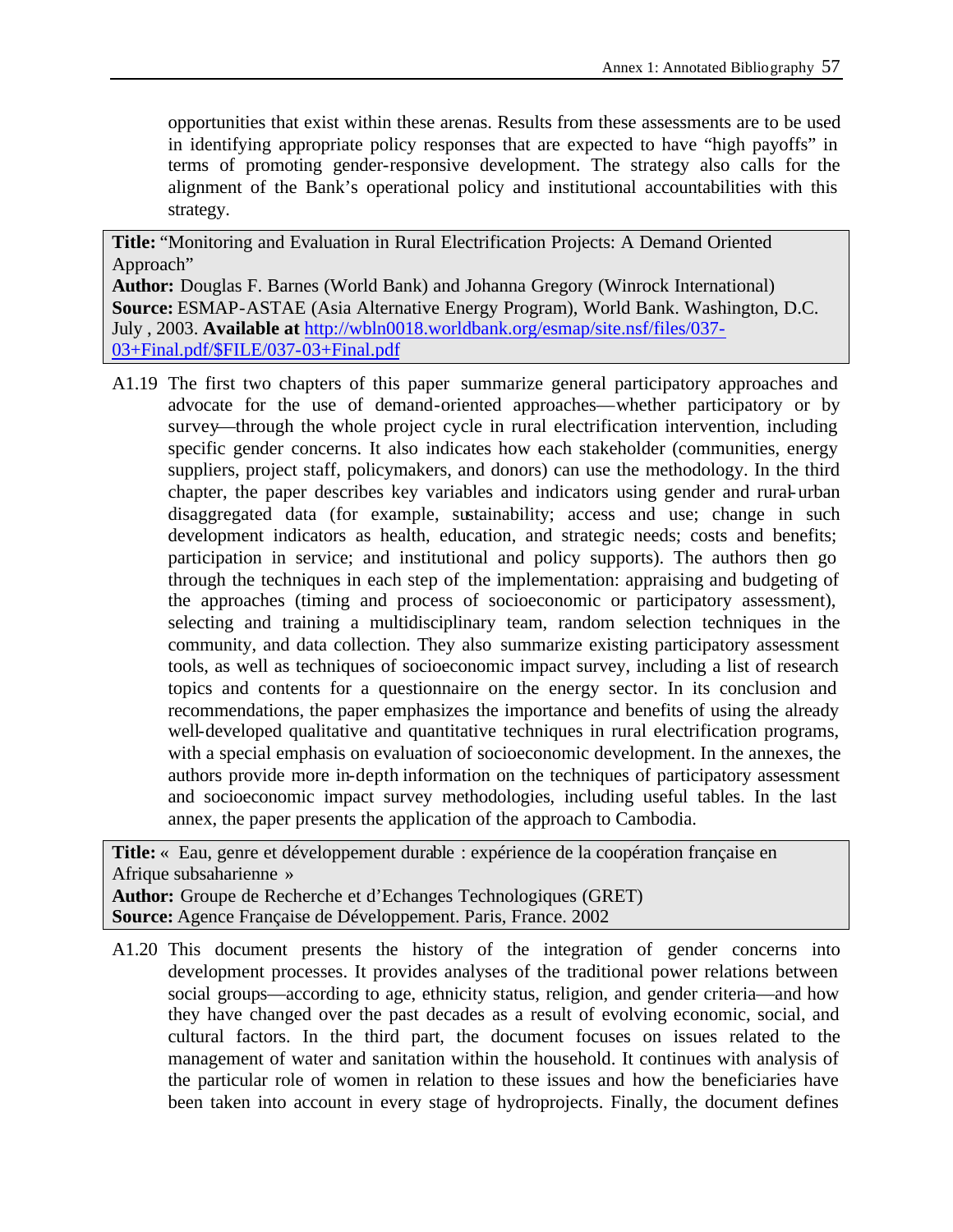opportunities that exist within these arenas. Results from these assessments are to be used in identifying appropriate policy responses that are expected to have "high payoffs" in terms of promoting gender-responsive development. The strategy also calls for the alignment of the Bank's operational policy and institutional accountabilities with this strategy.

**Title:** "Monitoring and Evaluation in Rural Electrification Projects: A Demand Oriented Approach"
**Author:** Douglas F. Barnes (World Bank) and Johanna Gregory (Winrock International)
**Source:** ESMAP-ASTAE (Asia Alternative Energy Program), World Bank. Washington, D.C. July , 2003. **Available at** [http://wbln0018.worldbank.org/esmap/site.nsf/files/037-03+Final.pdf/$FILE/037-03+Final.pdf](http://wbln0018.worldbank.org/esmap/site.nsf/files/037-03+Final.pdf/$FILE/037-03+Final.pdf)

A1.19 The first two chapters of this paper summarize general participatory approaches and advocate for the use of demand-oriented approaches—whether participatory or by survey—through the whole project cycle in rural electrification intervention, including specific gender concerns. It also indicates how each stakeholder (communities, energy suppliers, project staff, policymakers, and donors) can use the methodology. In the third chapter, the paper describes key variables and indicators using gender and rural-urban disaggregated data (for example, sustainability; access and use; change in such development indicators as health, education, and strategic needs; costs and benefits; participation in service; and institutional and policy supports). The authors then go through the techniques in each step of the implementation: appraising and budgeting of the approaches (timing and process of socioeconomic or participatory assessment), selecting and training a multidisciplinary team, random selection techniques in the community, and data collection. They also summarize existing participatory assessment tools, as well as techniques of socioeconomic impact survey, including a list of research topics and contents for a questionnaire on the energy sector. In its conclusion and recommendations, the paper emphasizes the importance and benefits of using the already well-developed qualitative and quantitative techniques in rural electrification programs, with a special emphasis on evaluation of socioeconomic development. In the annexes, the authors provide more in-depth information on the techniques of participatory assessment and socioeconomic impact survey methodologies, including useful tables. In the last annex, the paper presents the application of the approach to Cambodia.

**Title:** « Eau, genre et développement durable : expérience de la coopération française en Afrique subsaharienne »
**Author:** Groupe de Recherche et d'Echanges Technologiques (GRET)
**Source:** Agence Française de Développement. Paris, France. 2002

A1.20 This document presents the history of the integration of gender concerns into development processes. It provides analyses of the traditional power relations between social groups—according to age, ethnicity status, religion, and gender criteria—and how they have changed over the past decades as a result of evolving economic, social, and cultural factors. In the third part, the document focuses on issues related to the management of water and sanitation within the household. It continues with analysis of the particular role of women in relation to these issues and how the beneficiaries have been taken into account in every stage of hydroprojects. Finally, the document defines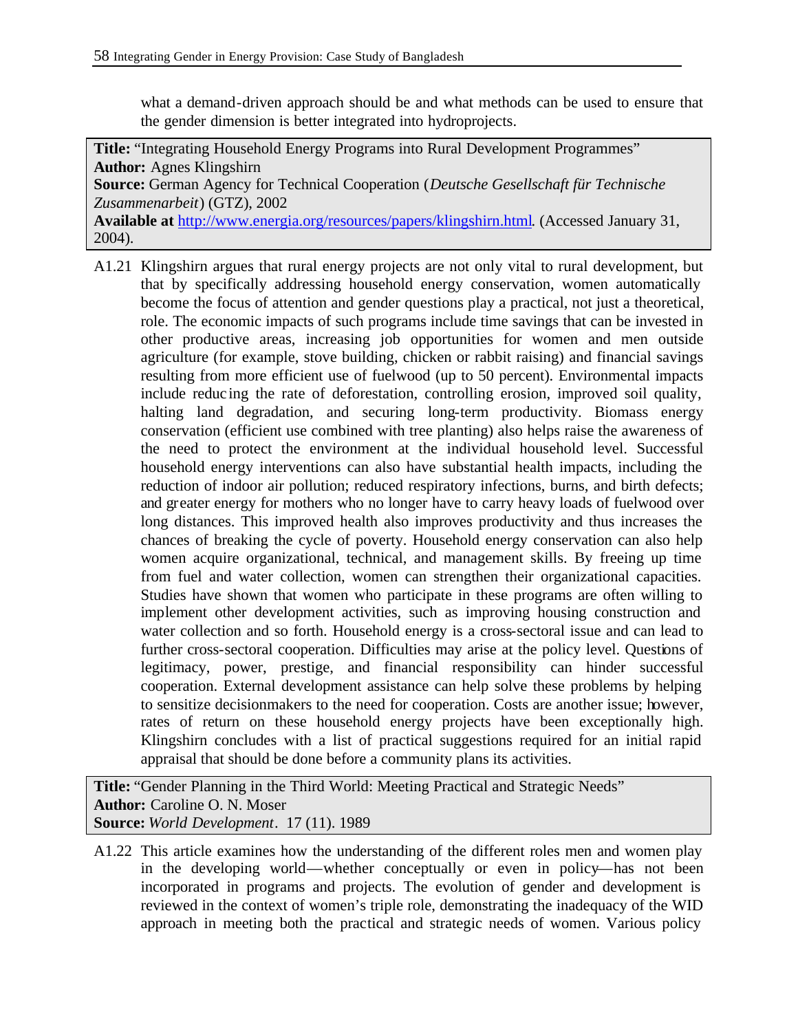what a demand-driven approach should be and what methods can be used to ensure that the gender dimension is better integrated into hydroprojects.

**Title:** "Integrating Household Energy Programs into Rural Development Programmes"
**Author:** Agnes Klingshirn
**Source:** German Agency for Technical Cooperation (*Deutsche Gesellschaft für Technische Zusammenarbeit*) (GTZ), 2002
**Available at** http://www.energia.org/resources/papers/klingshirn.html. (Accessed January 31, 2004).

A1.21 Klingshirn argues that rural energy projects are not only vital to rural development, but that by specifically addressing household energy conservation, women automatically become the focus of attention and gender questions play a practical, not just a theoretical, role. The economic impacts of such programs include time savings that can be invested in other productive areas, increasing job opportunities for women and men outside agriculture (for example, stove building, chicken or rabbit raising) and financial savings resulting from more efficient use of fuelwood (up to 50 percent). Environmental impacts include reducing the rate of deforestation, controlling erosion, improved soil quality, halting land degradation, and securing long-term productivity. Biomass energy conservation (efficient use combined with tree planting) also helps raise the awareness of the need to protect the environment at the individual household level. Successful household energy interventions can also have substantial health impacts, including the reduction of indoor air pollution; reduced respiratory infections, burns, and birth defects; and greater energy for mothers who no longer have to carry heavy loads of fuelwood over long distances. This improved health also improves productivity and thus increases the chances of breaking the cycle of poverty. Household energy conservation can also help women acquire organizational, technical, and management skills. By freeing up time from fuel and water collection, women can strengthen their organizational capacities. Studies have shown that women who participate in these programs are often willing to implement other development activities, such as improving housing construction and water collection and so forth. Household energy is a cross-sectoral issue and can lead to further cross-sectoral cooperation. Difficulties may arise at the policy level. Questions of legitimacy, power, prestige, and financial responsibility can hinder successful cooperation. External development assistance can help solve these problems by helping to sensitize decisionmakers to the need for cooperation. Costs are another issue; however, rates of return on these household energy projects have been exceptionally high. Klingshirn concludes with a list of practical suggestions required for an initial rapid appraisal that should be done before a community plans its activities.

**Title:** "Gender Planning in the Third World: Meeting Practical and Strategic Needs"
**Author:** Caroline O. N. Moser
**Source:** *World Development*. 17 (11). 1989

A1.22 This article examines how the understanding of the different roles men and women play in the developing world—whether conceptually or even in policy—has not been incorporated in programs and projects. The evolution of gender and development is reviewed in the context of women's triple role, demonstrating the inadequacy of the WID approach in meeting both the practical and strategic needs of women. Various policy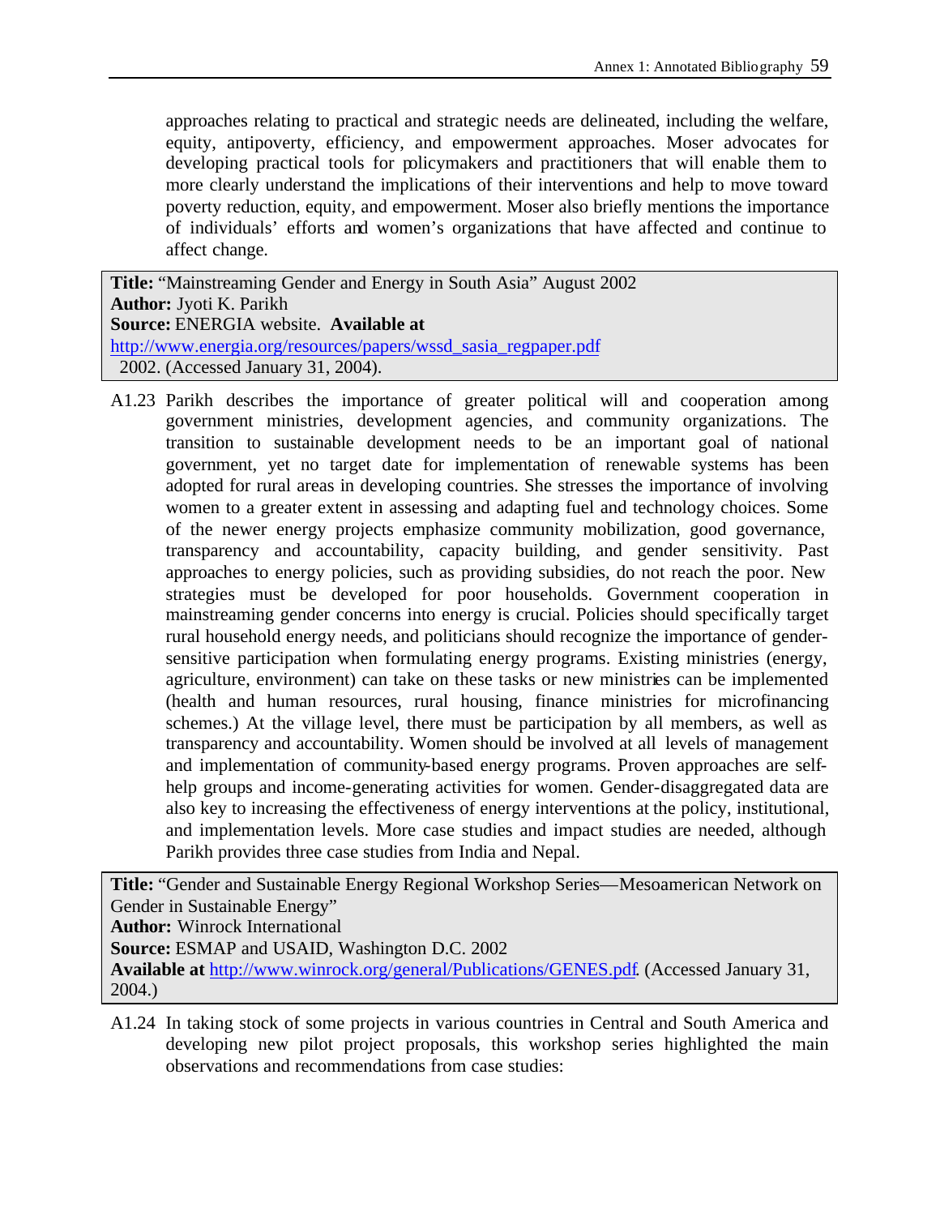approaches relating to practical and strategic needs are delineated, including the welfare, equity, antipoverty, efficiency, and empowerment approaches. Moser advocates for developing practical tools for policymakers and practitioners that will enable them to more clearly understand the implications of their interventions and help to move toward poverty reduction, equity, and empowerment. Moser also briefly mentions the importance of individuals' efforts and women's organizations that have affected and continue to affect change.

**Title:** "Mainstreaming Gender and Energy in South Asia" August 2002
**Author:** Jyoti K. Parikh
**Source:** ENERGIA website. **Available at** http://www.energia.org/resources/papers/wssd_sasia_regpaper.pdf 2002. (Accessed January 31, 2004).

A1.23 Parikh describes the importance of greater political will and cooperation among government ministries, development agencies, and community organizations. The transition to sustainable development needs to be an important goal of national government, yet no target date for implementation of renewable systems has been adopted for rural areas in developing countries. She stresses the importance of involving women to a greater extent in assessing and adapting fuel and technology choices. Some of the newer energy projects emphasize community mobilization, good governance, transparency and accountability, capacity building, and gender sensitivity. Past approaches to energy policies, such as providing subsidies, do not reach the poor. New strategies must be developed for poor households. Government cooperation in mainstreaming gender concerns into energy is crucial. Policies should specifically target rural household energy needs, and politicians should recognize the importance of gender-sensitive participation when formulating energy programs. Existing ministries (energy, agriculture, environment) can take on these tasks or new ministries can be implemented (health and human resources, rural housing, finance ministries for microfinancing schemes.) At the village level, there must be participation by all members, as well as transparency and accountability. Women should be involved at all levels of management and implementation of community-based energy programs. Proven approaches are self-help groups and income-generating activities for women. Gender-disaggregated data are also key to increasing the effectiveness of energy interventions at the policy, institutional, and implementation levels. More case studies and impact studies are needed, although Parikh provides three case studies from India and Nepal.

**Title:** "Gender and Sustainable Energy Regional Workshop Series—Mesoamerican Network on Gender in Sustainable Energy"
**Author:** Winrock International
**Source:** ESMAP and USAID, Washington D.C. 2002
**Available at** http://www.winrock.org/general/Publications/GENES.pdf. (Accessed January 31, 2004.)

A1.24 In taking stock of some projects in various countries in Central and South America and developing new pilot project proposals, this workshop series highlighted the main observations and recommendations from case studies: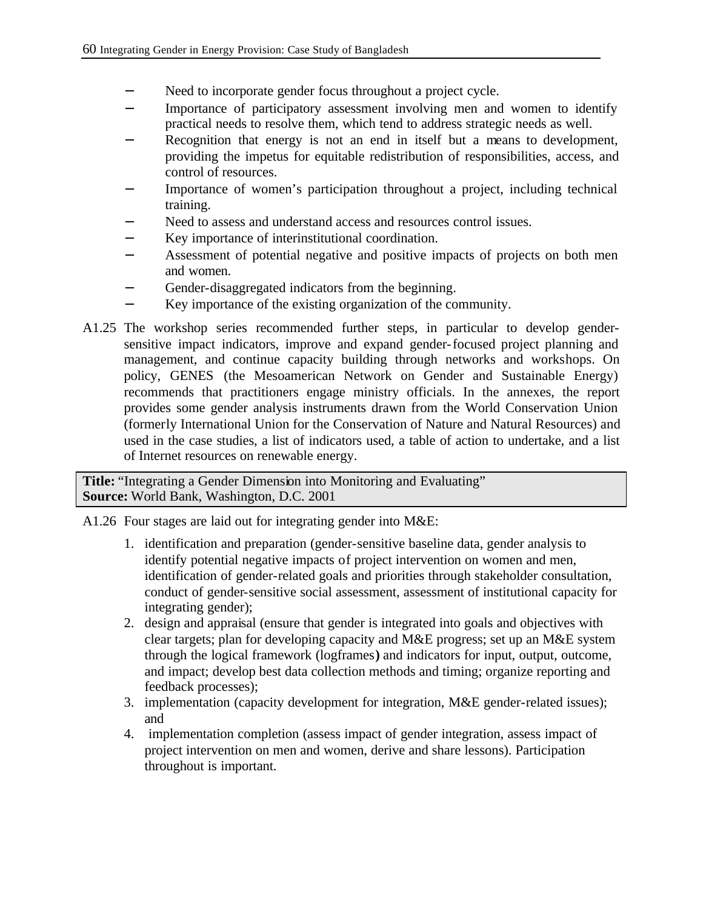- Need to incorporate gender focus throughout a project cycle.
- Importance of participatory assessment involving men and women to identify practical needs to resolve them, which tend to address strategic needs as well.
- Recognition that energy is not an end in itself but a means to development, providing the impetus for equitable redistribution of responsibilities, access, and control of resources.
- Importance of women's participation throughout a project, including technical training.
- Need to assess and understand access and resources control issues.
- Key importance of interinstitutional coordination.
- Assessment of potential negative and positive impacts of projects on both men and women.
- Gender-disaggregated indicators from the beginning.
- Key importance of the existing organization of the community.

A1.25 The workshop series recommended further steps, in particular to develop gender-sensitive impact indicators, improve and expand gender-focused project planning and management, and continue capacity building through networks and workshops. On policy, GENES (the Mesoamerican Network on Gender and Sustainable Energy) recommends that practitioners engage ministry officials. In the annexes, the report provides some gender analysis instruments drawn from the World Conservation Union (formerly International Union for the Conservation of Nature and Natural Resources) and used in the case studies, a list of indicators used, a table of action to undertake, and a list of Internet resources on renewable energy.

| **Title:** "Integrating a Gender Dimension into Monitoring and Evaluating"<br>**Source:** World Bank, Washington, D.C. 2001 |
|---|

A1.26 Four stages are laid out for integrating gender into M&E:

1. identification and preparation (gender-sensitive baseline data, gender analysis to identify potential negative impacts of project intervention on women and men, identification of gender-related goals and priorities through stakeholder consultation, conduct of gender-sensitive social assessment, assessment of institutional capacity for integrating gender);
2. design and appraisal (ensure that gender is integrated into goals and objectives with clear targets; plan for developing capacity and M&E progress; set up an M&E system through the logical framework (logframes**)** and indicators for input, output, outcome, and impact; develop best data collection methods and timing; organize reporting and feedback processes);
3. implementation (capacity development for integration, M&E gender-related issues); and
4. implementation completion (assess impact of gender integration, assess impact of project intervention on men and women, derive and share lessons). Participation throughout is important.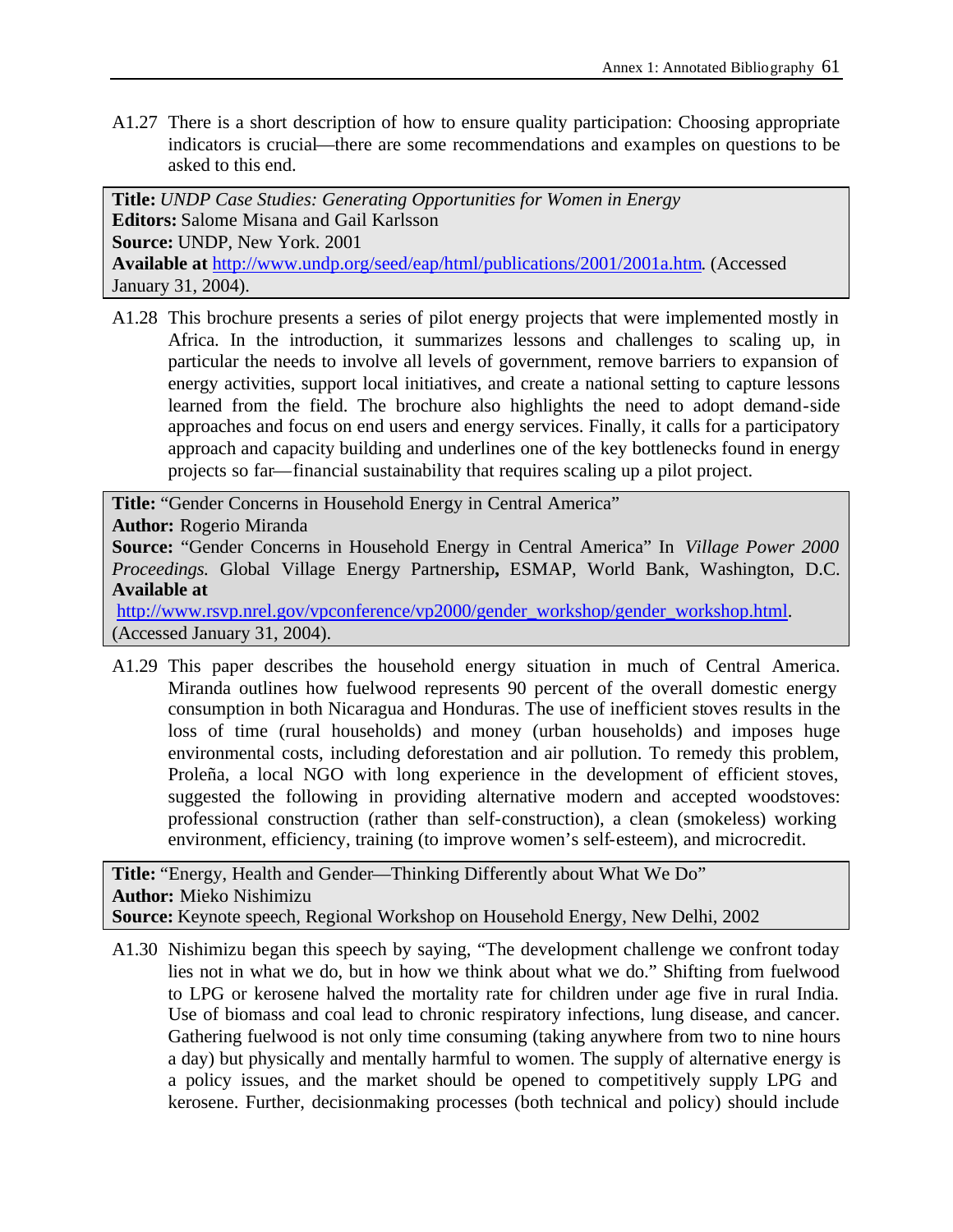A1.27 There is a short description of how to ensure quality participation: Choosing appropriate indicators is crucial—there are some recommendations and examples on questions to be asked to this end.

**Title:** *UNDP Case Studies: Generating Opportunities for Women in Energy*
**Editors:** Salome Misana and Gail Karlsson
**Source:** UNDP, New York. 2001
**Available at** http://www.undp.org/seed/eap/html/publications/2001/2001a.htm. (Accessed January 31, 2004).

A1.28 This brochure presents a series of pilot energy projects that were implemented mostly in Africa. In the introduction, it summarizes lessons and challenges to scaling up, in particular the needs to involve all levels of government, remove barriers to expansion of energy activities, support local initiatives, and create a national setting to capture lessons learned from the field. The brochure also highlights the need to adopt demand-side approaches and focus on end users and energy services. Finally, it calls for a participatory approach and capacity building and underlines one of the key bottlenecks found in energy projects so far—financial sustainability that requires scaling up a pilot project.

**Title:** "Gender Concerns in Household Energy in Central America"
**Author:** Rogerio Miranda
**Source:** "Gender Concerns in Household Energy in Central America" In *Village Power 2000 Proceedings.* Global Village Energy Partnership**,** ESMAP, World Bank, Washington, D.C.
**Available at**
http://www.rsvp.nrel.gov/vpconference/vp2000/gender_workshop/gender_workshop.html. (Accessed January 31, 2004).

A1.29 This paper describes the household energy situation in much of Central America. Miranda outlines how fuelwood represents 90 percent of the overall domestic energy consumption in both Nicaragua and Honduras. The use of inefficient stoves results in the loss of time (rural households) and money (urban households) and imposes huge environmental costs, including deforestation and air pollution. To remedy this problem, Proleña, a local NGO with long experience in the development of efficient stoves, suggested the following in providing alternative modern and accepted woodstoves: professional construction (rather than self-construction), a clean (smokeless) working environment, efficiency, training (to improve women's self-esteem), and microcredit.

**Title:** "Energy, Health and Gender—Thinking Differently about What We Do"
**Author:** Mieko Nishimizu
**Source:** Keynote speech, Regional Workshop on Household Energy, New Delhi, 2002

A1.30 Nishimizu began this speech by saying, "The development challenge we confront today lies not in what we do, but in how we think about what we do." Shifting from fuelwood to LPG or kerosene halved the mortality rate for children under age five in rural India. Use of biomass and coal lead to chronic respiratory infections, lung disease, and cancer. Gathering fuelwood is not only time consuming (taking anywhere from two to nine hours a day) but physically and mentally harmful to women. The supply of alternative energy is a policy issues, and the market should be opened to competitively supply LPG and kerosene. Further, decisionmaking processes (both technical and policy) should include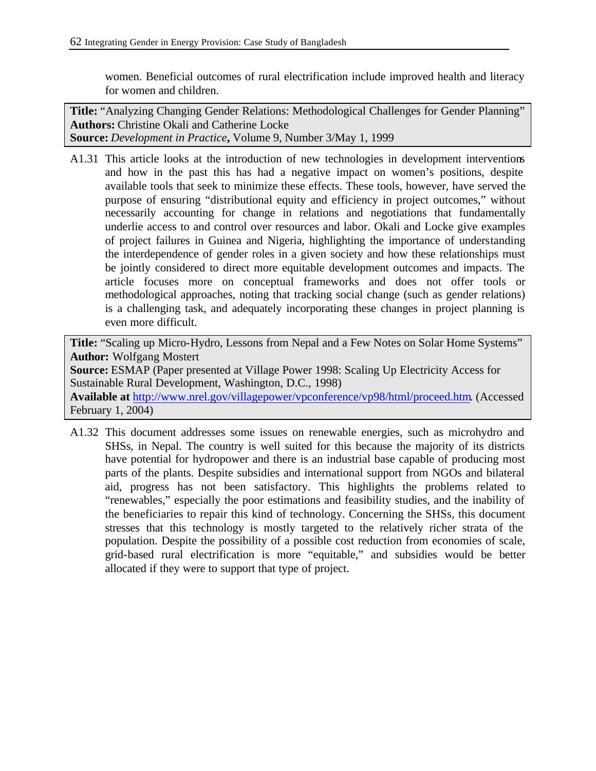women. Beneficial outcomes of rural electrification include improved health and literacy for women and children.

**Title:** "Analyzing Changing Gender Relations: Methodological Challenges for Gender Planning"
**Authors:** Christine Okali and Catherine Locke
**Source:** *Development in Practice***,** Volume 9, Number 3/May 1, 1999

A1.31 This article looks at the introduction of new technologies in development interventions and how in the past this has had a negative impact on women's positions, despite available tools that seek to minimize these effects. These tools, however, have served the purpose of ensuring "distributional equity and efficiency in project outcomes," without necessarily accounting for change in relations and negotiations that fundamentally underlie access to and control over resources and labor. Okali and Locke give examples of project failures in Guinea and Nigeria, highlighting the importance of understanding the interdependence of gender roles in a given society and how these relationships must be jointly considered to direct more equitable development outcomes and impacts. The article focuses more on conceptual frameworks and does not offer tools or methodological approaches, noting that tracking social change (such as gender relations) is a challenging task, and adequately incorporating these changes in project planning is even more difficult.

**Title:** "Scaling up Micro-Hydro, Lessons from Nepal and a Few Notes on Solar Home Systems"
**Author:** Wolfgang Mostert
**Source:** ESMAP (Paper presented at Village Power 1998: Scaling Up Electricity Access for Sustainable Rural Development, Washington, D.C., 1998)
**Available at** http://www.nrel.gov/villagepower/vpconference/vp98/html/proceed.htm. (Accessed February 1, 2004)

A1.32 This document addresses some issues on renewable energies, such as microhydro and SHSs, in Nepal. The country is well suited for this because the majority of its districts have potential for hydropower and there is an industrial base capable of producing most parts of the plants. Despite subsidies and international support from NGOs and bilateral aid, progress has not been satisfactory. This highlights the problems related to "renewables," especially the poor estimations and feasibility studies, and the inability of the beneficiaries to repair this kind of technology. Concerning the SHSs, this document stresses that this technology is mostly targeted to the relatively richer strata of the population. Despite the possibility of a possible cost reduction from economies of scale, grid-based rural electrification is more "equitable," and subsidies would be better allocated if they were to support that type of project.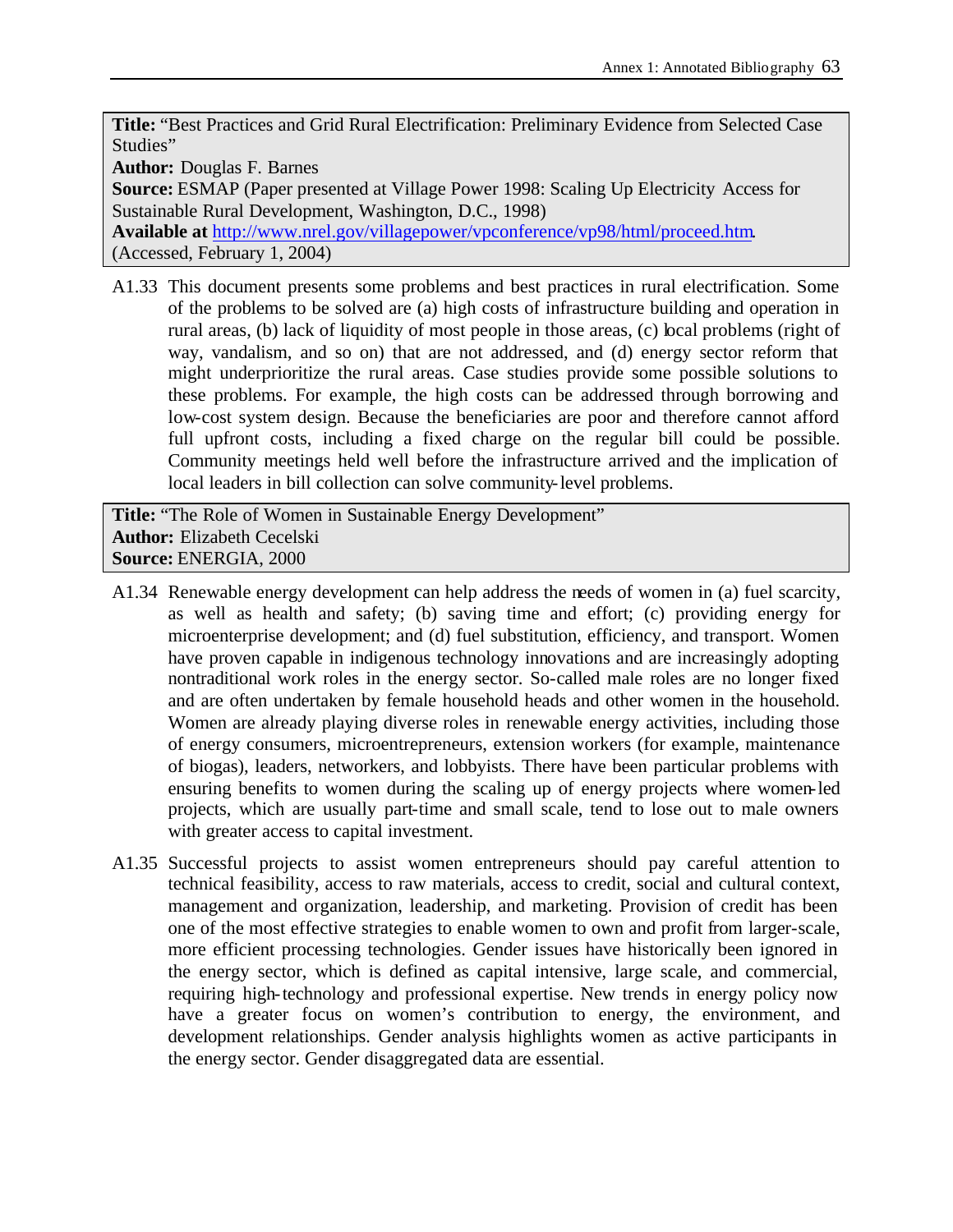**Title:** "Best Practices and Grid Rural Electrification: Preliminary Evidence from Selected Case Studies"
**Author:** Douglas F. Barnes
**Source:** ESMAP (Paper presented at Village Power 1998: Scaling Up Electricity Access for Sustainable Rural Development, Washington, D.C., 1998)
**Available at** http://www.nrel.gov/villagepower/vpconference/vp98/html/proceed.htm. (Accessed, February 1, 2004)

A1.33 This document presents some problems and best practices in rural electrification. Some of the problems to be solved are (a) high costs of infrastructure building and operation in rural areas, (b) lack of liquidity of most people in those areas, (c) local problems (right of way, vandalism, and so on) that are not addressed, and (d) energy sector reform that might underprioritize the rural areas. Case studies provide some possible solutions to these problems. For example, the high costs can be addressed through borrowing and low-cost system design. Because the beneficiaries are poor and therefore cannot afford full upfront costs, including a fixed charge on the regular bill could be possible. Community meetings held well before the infrastructure arrived and the implication of local leaders in bill collection can solve community-level problems.

**Title:** "The Role of Women in Sustainable Energy Development"
**Author:** Elizabeth Cecelski
**Source:** ENERGIA, 2000

A1.34 Renewable energy development can help address the needs of women in (a) fuel scarcity, as well as health and safety; (b) saving time and effort; (c) providing energy for microenterprise development; and (d) fuel substitution, efficiency, and transport. Women have proven capable in indigenous technology innovations and are increasingly adopting nontraditional work roles in the energy sector. So-called male roles are no longer fixed and are often undertaken by female household heads and other women in the household. Women are already playing diverse roles in renewable energy activities, including those of energy consumers, microentrepreneurs, extension workers (for example, maintenance of biogas), leaders, networkers, and lobbyists. There have been particular problems with ensuring benefits to women during the scaling up of energy projects where women-led projects, which are usually part-time and small scale, tend to lose out to male owners with greater access to capital investment.

A1.35 Successful projects to assist women entrepreneurs should pay careful attention to technical feasibility, access to raw materials, access to credit, social and cultural context, management and organization, leadership, and marketing. Provision of credit has been one of the most effective strategies to enable women to own and profit from larger-scale, more efficient processing technologies. Gender issues have historically been ignored in the energy sector, which is defined as capital intensive, large scale, and commercial, requiring high-technology and professional expertise. New trends in energy policy now have a greater focus on women's contribution to energy, the environment, and development relationships. Gender analysis highlights women as active participants in the energy sector. Gender disaggregated data are essential.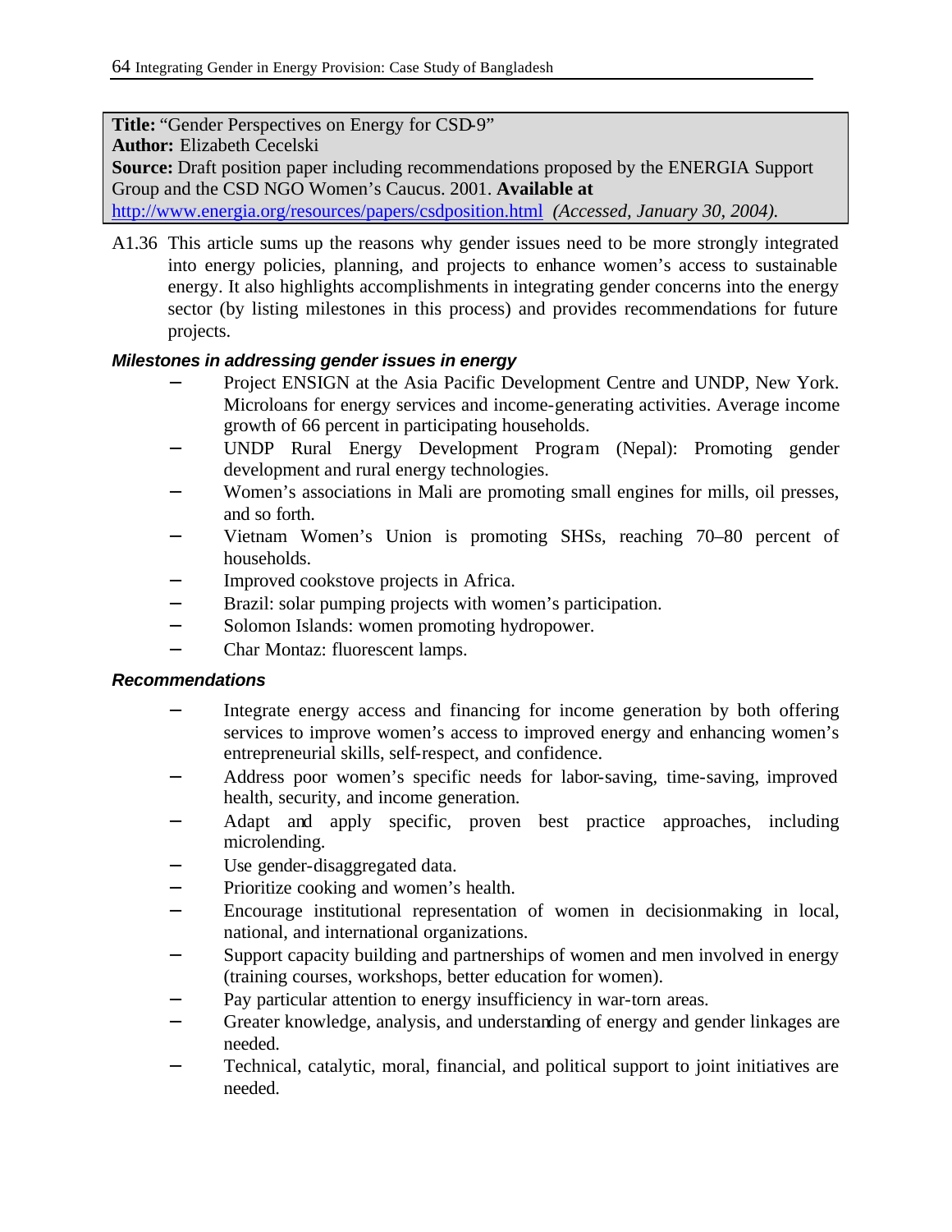**Title:** "Gender Perspectives on Energy for CSD-9"
**Author:** Elizabeth Cecelski
**Source:** Draft position paper including recommendations proposed by the ENERGIA Support Group and the CSD NGO Women's Caucus. 2001. **Available at** http://www.energia.org/resources/papers/csdposition.html *(Accessed, January 30, 2004).*

A1.36 This article sums up the reasons why gender issues need to be more strongly integrated into energy policies, planning, and projects to enhance women's access to sustainable energy. It also highlights accomplishments in integrating gender concerns into the energy sector (by listing milestones in this process) and provides recommendations for future projects.

***Milestones in addressing gender issues in energy***

- Project ENSIGN at the Asia Pacific Development Centre and UNDP, New York. Microloans for energy services and income-generating activities. Average income growth of 66 percent in participating households.
- UNDP Rural Energy Development Program (Nepal): Promoting gender development and rural energy technologies.
- Women's associations in Mali are promoting small engines for mills, oil presses, and so forth.
- Vietnam Women's Union is promoting SHSs, reaching 70–80 percent of households.
- Improved cookstove projects in Africa.
- Brazil: solar pumping projects with women's participation.
- Solomon Islands: women promoting hydropower.
- Char Montaz: fluorescent lamps.

***Recommendations***

- Integrate energy access and financing for income generation by both offering services to improve women's access to improved energy and enhancing women's entrepreneurial skills, self-respect, and confidence.
- Address poor women's specific needs for labor-saving, time-saving, improved health, security, and income generation.
- Adapt and apply specific, proven best practice approaches, including microlending.
- Use gender-disaggregated data.
- Prioritize cooking and women's health.
- Encourage institutional representation of women in decisionmaking in local, national, and international organizations.
- Support capacity building and partnerships of women and men involved in energy (training courses, workshops, better education for women).
- Pay particular attention to energy insufficiency in war-torn areas.
- Greater knowledge, analysis, and understanding of energy and gender linkages are needed.
- Technical, catalytic, moral, financial, and political support to joint initiatives are needed.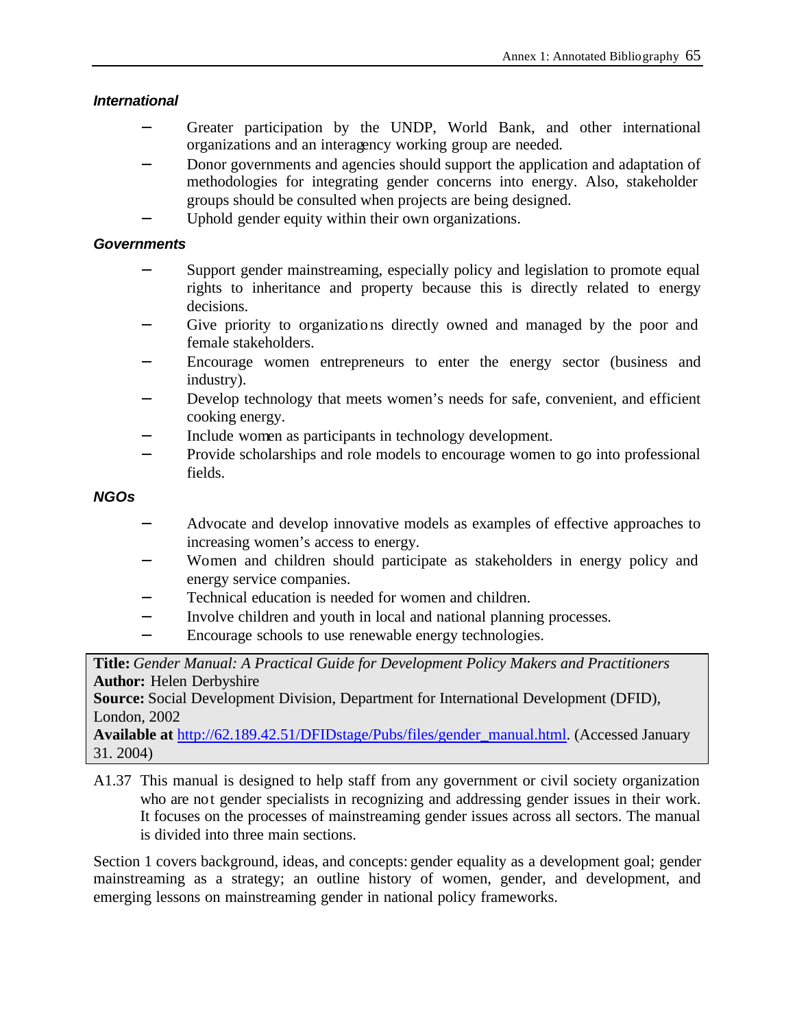***International***

- Greater participation by the UNDP, World Bank, and other international organizations and an interagency working group are needed.
- Donor governments and agencies should support the application and adaptation of methodologies for integrating gender concerns into energy. Also, stakeholder groups should be consulted when projects are being designed.
- Uphold gender equity within their own organizations.

***Governments***

- Support gender mainstreaming, especially policy and legislation to promote equal rights to inheritance and property because this is directly related to energy decisions.
- Give priority to organizations directly owned and managed by the poor and female stakeholders.
- Encourage women entrepreneurs to enter the energy sector (business and industry).
- Develop technology that meets women's needs for safe, convenient, and efficient cooking energy.
- Include women as participants in technology development.
- Provide scholarships and role models to encourage women to go into professional fields.

***NGOs***

- Advocate and develop innovative models as examples of effective approaches to increasing women's access to energy.
- Women and children should participate as stakeholders in energy policy and energy service companies.
- Technical education is needed for women and children.
- Involve children and youth in local and national planning processes.
- Encourage schools to use renewable energy technologies.

**Title:** *Gender Manual: A Practical Guide for Development Policy Makers and Practitioners*
**Author:** Helen Derbyshire
**Source:** Social Development Division, Department for International Development (DFID), London, 2002
**Available at** http://62.189.42.51/DFIDstage/Pubs/files/gender_manual.html. (Accessed January 31. 2004)

A1.37 This manual is designed to help staff from any government or civil society organization who are not gender specialists in recognizing and addressing gender issues in their work. It focuses on the processes of mainstreaming gender issues across all sectors. The manual is divided into three main sections.

Section 1 covers background, ideas, and concepts: gender equality as a development goal; gender mainstreaming as a strategy; an outline history of women, gender, and development, and emerging lessons on mainstreaming gender in national policy frameworks.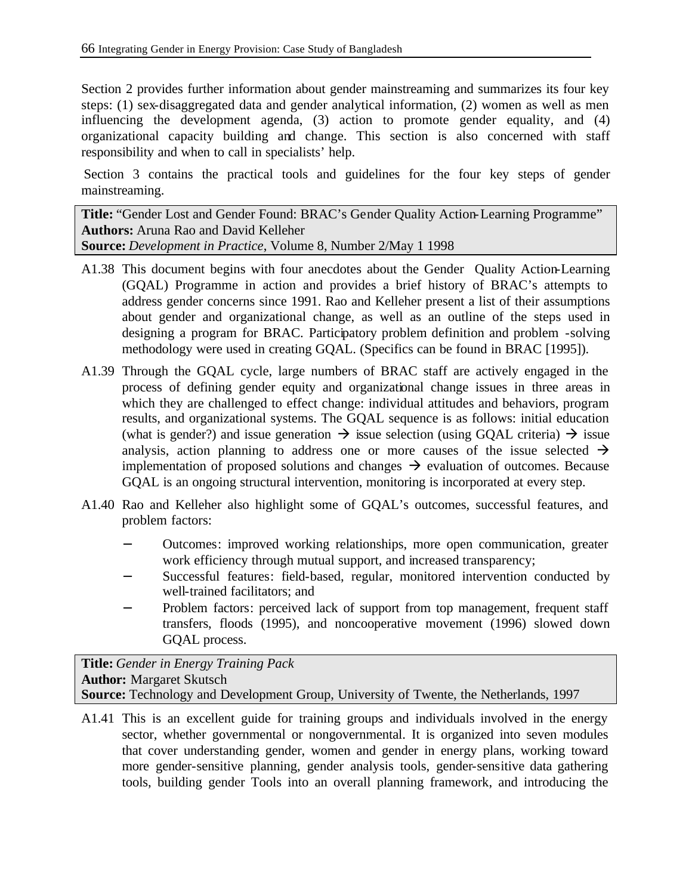Section 2 provides further information about gender mainstreaming and summarizes its four key steps: (1) sex-disaggregated data and gender analytical information, (2) women as well as men influencing the development agenda, (3) action to promote gender equality, and (4) organizational capacity building and change. This section is also concerned with staff responsibility and when to call in specialists' help.

Section 3 contains the practical tools and guidelines for the four key steps of gender mainstreaming.

**Title:** "Gender Lost and Gender Found: BRAC's Gender Quality Action-Learning Programme"
**Authors:** Aruna Rao and David Kelleher
**Source:** *Development in Practice*, Volume 8, Number 2/May 1 1998

A1.38 This document begins with four anecdotes about the Gender Quality Action-Learning (GQAL) Programme in action and provides a brief history of BRAC's attempts to address gender concerns since 1991. Rao and Kelleher present a list of their assumptions about gender and organizational change, as well as an outline of the steps used in designing a program for BRAC. Participatory problem definition and problem -solving methodology were used in creating GQAL. (Specifics can be found in BRAC [1995]).

A1.39 Through the GQAL cycle, large numbers of BRAC staff are actively engaged in the process of defining gender equity and organizational change issues in three areas in which they are challenged to effect change: individual attitudes and behaviors, program results, and organizational systems. The GQAL sequence is as follows: initial education (what is gender?) and issue generation → issue selection (using GQAL criteria) → issue analysis, action planning to address one or more causes of the issue selected → implementation of proposed solutions and changes → evaluation of outcomes. Because GQAL is an ongoing structural intervention, monitoring is incorporated at every step.

A1.40 Rao and Kelleher also highlight some of GQAL's outcomes, successful features, and problem factors:

- Outcomes: improved working relationships, more open communication, greater work efficiency through mutual support, and increased transparency;
- Successful features: field-based, regular, monitored intervention conducted by well-trained facilitators; and
- Problem factors: perceived lack of support from top management, frequent staff transfers, floods (1995), and noncooperative movement (1996) slowed down GQAL process.

**Title:** *Gender in Energy Training Pack*
**Author:** Margaret Skutsch
**Source:** Technology and Development Group, University of Twente, the Netherlands, 1997

A1.41 This is an excellent guide for training groups and individuals involved in the energy sector, whether governmental or nongovernmental. It is organized into seven modules that cover understanding gender, women and gender in energy plans, working toward more gender-sensitive planning, gender analysis tools, gender-sensitive data gathering tools, building gender Tools into an overall planning framework, and introducing the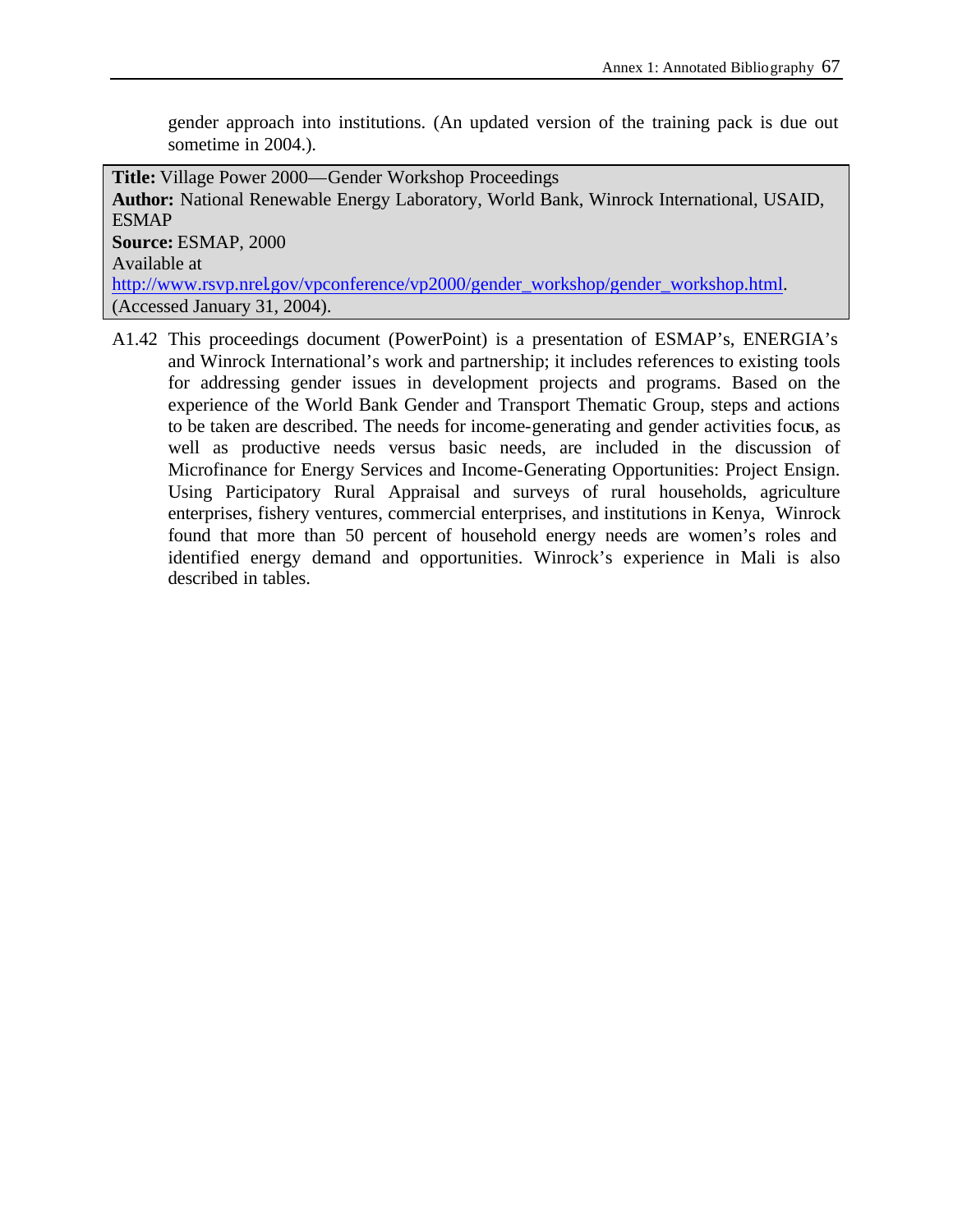gender approach into institutions. (An updated version of the training pack is due out sometime in 2004.).

**Title:** Village Power 2000—Gender Workshop Proceedings
**Author:** National Renewable Energy Laboratory, World Bank, Winrock International, USAID, ESMAP
**Source:** ESMAP, 2000
Available at
http://www.rsvp.nrel.gov/vpconference/vp2000/gender_workshop/gender_workshop.html.
(Accessed January 31, 2004).

A1.42 This proceedings document (PowerPoint) is a presentation of ESMAP's, ENERGIA's and Winrock International's work and partnership; it includes references to existing tools for addressing gender issues in development projects and programs. Based on the experience of the World Bank Gender and Transport Thematic Group, steps and actions to be taken are described. The needs for income-generating and gender activities focus, as well as productive needs versus basic needs, are included in the discussion of Microfinance for Energy Services and Income-Generating Opportunities: Project Ensign. Using Participatory Rural Appraisal and surveys of rural households, agriculture enterprises, fishery ventures, commercial enterprises, and institutions in Kenya, Winrock found that more than 50 percent of household energy needs are women's roles and identified energy demand and opportunities. Winrock's experience in Mali is also described in tables.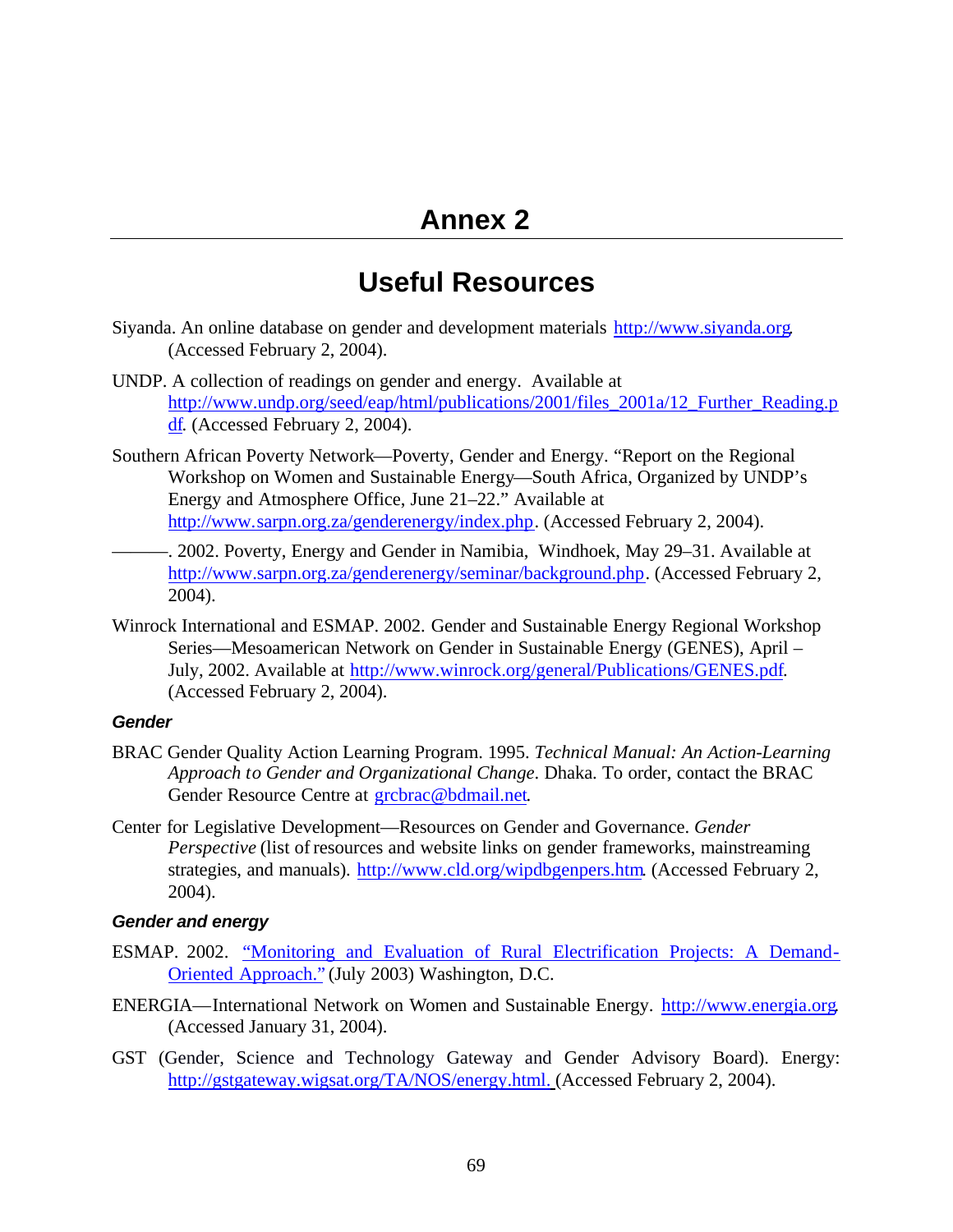# Annex 2

## Useful Resources

Siyanda. An online database on gender and development materials http://www.siyanda.org. (Accessed February 2, 2004).

UNDP. A collection of readings on gender and energy. Available at http://www.undp.org/seed/eap/html/publications/2001/files_2001a/12_Further_Reading.pdf. (Accessed February 2, 2004).

Southern African Poverty Network—Poverty, Gender and Energy. "Report on the Regional Workshop on Women and Sustainable Energy—South Africa, Organized by UNDP's Energy and Atmosphere Office, June 21–22." Available at http://www.sarpn.org.za/genderenergy/index.php. (Accessed February 2, 2004).

———. 2002. Poverty, Energy and Gender in Namibia, Windhoek, May 29–31. Available at http://www.sarpn.org.za/genderenergy/seminar/background.php. (Accessed February 2, 2004).

Winrock International and ESMAP. 2002. Gender and Sustainable Energy Regional Workshop Series—Mesoamerican Network on Gender in Sustainable Energy (GENES), April – July, 2002. Available at http://www.winrock.org/general/Publications/GENES.pdf. (Accessed February 2, 2004).

***Gender***

BRAC Gender Quality Action Learning Program. 1995. *Technical Manual: An Action-Learning Approach to Gender and Organizational Change*. Dhaka. To order, contact the BRAC Gender Resource Centre at grcbrac@bdmail.net.

Center for Legislative Development—Resources on Gender and Governance. *Gender Perspective* (list of resources and website links on gender frameworks, mainstreaming strategies, and manuals). http://www.cld.org/wipdbgenpers.htm. (Accessed February 2, 2004).

***Gender and energy***

ESMAP. 2002. "Monitoring and Evaluation of Rural Electrification Projects: A Demand-Oriented Approach." (July 2003) Washington, D.C.

ENERGIA—International Network on Women and Sustainable Energy. http://www.energia.org. (Accessed January 31, 2004).

GST (Gender, Science and Technology Gateway and Gender Advisory Board). Energy: http://gstgateway.wigsat.org/TA/NOS/energy.html. (Accessed February 2, 2004).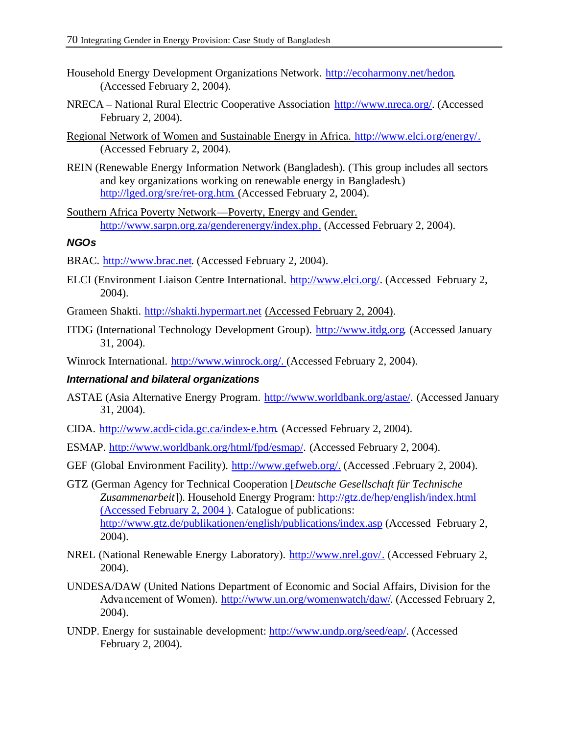Household Energy Development Organizations Network. http://ecoharmony.net/hedon. (Accessed February 2, 2004).

NRECA – National Rural Electric Cooperative Association http://www.nreca.org/. (Accessed February 2, 2004).

Regional Network of Women and Sustainable Energy in Africa. http://www.elci.org/energy/. (Accessed February 2, 2004).

REIN (Renewable Energy Information Network (Bangladesh). (This group includes all sectors and key organizations working on renewable energy in Bangladesh.) http://lged.org/sre/ret-org.htm. (Accessed February 2, 2004).

Southern Africa Poverty Network—Poverty, Energy and Gender. http://www.sarpn.org.za/genderenergy/index.php. (Accessed February 2, 2004).

### NGOs

BRAC. http://www.brac.net. (Accessed February 2, 2004).

ELCI (Environment Liaison Centre International. http://www.elci.org/. (Accessed February 2, 2004).

Grameen Shakti. http://shakti.hypermart.net (Accessed February 2, 2004).

ITDG (International Technology Development Group). http://www.itdg.org. (Accessed January 31, 2004).

Winrock International. http://www.winrock.org/. (Accessed February 2, 2004).

### International and bilateral organizations

ASTAE (Asia Alternative Energy Program. http://www.worldbank.org/astae/. (Accessed January 31, 2004).

CIDA. http://www.acdi-cida.gc.ca/index-e.htm. (Accessed February 2, 2004).

ESMAP. http://www.worldbank.org/html/fpd/esmap/. (Accessed February 2, 2004).

GEF (Global Environment Facility). http://www.gefweb.org/. (Accessed .February 2, 2004).

GTZ (German Agency for Technical Cooperation [*Deutsche Gesellschaft für Technische Zusammenarbeit*]). Household Energy Program: http://gtz.de/hep/english/index.html (Accessed February 2, 2004 ). Catalogue of publications: http://www.gtz.de/publikationen/english/publications/index.asp (Accessed February 2, 2004).

NREL (National Renewable Energy Laboratory). http://www.nrel.gov/. (Accessed February 2, 2004).

UNDESA/DAW (United Nations Department of Economic and Social Affairs, Division for the Advancement of Women). http://www.un.org/womenwatch/daw/. (Accessed February 2, 2004).

UNDP. Energy for sustainable development: http://www.undp.org/seed/eap/. (Accessed February 2, 2004).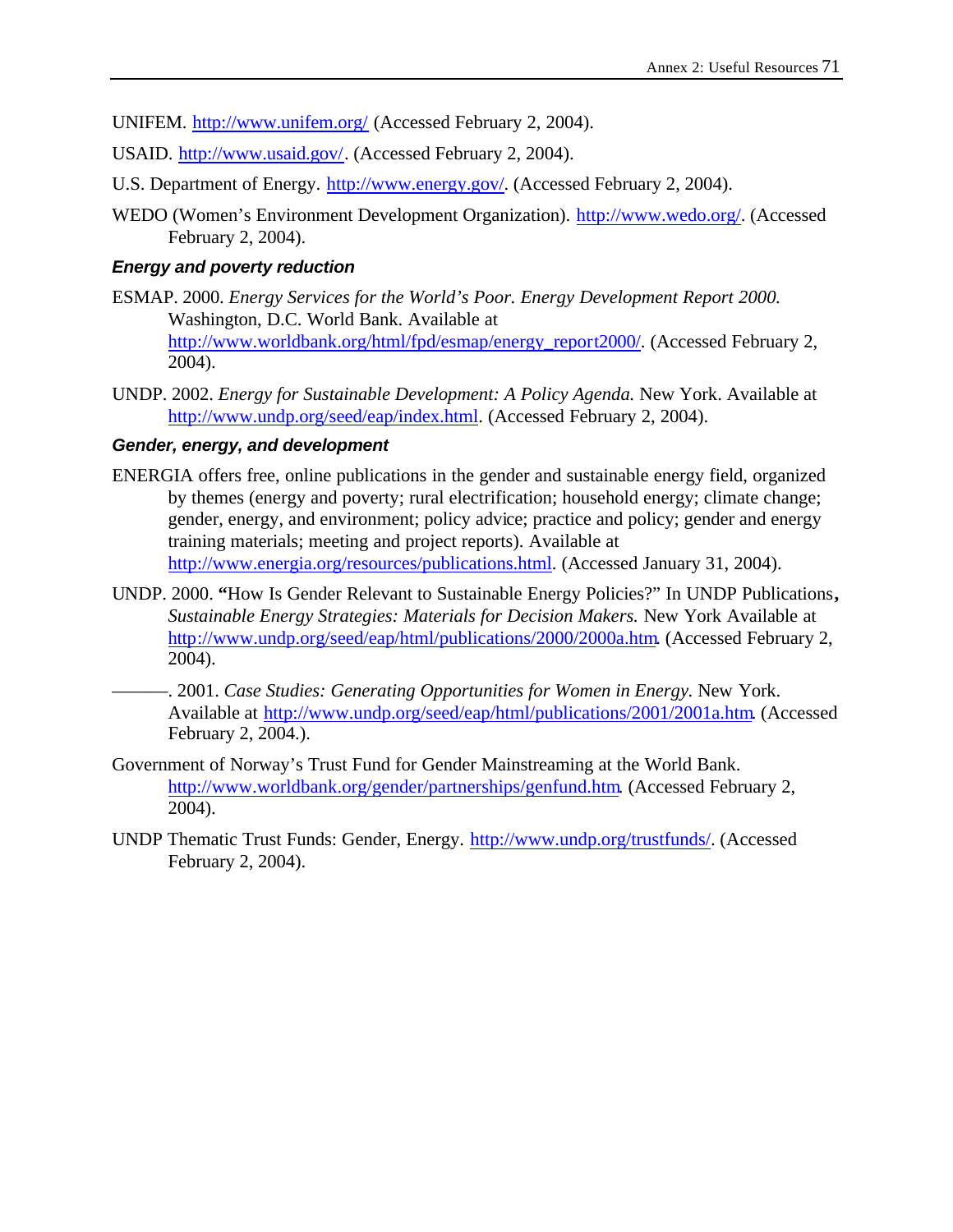UNIFEM. http://www.unifem.org/ (Accessed February 2, 2004).

USAID. http://www.usaid.gov/. (Accessed February 2, 2004).

U.S. Department of Energy. http://www.energy.gov/. (Accessed February 2, 2004).

WEDO (Women's Environment Development Organization). http://www.wedo.org/. (Accessed February 2, 2004).

### *Energy and poverty reduction*

ESMAP. 2000. *Energy Services for the World's Poor. Energy Development Report 2000.* Washington, D.C. World Bank. Available at http://www.worldbank.org/html/fpd/esmap/energy_report2000/. (Accessed February 2, 2004).

UNDP. 2002. *Energy for Sustainable Development: A Policy Agenda.* New York. Available at http://www.undp.org/seed/eap/index.html. (Accessed February 2, 2004).

### *Gender, energy, and development*

ENERGIA offers free, online publications in the gender and sustainable energy field, organized by themes (energy and poverty; rural electrification; household energy; climate change; gender, energy, and environment; policy advice; practice and policy; gender and energy training materials; meeting and project reports). Available at http://www.energia.org/resources/publications.html. (Accessed January 31, 2004).

UNDP. 2000. "How Is Gender Relevant to Sustainable Energy Policies?" In UNDP Publications, *Sustainable Energy Strategies: Materials for Decision Makers.* New York Available at http://www.undp.org/seed/eap/html/publications/2000/2000a.htm. (Accessed February 2, 2004).

———. 2001. *Case Studies: Generating Opportunities for Women in Energy.* New York. Available at http://www.undp.org/seed/eap/html/publications/2001/2001a.htm. (Accessed February 2, 2004.).

Government of Norway's Trust Fund for Gender Mainstreaming at the World Bank. http://www.worldbank.org/gender/partnerships/genfund.htm. (Accessed February 2, 2004).

UNDP Thematic Trust Funds: Gender, Energy. http://www.undp.org/trustfunds/. (Accessed February 2, 2004).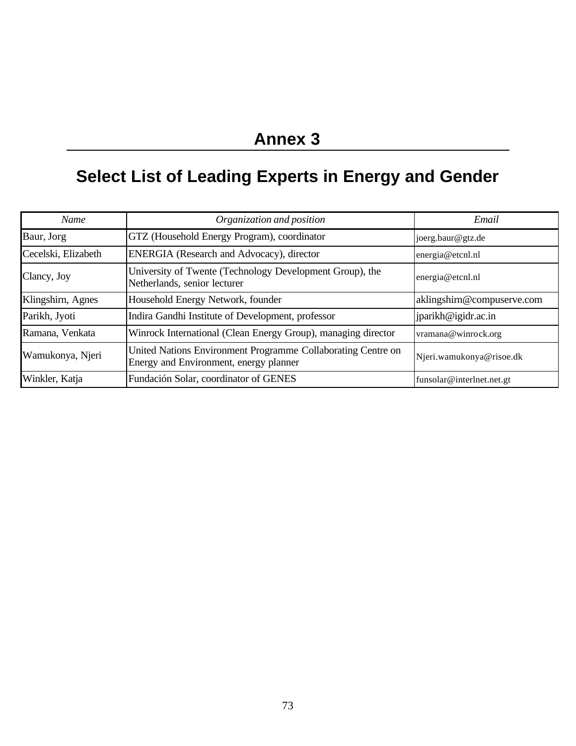# Annex 3

## Select List of Leading Experts in Energy and Gender

| *Name* | *Organization and position* | *Email* |
|---|---|---|
| Baur, Jorg | GTZ (Household Energy Program), coordinator | joerg.baur@gtz.de |
| Cecelski, Elizabeth | ENERGIA (Research and Advocacy), director | energia@etcnl.nl |
| Clancy, Joy | University of Twente (Technology Development Group), the Netherlands, senior lecturer | energia@etcnl.nl |
| Klingshirn, Agnes | Household Energy Network, founder | aklingshirn@compuserve.com |
| Parikh, Jyoti | Indira Gandhi Institute of Development, professor | jparikh@igidr.ac.in |
| Ramana, Venkata | Winrock International (Clean Energy Group), managing director | vramana@winrock.org |
| Wamukonya, Njeri | United Nations Environment Programme Collaborating Centre on Energy and Environment, energy planner | Njeri.wamukonya@risoe.dk |
| Winkler, Katja | Fundación Solar, coordinator of GENES | funsolar@interlnet.net.gt |